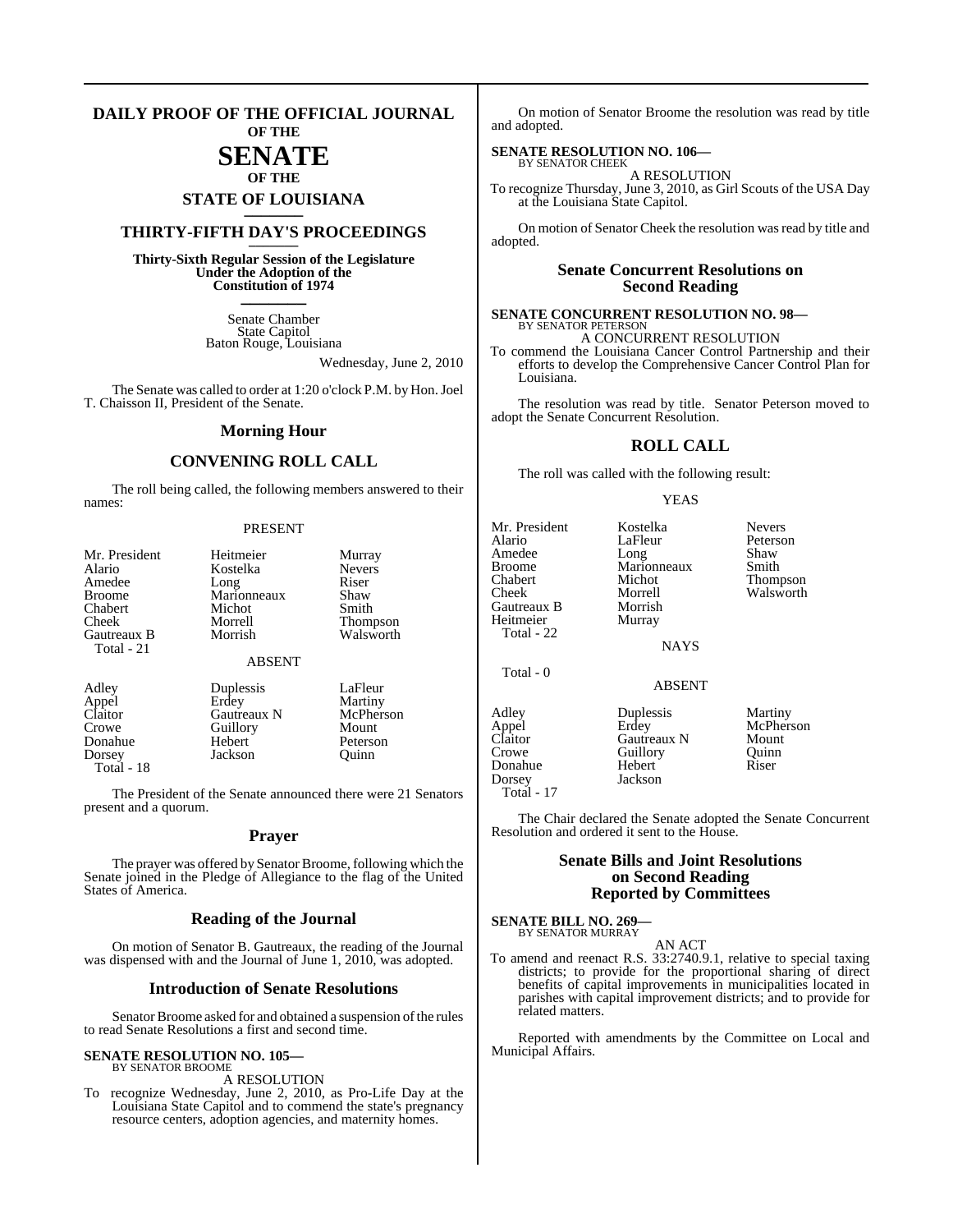# DAILY PROOF OF THE OFFICIAL JOURNAL OF THE SENATE OF THE STATE OF LOUISIANA

## THIRTY-FIFTH DAY'S PROCEEDINGS

**Thirty-Sixth Regular Session of the Legislature Under the Adoption of the Constitution of 1974**

Senate Chamber
State Capitol
Baton Rouge, Louisiana

Wednesday, June 2, 2010

The Senate was called to order at 1:20 o'clock P.M. by Hon. Joel T. Chaisson II, President of the Senate.

## Morning Hour

## CONVENING ROLL CALL

The roll being called, the following members answered to their names:

PRESENT

| | | |
|---|---|---|
| Mr. President | Heitmeier | Murray |
| Alario | Kostelka | Nevers |
| Amedee | Long | Riser |
| Broome | Marionneaux | Shaw |
| Chabert | Michot | Smith |
| Cheek | Morrell | Thompson |
| Gautreaux B | Morrish | Walsworth |
| Total - 21 | | |

ABSENT

| | | |
|---|---|---|
| Adley | Duplessis | LaFleur |
| Appel | Erdey | Martiny |
| Claitor | Gautreaux N | McPherson |
| Crowe | Guillory | Mount |
| Donahue | Hebert | Peterson |
| Dorsey | Jackson | Quinn |
| Total - 18 | | |

The President of the Senate announced there were 21 Senators present and a quorum.

## Prayer

The prayer was offered by Senator Broome, following which the Senate joined in the Pledge of Allegiance to the flag of the United States of America.

## Reading of the Journal

On motion of Senator B. Gautreaux, the reading of the Journal was dispensed with and the Journal of June 1, 2010, was adopted.

## Introduction of Senate Resolutions

Senator Broome asked for and obtained a suspension of the rules to read Senate Resolutions a first and second time.

**SENATE RESOLUTION NO. 105—**
BY SENATOR BROOME

A RESOLUTION

To recognize Wednesday, June 2, 2010, as Pro-Life Day at the Louisiana State Capitol and to commend the state's pregnancy resource centers, adoption agencies, and maternity homes.

On motion of Senator Broome the resolution was read by title and adopted.

**SENATE RESOLUTION NO. 106—**
BY SENATOR CHEEK

A RESOLUTION

To recognize Thursday, June 3, 2010, as Girl Scouts of the USA Day at the Louisiana State Capitol.

On motion of Senator Cheek the resolution was read by title and adopted.

## Senate Concurrent Resolutions on Second Reading

**SENATE CONCURRENT RESOLUTION NO. 98—**
BY SENATOR PETERSON

A CONCURRENT RESOLUTION

To commend the Louisiana Cancer Control Partnership and their efforts to develop the Comprehensive Cancer Control Plan for Louisiana.

The resolution was read by title. Senator Peterson moved to adopt the Senate Concurrent Resolution.

## ROLL CALL

The roll was called with the following result:

YEAS

| | | |
|---|---|---|
| Mr. President | Kostelka | Nevers |
| Alario | LaFleur | Peterson |
| Amedee | Long | Shaw |
| Broome | Marionneaux | Smith |
| Chabert | Michot | Thompson |
| Cheek | Morrell | Walsworth |
| Gautreaux B | Morrish | |
| Heitmeier | Murray | |
| Total - 22 | | |

NAYS

Total - 0

ABSENT

| | | |
|---|---|---|
| Adley | Duplessis | Martiny |
| Appel | Erdey | McPherson |
| Claitor | Gautreaux N | Mount |
| Crowe | Guillory | Quinn |
| Donahue | Hebert | Riser |
| Dorsey | Jackson | |
| Total - 17 | | |

The Chair declared the Senate adopted the Senate Concurrent Resolution and ordered it sent to the House.

## Senate Bills and Joint Resolutions on Second Reading Reported by Committees

**SENATE BILL NO. 269—**
BY SENATOR MURRAY

AN ACT

To amend and reenact R.S. 33:2740.9.1, relative to special taxing districts; to provide for the proportional sharing of direct benefits of capital improvements in municipalities located in parishes with capital improvement districts; and to provide for related matters.

Reported with amendments by the Committee on Local and Municipal Affairs.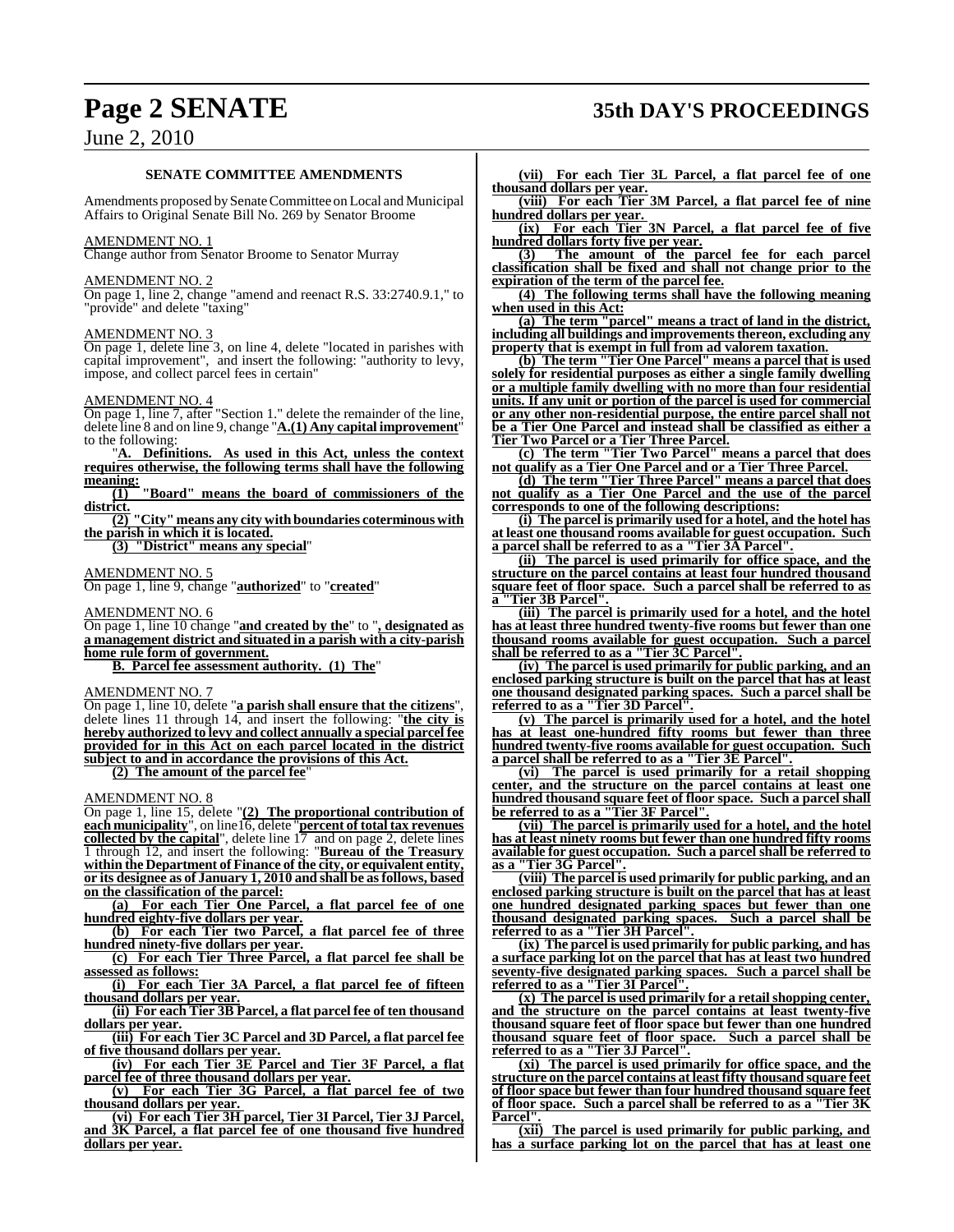**SENATE COMMITTEE AMENDMENTS**

Amendments proposed by Senate Committee on Local and Municipal Affairs to Original Senate Bill No. 269 by Senator Broome

AMENDMENT NO. 1

Change author from Senator Broome to Senator Murray

AMENDMENT NO. 2

On page 1, line 2, change "amend and reenact R.S. 33:2740.9.1," to "provide" and delete "taxing"

AMENDMENT NO. 3

On page 1, delete line 3, on line 4, delete "located in parishes with capital improvement", and insert the following: "authority to levy, impose, and collect parcel fees in certain"

AMENDMENT NO. 4

On page 1, line 7, after "Section 1." delete the remainder of the line, delete line 8 and on line 9, change "**A.(1) Any capital improvement**" to the following:

"**A. Definitions. As used in this Act, unless the context requires otherwise, the following terms shall have the following meaning:**

**(1) "Board" means the board of commissioners of the district.**

**(2) "City" means any city with boundaries coterminous with the parish in which it is located.**

**(3) "District" means any special**"

AMENDMENT NO. 5

On page 1, line 9, change "**authorized**" to "**created**"

AMENDMENT NO. 6

On page 1, line 10 change "**and created by the**" to "**, designated as a management district and situated in a parish with a city-parish home rule form of government.**

**B. Parcel fee assessment authority. (1) The**"

AMENDMENT NO. 7

On page 1, line 10, delete "**a parish shall ensure that the citizens**", delete lines 11 through 14, and insert the following: "**the city is hereby authorized to levy and collect annually a special parcel fee provided for in this Act on each parcel located in the district subject to and in accordance the provisions of this Act.**

**(2) The amount of the parcel fee**"

AMENDMENT NO. 8

On page 1, line 15, delete "**(2) The proportional contribution of each municipality**", on line16, delete "**percent of total tax revenues collected by the capital**", delete line 17 and on page 2, delete lines 1 through 12, and insert the following: "**Bureau of the Treasury within the Department of Finance of the city, or equivalent entity, or its designee as of January 1, 2010 and shall be as follows, based on the classification of the parcel:**

**(a) For each Tier One Parcel, a flat parcel fee of one hundred eighty-five dollars per year.**

**(b) For each Tier two Parcel, a flat parcel fee of three hundred ninety-five dollars per year.**

**(c) For each Tier Three Parcel, a flat parcel fee shall be assessed as follows:**

**(i) For each Tier 3A Parcel, a flat parcel fee of fifteen thousand dollars per year.**

**(ii) For each Tier 3B Parcel, a flat parcel fee of ten thousand dollars per year.**

**(iii) For each Tier 3C Parcel and 3D Parcel, a flat parcel fee of five thousand dollars per year.**

**(iv) For each Tier 3E Parcel and Tier 3F Parcel, a flat parcel fee of three thousand dollars per year.**

**(v) For each Tier 3G Parcel, a flat parcel fee of two thousand dollars per year.**

**(vi) For each Tier 3H parcel, Tier 3I Parcel, Tier 3J Parcel, and 3K Parcel, a flat parcel fee of one thousand five hundred dollars per year.**

**(vii) For each Tier 3L Parcel, a flat parcel fee of one thousand dollars per year.**

**(viii) For each Tier 3M Parcel, a flat parcel fee of nine hundred dollars per year.**

**(ix) For each Tier 3N Parcel, a flat parcel fee of five hundred dollars forty five per year.**

**(3) The amount of the parcel fee for each parcel classification shall be fixed and shall not change prior to the expiration of the term of the parcel fee.**

**(4) The following terms shall have the following meaning when used in this Act:**

**(a) The term "parcel" means a tract of land in the district, including all buildings and improvements thereon, excluding any property that is exempt in full from ad valorem taxation.**

**(b) The term "Tier One Parcel" means a parcel that is used solely for residential purposes as either a single family dwelling or a multiple family dwelling with no more than four residential units. If any unit or portion of the parcel is used for commercial or any other non-residential purpose, the entire parcel shall not be a Tier One Parcel and instead shall be classified as either a Tier Two Parcel or a Tier Three Parcel.**

**(c) The term "Tier Two Parcel" means a parcel that does not qualify as a Tier One Parcel and or a Tier Three Parcel.**

**(d) The term "Tier Three Parcel" means a parcel that does not qualify as a Tier One Parcel and the use of the parcel corresponds to one of the followings descriptions:**

**(i) The parcel is primarily used for a hotel, and the hotel has at least one thousand rooms available for guest occupation. Such a parcel shall be referred to as a "Tier 3A Parcel".**

**(ii) The parcel is used primarily for office space, and the structure on the parcel contains at least four hundred thousand square feet of floor space. Such a parcel shall be referred to as a "Tier 3B Parcel".**

**(iii) The parcel is primarily used for a hotel, and the hotel has at least three hundred twenty-five rooms but fewer than one thousand rooms available for guest occupation. Such a parcel shall be referred to as a "Tier 3C Parcel".**

**(iv) The parcel is used primarily for public parking, and an enclosed parking structure is built on the parcel that has at least one thousand designated parking spaces. Such a parcel shall be referred to as a "Tier 3D Parcel".**

**(v) The parcel is primarily used for a hotel, and the hotel has at least one-hundred fifty rooms but fewer than three hundred twenty-five rooms available for guest occupation. Such a parcel shall be referred to as a "Tier 3E Parcel".**

**(vi) The parcel is used primarily for a retail shopping center, and the structure on the parcel contains at least one hundred thousand square feet of floor space. Such a parcel shall be referred to as a "Tier 3F Parcel".**

**(vii) The parcel is primarily used for a hotel, and the hotel has at least ninety rooms but fewer than one hundred fifty rooms available for guest occupation. Such a parcel shall be referred to as a "Tier 3G Parcel".**

**(viii) The parcel is used primarily for public parking, and an enclosed parking structure is built on the parcel that has at least one hundred designated parking spaces but fewer than one thousand designated parking spaces. Such a parcel shall be referred to as a "Tier 3H Parcel".**

**(ix) The parcel is used primarily for public parking, and has a surface parking lot on the parcel that has at least two hundred seventy-five designated parking spaces. Such a parcel shall be referred to as a "Tier 3I Parcel".**

**(x) The parcel is used primarily for a retail shopping center, and the structure on the parcel contains at least twenty-five thousand square feet of floor space but fewer than one hundred thousand square feet of floor space. Such a parcel shall be referred to as a "Tier 3J Parcel".**

**(xi) The parcel is used primarily for office space, and the structure on the parcel contains at least fifty thousand square feet of floor space but fewer than four hundred thousand square feet of floor space. Such a parcel shall be referred to as a "Tier 3K Parcel".**

**(xii) The parcel is used primarily for public parking, and has a surface parking lot on the parcel that has at least one**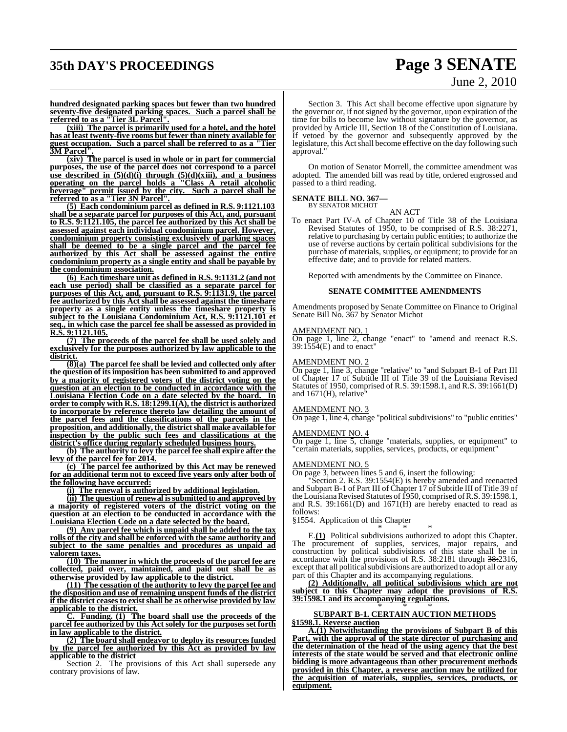**hundred designated parking spaces but fewer than two hundred seventy-five designated parking spaces. Such a parcel shall be referred to as a "Tier 3L Parcel".**

**(xiii) The parcel is primarily used for a hotel, and the hotel has at least twenty-five rooms but fewer than ninety available for guest occupation. Such a parcel shall be referred to as a "Tier 3M Parcel".**

**(xiv) The parcel is used in whole or in part for commercial purposes, the use of the parcel does not correspond to a parcel use described in (5)(d)(i) through (5)(d)(xiii), and a business operating on the parcel holds a "Class A retail alcoholic beverage" permit issued by the city. Such a parcel shall be referred to as a "Tier 3N Parcel".**

**(5) Each condominium parcel as defined in R.S. 9:1121.103 shall be a separate parcel for purposes of this Act, and, pursuant to R.S. 9:1121.105, the parcel fee authorized by this Act shall be assessed against each individual condominium parcel. However, condominium property consisting exclusively of parking spaces shall be deemed to be a single parcel and the parcel fee authorized by this Act shall be assessed against the entire condominium property as a single entity and shall be payable by the condominium association.**

**(6) Each timeshare unit as defined in R.S. 9:1131.2 (and not each use period) shall be classified as a separate parcel for purposes of this Act, and, pursuant to R.S. 9:1131.9, the parcel fee authorized by this Act shall be assessed against the timeshare property as a single entity unless the timeshare property is subject to the Louisiana Condominium Act, R.S. 9:1121.101 et seq., in which case the parcel fee shall be assessed as provided in R.S. 9:1121.105.**

**(7) The proceeds of the parcel fee shall be used solely and exclusively for the purposes authorized by law applicable to the district.**

**(8)(a) The parcel fee shall be levied and collected only after the question of its imposition has been submitted to and approved by a majority of registered voters of the district voting on the question at an election to be conducted in accordance with the Louisiana Election Code on a date selected by the board. In order to comply with R.S. 18:1299.1(A), the district is authorized to incorporate by reference thereto law detailing the amount of the parcel fees and the classifications of the parcels in the proposition, and additionally, the district shall make available for inspection by the public such fees and classifications at the district's office during regularly scheduled business hours.**

**(b) The authority to levy the parcel fee shall expire after the levy of the parcel fee for 2014.**

**(c) The parcel fee authorized by this Act may be renewed for an additional term not to exceed five years only after both of the following have occurred:**

**(i) The renewal is authorized by additional legislation.**

**(ii) The question of renewal is submitted to and approved by a majority of registered voters of the district voting on the question at an election to be conducted in accordance with the Louisiana Election Code on a date selected by the board.**

**(9) Any parcel fee which is unpaid shall be added to the tax rolls of the city and shall be enforced with the same authority and subject to the same penalties and procedures as unpaid ad valorem taxes.**

**(10) The manner in which the proceeds of the parcel fee are collected, paid over, maintained, and paid out shall be as otherwise provided by law applicable to the district.**

**(11) The cessation of the authority to levy the parcel fee and the disposition and use of remaining unspent funds of the district if the district ceases to exist shall be as otherwise provided by law applicable to the district.**

**C. Funding. (1) The board shall use the proceeds of the parcel fee authorized by this Act solely for the purposes set forth in law applicable to the district.**

**(2) The board shall endeavor to deploy its resources funded by the parcel fee authorized by this Act as provided by law applicable to the district**

Section 2. The provisions of this Act shall supersede any contrary provisions of law.

Section 3. This Act shall become effective upon signature by the governor or, if not signed by the governor, upon expiration of the time for bills to become law without signature by the governor, as provided by Article III, Section 18 of the Constitution of Louisiana. If vetoed by the governor and subsequently approved by the legislature, this Act shall become effective on the day following such approval."

On motion of Senator Morrell, the committee amendment was adopted. The amended bill was read by title, ordered engrossed and passed to a third reading.

**SENATE BILL NO. 367—**
BY SENATOR MICHOT

AN ACT

To enact Part IV-A of Chapter 10 of Title 38 of the Louisiana Revised Statutes of 1950, to be comprised of R.S. 38:2271, relative to purchasing by certain public entities; to authorize the use of reverse auctions by certain political subdivisions for the purchase of materials, supplies, or equipment; to provide for an effective date; and to provide for related matters.

Reported with amendments by the Committee on Finance.

**SENATE COMMITTEE AMENDMENTS**

Amendments proposed by Senate Committee on Finance to Original Senate Bill No. 367 by Senator Michot

AMENDMENT NO. 1

On page 1, line 2, change "enact" to "amend and reenact R.S. 39:1554(E) and to enact"

AMENDMENT NO. 2

On page 1, line 3, change "relative" to "and Subpart B-1 of Part III of Chapter 17 of Subtitle III of Title 39 of the Louisiana Revised Statutes of 1950, comprised of R.S. 39:1598.1, and R.S. 39:1661(D) and 1671(H), relative"

AMENDMENT NO. 3

On page 1, line 4, change "political subdivisions" to "public entities"

AMENDMENT NO. 4

On page 1, line 5, change "materials, supplies, or equipment" to "certain materials, supplies, services, products, or equipment"

AMENDMENT NO. 5

On page 3, between lines 5 and 6, insert the following:

"Section 2. R.S. 39:1554(E) is hereby amended and reenacted and Subpart B-1 of Part III of Chapter 17 of Subtitle III of Title 39 of the Louisiana Revised Statutes of 1950, comprised of R.S. 39:1598.1, and R.S. 39:1661(D) and 1671(H) are hereby enacted to read as follows:

§1554. Application of this Chapter

\* \* \*

E.**(1)** Political subdivisions authorized to adopt this Chapter. The procurement of supplies, services, major repairs, and construction by political subdivisions of this state shall be in accordance with the provisions of R.S. 38:2181 through ~~38:~~2316, except that all political subdivisions are authorized to adopt all or any part of this Chapter and its accompanying regulations.

**(2) Additionally, all political subdivisions which are not subject to this Chapter may adopt the provisions of R.S. 39:1598.1 and its accompanying regulations.**

\* \* \*

**SUBPART B-1. CERTAIN AUCTION METHODS**

**§1598.1. Reverse auction**

**A.(1) Notwithstanding the provisions of Subpart B of this Part, with the approval of the state director of purchasing and the determination of the head of the using agency that the best interests of the state would be served and that electronic online bidding is more advantageous than other procurement methods provided in this Chapter, a reverse auction may be utilized for the acquisition of materials, supplies, services, products, or equipment.**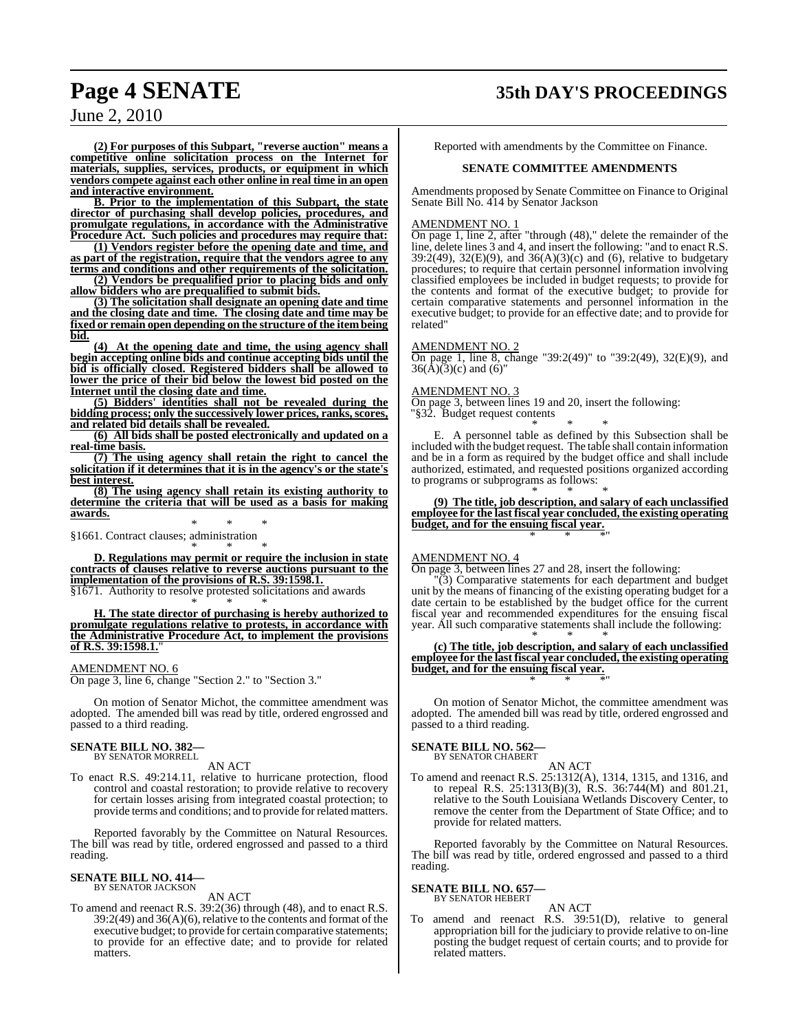**(2) For purposes of this Subpart, "reverse auction" means a competitive online solicitation process on the Internet for materials, supplies, services, products, or equipment in which vendors compete against each other online in real time in an open and interactive environment.**

**B. Prior to the implementation of this Subpart, the state director of purchasing shall develop policies, procedures, and promulgate regulations, in accordance with the Administrative Procedure Act. Such policies and procedures may require that:**

**(1) Vendors register before the opening date and time, and as part of the registration, require that the vendors agree to any terms and conditions and other requirements of the solicitation.**

**(2) Vendors be prequalified prior to placing bids and only allow bidders who are prequalified to submit bids.**

**(3) The solicitation shall designate an opening date and time and the closing date and time. The closing date and time may be fixed or remain open depending on the structure of the item being bid.**

**(4) At the opening date and time, the using agency shall begin accepting online bids and continue accepting bids until the bid is officially closed. Registered bidders shall be allowed to lower the price of their bid below the lowest bid posted on the Internet until the closing date and time.**

**(5) Bidders' identities shall not be revealed during the bidding process; only the successively lower prices, ranks, scores, and related bid details shall be revealed.**

**(6) All bids shall be posted electronically and updated on a real-time basis.**

**(7) The using agency shall retain the right to cancel the solicitation if it determines that it is in the agency's or the state's best interest.**

**(8) The using agency shall retain its existing authority to determine the criteria that will be used as a basis for making awards.**

\* \* \*

§1661. Contract clauses; administration

\* \* \*

**D. Regulations may permit or require the inclusion in state contracts of clauses relative to reverse auctions pursuant to the implementation of the provisions of R.S. 39:1598.1.**

§1671. Authority to resolve protested solicitations and awards

\* \* \*

**H. The state director of purchasing is hereby authorized to promulgate regulations relative to protests, in accordance with the Administrative Procedure Act, to implement the provisions of R.S. 39:1598.1.**"

AMENDMENT NO. 6

On page 3, line 6, change "Section 2." to "Section 3."

On motion of Senator Michot, the committee amendment was adopted. The amended bill was read by title, ordered engrossed and passed to a third reading.

**SENATE BILL NO. 382—**
BY SENATOR MORRELL

AN ACT

To enact R.S. 49:214.11, relative to hurricane protection, flood control and coastal restoration; to provide relative to recovery for certain losses arising from integrated coastal protection; to provide terms and conditions; and to provide for related matters.

Reported favorably by the Committee on Natural Resources. The bill was read by title, ordered engrossed and passed to a third reading.

**SENATE BILL NO. 414—**
BY SENATOR JACKSON

AN ACT

To amend and reenact R.S. 39:2(36) through (48), and to enact R.S. 39:2(49) and 36(A)(6), relative to the contents and format of the executive budget; to provide for certain comparative statements; to provide for an effective date; and to provide for related matters.

Reported with amendments by the Committee on Finance.

**SENATE COMMITTEE AMENDMENTS**

Amendments proposed by Senate Committee on Finance to Original Senate Bill No. 414 by Senator Jackson

AMENDMENT NO. 1

On page 1, line 2, after "through (48)," delete the remainder of the line, delete lines 3 and 4, and insert the following: "and to enact R.S. 39:2(49), 32(E)(9), and 36(A)(3)(c) and (6), relative to budgetary procedures; to require that certain personnel information involving classified employees be included in budget requests; to provide for the contents and format of the executive budget; to provide for certain comparative statements and personnel information in the executive budget; to provide for an effective date; and to provide for related"

AMENDMENT NO. 2

On page 1, line 8, change "39:2(49)" to "39:2(49), 32(E)(9), and 36(A)(3)(c) and (6)"

AMENDMENT NO. 3

On page 3, between lines 19 and 20, insert the following:

"§32. Budget request contents

\* \* \*

E. A personnel table as defined by this Subsection shall be included with the budget request. The table shall contain information and be in a form as required by the budget office and shall include authorized, estimated, and requested positions organized according to programs or subprograms as follows:

\* \* \*

**(9) The title, job description, and salary of each unclassified employee for the last fiscal year concluded, the existing operating budget, and for the ensuing fiscal year.**

\* \* \*"

AMENDMENT NO. 4

On page 3, between lines 27 and 28, insert the following:

"(3) Comparative statements for each department and budget unit by the means of financing of the existing operating budget for a date certain to be established by the budget office for the current fiscal year and recommended expenditures for the ensuing fiscal year. All such comparative statements shall include the following:

\* \* \*

**(c) The title, job description, and salary of each unclassified employee for the last fiscal year concluded, the existing operating budget, and for the ensuing fiscal year.**

\* \* \*"

On motion of Senator Michot, the committee amendment was adopted. The amended bill was read by title, ordered engrossed and passed to a third reading.

**SENATE BILL NO. 562—**
BY SENATOR CHABERT

AN ACT

To amend and reenact R.S. 25:1312(A), 1314, 1315, and 1316, and to repeal R.S. 25:1313(B)(3), R.S. 36:744(M) and 801.21, relative to the South Louisiana Wetlands Discovery Center, to remove the center from the Department of State Office; and to provide for related matters.

Reported favorably by the Committee on Natural Resources. The bill was read by title, ordered engrossed and passed to a third reading.

**SENATE BILL NO. 657—**
BY SENATOR HEBERT

AN ACT

To amend and reenact R.S. 39:51(D), relative to general appropriation bill for the judiciary to provide relative to on-line posting the budget request of certain courts; and to provide for related matters.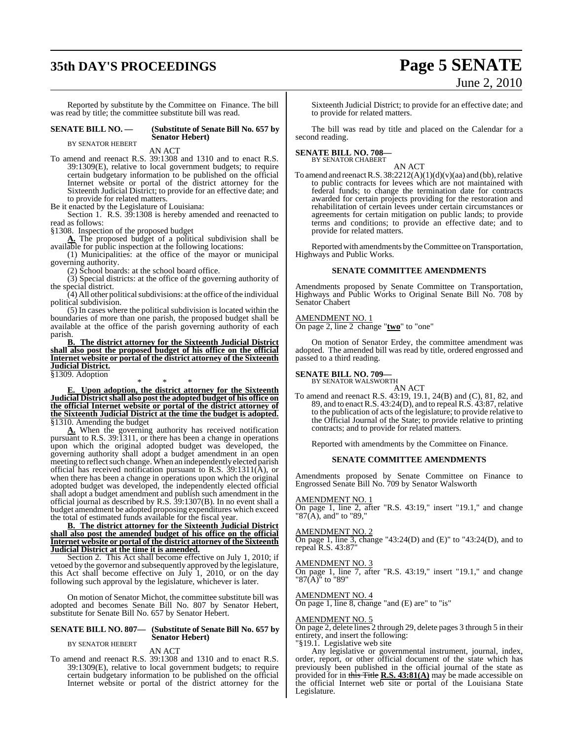Reported by substitute by the Committee on Finance. The bill was read by title; the committee substitute bill was read.

**SENATE BILL NO. — (Substitute of Senate Bill No. 657 by Senator Hebert)**

BY SENATOR HEBERT

AN ACT

To amend and reenact R.S. 39:1308 and 1310 and to enact R.S. 39:1309(E), relative to local government budgets; to require certain budgetary information to be published on the official Internet website or portal of the district attorney for the Sixteenth Judicial District; to provide for an effective date; and to provide for related matters.

Be it enacted by the Legislature of Louisiana:

Section 1. R.S. 39:1308 is hereby amended and reenacted to read as follows:

§1308. Inspection of the proposed budget

**A.** The proposed budget of a political subdivision shall be available for public inspection at the following locations:

(1) Municipalities: at the office of the mayor or municipal governing authority.

(2) School boards: at the school board office.

(3) Special districts: at the office of the governing authority of the special district.

(4) All other political subdivisions: at the office of the individual political subdivision.

(5) In cases where the political subdivision is located within the boundaries of more than one parish, the proposed budget shall be available at the office of the parish governing authority of each parish.

**B. The district attorney for the Sixteenth Judicial District shall also post the proposed budget of his office on the official Internet website or portal of the district attorney of the Sixteenth Judicial District.**

§1309. Adoption

\* \* \*

**E. Upon adoption, the district attorney for the Sixteenth Judicial District shall also post the adopted budget of his office on the official Internet website or portal of the district attorney of the Sixteenth Judicial District at the time the budget is adopted.**

§1310. Amending the budget

**A.** When the governing authority has received notification pursuant to R.S. 39:1311, or there has been a change in operations upon which the original adopted budget was developed, the governing authority shall adopt a budget amendment in an open meeting to reflect such change. When an independently elected parish official has received notification pursuant to R.S. 39:1311(A), or when there has been a change in operations upon which the original adopted budget was developed, the independently elected official shall adopt a budget amendment and publish such amendment in the official journal as described by R.S. 39:1307(B). In no event shall a budget amendment be adopted proposing expenditures which exceed the total of estimated funds available for the fiscal year.

**B. The district attorney for the Sixteenth Judicial District shall also post the amended budget of his office on the official Internet website or portal of the district attorney of the Sixteenth Judicial District at the time it is amended.**

Section 2. This Act shall become effective on July 1, 2010; if vetoed by the governor and subsequently approved by the legislature, this Act shall become effective on July 1, 2010, or on the day following such approval by the legislature, whichever is later.

On motion of Senator Michot, the committee substitute bill was adopted and becomes Senate Bill No. 807 by Senator Hebert, substitute for Senate Bill No. 657 by Senator Hebert.

**SENATE BILL NO. 807— (Substitute of Senate Bill No. 657 by Senator Hebert)**

BY SENATOR HEBERT

AN ACT

To amend and reenact R.S. 39:1308 and 1310 and to enact R.S. 39:1309(E), relative to local government budgets; to require certain budgetary information to be published on the official Internet website or portal of the district attorney for the Sixteenth Judicial District; to provide for an effective date; and to provide for related matters.

The bill was read by title and placed on the Calendar for a second reading.

**SENATE BILL NO. 708—**

BY SENATOR CHABERT

AN ACT

To amend and reenact R.S. 38:2212(A)(1)(d)(v)(aa) and (bb), relative to public contracts for levees which are not maintained with federal funds; to change the termination date for contracts awarded for certain projects providing for the restoration and rehabilitation of certain levees under certain circumstances or agreements for certain mitigation on public lands; to provide terms and conditions; to provide an effective date; and to provide for related matters.

Reported with amendments by the Committee on Transportation, Highways and Public Works.

## SENATE COMMITTEE AMENDMENTS

Amendments proposed by Senate Committee on Transportation, Highways and Public Works to Original Senate Bill No. 708 by Senator Chabert

AMENDMENT NO. 1

On page 2, line 2 change "**two**" to "one"

On motion of Senator Erdey, the committee amendment was adopted. The amended bill was read by title, ordered engrossed and passed to a third reading.

**SENATE BILL NO. 709—**

BY SENATOR WALSWORTH

AN ACT

To amend and reenact R.S. 43:19, 19.1, 24(B) and (C), 81, 82, and 89, and to enact R.S. 43:24(D), and to repeal R.S. 43:87, relative to the publication of acts of the legislature; to provide relative to the Official Journal of the State; to provide relative to printing contracts; and to provide for related matters.

Reported with amendments by the Committee on Finance.

## SENATE COMMITTEE AMENDMENTS

Amendments proposed by Senate Committee on Finance to Engrossed Senate Bill No. 709 by Senator Walsworth

AMENDMENT NO. 1

On page 1, line 2, after "R.S. 43:19," insert "19.1," and change "87(A), and" to "89,"

AMENDMENT NO. 2

On page 1, line 3, change "43:24(D) and (E)" to "43:24(D), and to repeal R.S. 43:87"

AMENDMENT NO. 3

On page 1, line 7, after "R.S. 43:19," insert "19.1," and change "87(A)" to "89"

AMENDMENT NO. 4

On page 1, line 8, change "and (E) are" to "is"

AMENDMENT NO. 5

On page 2, delete lines 2 through 29, delete pages 3 through 5 in their entirety, and insert the following:

"§19.1. Legislative web site

Any legislative or governmental instrument, journal, index, order, report, or other official document of the state which has previously been published in the official journal of the state as provided for in ~~this Title~~ **R.S. 43:81(A)** may be made accessible on the official Internet web site or portal of the Louisiana State Legislature.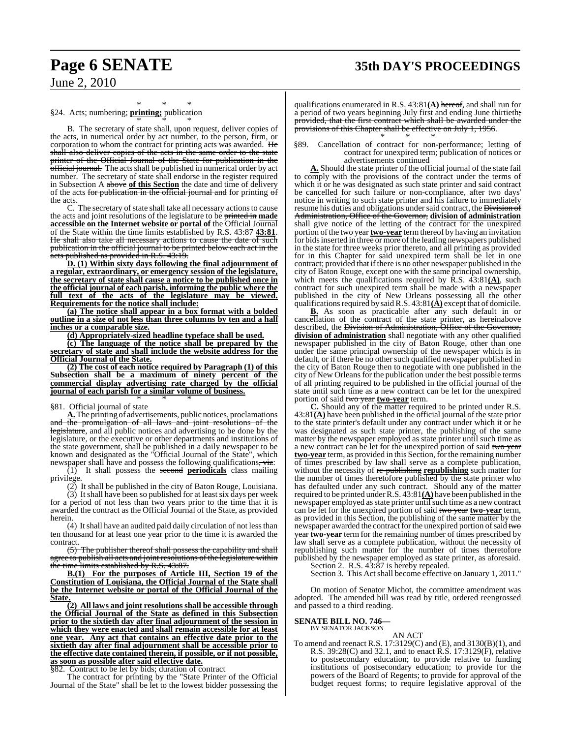\* \* \*

§24. Acts; numbering; **printing;** publication

\* \* \*

B. The secretary of state shall, upon request, deliver copies of the acts, in numerical order by act number, to the person, firm, or corporation to whom the contract for printing acts was awarded. ~~He shall also deliver copies of the acts in the same order to the state printer of the Official Journal of the State for publication in the official journal.~~ The acts shall be published in numerical order by act number. The secretary of state shall endorse in the register required in Subsection A ~~above~~ **of this Section** the date and time of delivery of the acts ~~for publication in the official journal and~~ for printing ~~of the acts~~.

C. The secretary of state shall take all necessary actions to cause the acts and joint resolutions of the legislature to be ~~printed in~~ **made accessible on the Internet website or portal of** the Official Journal of the State within the time limits established by R.S. ~~43:87~~ **43:81**. ~~He shall also take all necessary actions to cause the date of such publication in the official journal to be printed below each act in the acts published as provided in R.S. 43:19.~~

**D. (1) Within sixty days following the final adjournment of a regular, extraordinary, or emergency session of the legislature, the secretary of state shall cause a notice to be published once in the official journal of each parish, informing the public where the full text of the acts of the legislature may be viewed. Requirements for the notice shall include:**

**(a) The notice shall appear in a box format with a bolded outline in a size of not less than three columns by ten and a half inches or a comparable size.**

**(b) Appropriately-sized headline typeface shall be used.**

**(c) The language of the notice shall be prepared by the secretary of state and shall include the website address for the Official Journal of the State.**

**(2) The cost of each notice required by Paragraph (1) of this Subsection shall be a maximum of ninety percent of the commercial display advertising rate charged by the official journal of each parish for a similar volume of business.**

\* \* \*

§81. Official journal of state

**A.** The printing of advertisements, public notices, proclamations ~~and the promulgation of all laws and joint resolutions of the legislature~~, and all public notices and advertising to be done by the legislature, or the executive or other departments and institutions of the state government, shall be published in a daily newspaper to be known and designated as the "Official Journal of the State", which newspaper shall have and possess the following qualifications~~, viz~~:

(1) It shall possess the ~~second~~ **periodicals** class mailing privilege.

(2) It shall be published in the city of Baton Rouge, Louisiana.

(3) It shall have been so published for at least six days per week for a period of not less than two years prior to the time that it is awarded the contract as the Official Journal of the State, as provided herein.

(4) It shall have an audited paid daily circulation of not less than ten thousand for at least one year prior to the time it is awarded the contract.

~~(5) The publisher thereof shall possess the capability and shall agree to publish all acts and joint resolutions of the legislature within the time limits established by R.S. 43:87.~~

**B.(1) For the purposes of Article III, Section 19 of the Constitution of Louisiana, the Official Journal of the State shall be the Internet website or portal of the Official Journal of the State.**

**(2) All laws and joint resolutions shall be accessible through the Official Journal of the State as defined in this Subsection prior to the sixtieth day after final adjournment of the session in which they were enacted and shall remain accessible for at least one year. Any act that contains an effective date prior to the sixtieth day after final adjournment shall be accessible prior to the effective date contained therein, if possible, or if not possible, as soon as possible after said effective date.**

§82. Contract to be let by bids; duration of contract

The contract for printing by the "State Printer of the Official Journal of the State" shall be let to the lowest bidder possessing the qualifications enumerated in R.S. 43:81**(A)** ~~hereof~~, and shall run for a period of two years beginning July first and ending June thirtieth~~; provided, that the first contract which shall be awarded under the provisions of this Chapter shall be effective on July 1, 1956~~.

\* \* \*

§89. Cancellation of contract for non-performance; letting of contract for unexpired term; publication of notices or advertisements continued

**A.** Should the state printer of the official journal of the state fail to comply with the provisions of the contract under the terms of which it or he was designated as such state printer and said contract be cancelled for such failure or non-compliance, after two days' notice in writing to such state printer and his failure to immediately resume his duties and obligations under said contract, the ~~Division of Administration, Office of the Governor,~~ **division of administration** shall give notice of the letting of the contract for the unexpired portion of the ~~two year~~ **two-year** term thereof by having an invitation for bids inserted in three or more of the leading newspapers published in the state for three weeks prior thereto, and all printing as provided for in this Chapter for said unexpired term shall be let in one contract; provided that if there is no other newspaper published in the city of Baton Rouge, except one with the same principal ownership, which meets the qualifications required by R.S. 43:81**(A)**, such contract for such unexpired term shall be made with a newspaper published in the city of New Orleans possessing all the other qualifications required by said R.S. 43:81**(A)** except that of domicile.

**B.** As soon as practicable after any such default in or cancellation of the contract of the state printer, as hereinabove described, the ~~Division of Administration, Office of the Governor,~~ **division of administration** shall negotiate with any other qualified newspaper published in the city of Baton Rouge, other than one under the same principal ownership of the newspaper which is in default, or if there be no other such qualified newspaper published in the city of Baton Rouge then to negotiate with one published in the city of New Orleans for the publication under the best possible terms of all printing required to be published in the official journal of the state until such time as a new contract can be let for the unexpired portion of said ~~two year~~ **two-year** term.

**C.** Should any of the matter required to be printed under R.S. 43:81**(A)** have been published in the official journal of the state prior to the state printer's default under any contract under which it or he was designated as such state printer, the publishing of the same matter by the newspaper employed as state printer until such time as a new contract can be let for the unexpired portion of said ~~two year~~ **two-year** term, as provided in this Section, for the remaining number of times prescribed by law shall serve as a complete publication, without the necessity of ~~re-publishing~~ **republishing** such matter for the number of times theretofore published by the state printer who has defaulted under any such contract. Should any of the matter required to be printed under R.S. 43:81**(A)** have been published in the newspaper employed as state printer until such time as a new contract can be let for the unexpired portion of said ~~two year~~ **two-year** term, as provided in this Section, the publishing of the same matter by the newspaper awarded the contract for the unexpired portion of said ~~two year~~ **two-year** term for the remaining number of times prescribed by law shall serve as a complete publication, without the necessity of republishing such matter for the number of times theretofore published by the newspaper employed as state printer, as aforesaid.

Section 2. R.S. 43:87 is hereby repealed.

Section 3. This Act shall become effective on January 1, 2011."

On motion of Senator Michot, the committee amendment was adopted. The amended bill was read by title, ordered reengrossed and passed to a third reading.

**SENATE BILL NO. 746—**
BY SENATOR JACKSON

AN ACT

To amend and reenact R.S. 17:3129(C) and (E), and 3130(B)(1), and R.S. 39:28(C) and 32.1, and to enact R.S. 17:3129(F), relative to postsecondary education; to provide relative to funding institutions of postsecondary education; to provide for the powers of the Board of Regents; to provide for approval of the budget request forms; to require legislative approval of the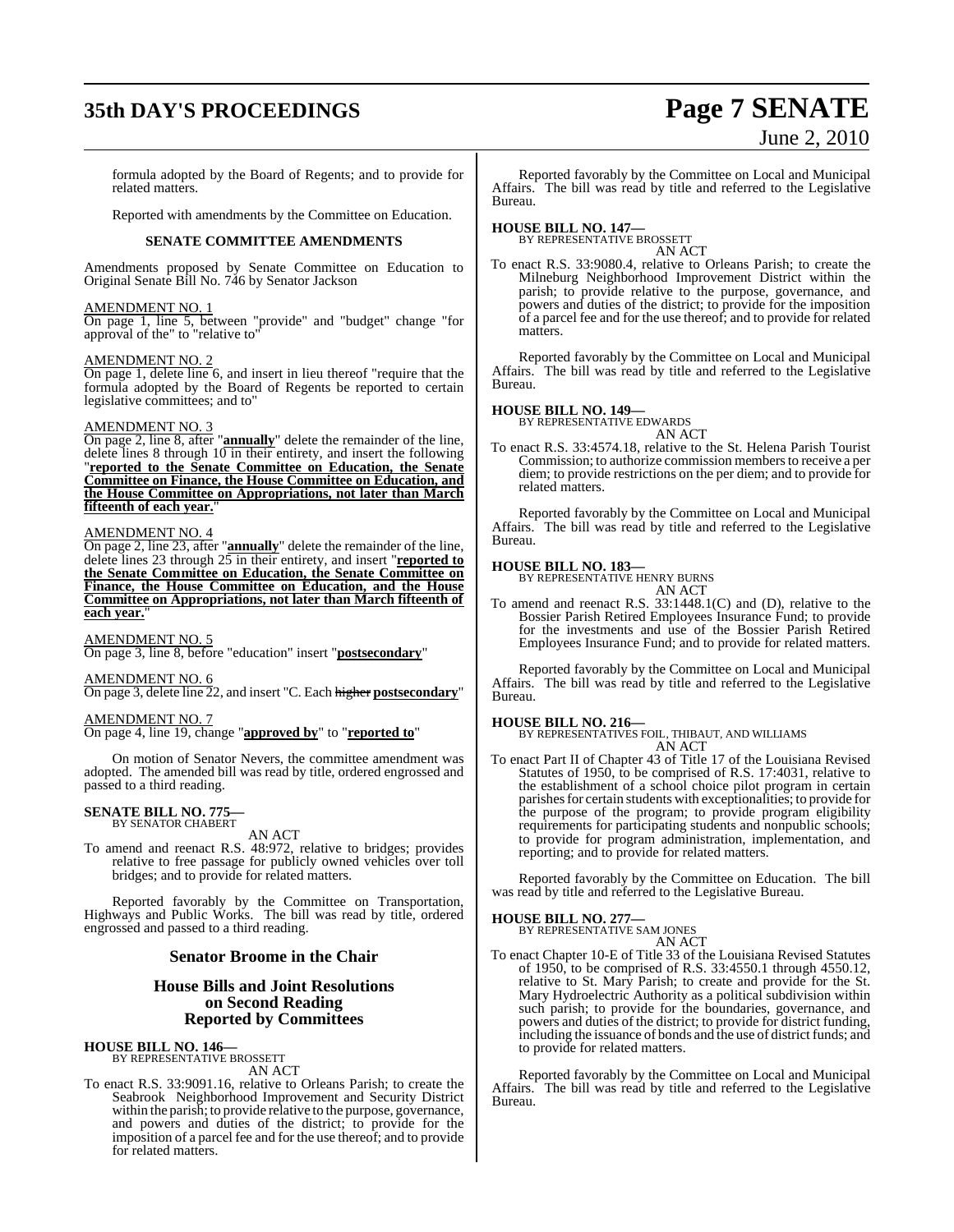formula adopted by the Board of Regents; and to provide for related matters.

Reported with amendments by the Committee on Education.

**SENATE COMMITTEE AMENDMENTS**

Amendments proposed by Senate Committee on Education to Original Senate Bill No. 746 by Senator Jackson

AMENDMENT NO. 1
On page 1, line 5, between "provide" and "budget" change "for approval of the" to "relative to"

AMENDMENT NO. 2
On page 1, delete line 6, and insert in lieu thereof "require that the formula adopted by the Board of Regents be reported to certain legislative committees; and to"

AMENDMENT NO. 3
On page 2, line 8, after "**annually**" delete the remainder of the line, delete lines 8 through 10 in their entirety, and insert the following "**reported to the Senate Committee on Education, the Senate Committee on Finance, the House Committee on Education, and the House Committee on Appropriations, not later than March fifteenth of each year.**"

AMENDMENT NO. 4
On page 2, line 23, after "**annually**" delete the remainder of the line, delete lines 23 through 25 in their entirety, and insert "**reported to the Senate Committee on Education, the Senate Committee on Finance, the House Committee on Education, and the House Committee on Appropriations, not later than March fifteenth of each year.**"

AMENDMENT NO. 5
On page 3, line 8, before "education" insert "**postsecondary**"

AMENDMENT NO. 6
On page 3, delete line 22, and insert "C. Each ~~higher~~ **postsecondary**"

AMENDMENT NO. 7
On page 4, line 19, change "**approved by**" to "**reported to**"

On motion of Senator Nevers, the committee amendment was adopted. The amended bill was read by title, ordered engrossed and passed to a third reading.

**SENATE BILL NO. 775—**
BY SENATOR CHABERT

AN ACT

To amend and reenact R.S. 48:972, relative to bridges; provides relative to free passage for publicly owned vehicles over toll bridges; and to provide for related matters.

Reported favorably by the Committee on Transportation, Highways and Public Works. The bill was read by title, ordered engrossed and passed to a third reading.

## Senator Broome in the Chair

## House Bills and Joint Resolutions on Second Reading Reported by Committees

**HOUSE BILL NO. 146—**
BY REPRESENTATIVE BROSSETT

AN ACT

To enact R.S. 33:9091.16, relative to Orleans Parish; to create the Seabrook Neighborhood Improvement and Security District within the parish; to provide relative to the purpose, governance, and powers and duties of the district; to provide for the imposition of a parcel fee and for the use thereof; and to provide for related matters.

Reported favorably by the Committee on Local and Municipal Affairs. The bill was read by title and referred to the Legislative Bureau.

**HOUSE BILL NO. 147—**
BY REPRESENTATIVE BROSSETT

AN ACT

To enact R.S. 33:9080.4, relative to Orleans Parish; to create the Milneburg Neighborhood Improvement District within the parish; to provide relative to the purpose, governance, and powers and duties of the district; to provide for the imposition of a parcel fee and for the use thereof; and to provide for related matters.

Reported favorably by the Committee on Local and Municipal Affairs. The bill was read by title and referred to the Legislative Bureau.

**HOUSE BILL NO. 149—**
BY REPRESENTATIVE EDWARDS

AN ACT

To enact R.S. 33:4574.18, relative to the St. Helena Parish Tourist Commission; to authorize commission members to receive a per diem; to provide restrictions on the per diem; and to provide for related matters.

Reported favorably by the Committee on Local and Municipal Affairs. The bill was read by title and referred to the Legislative Bureau.

**HOUSE BILL NO. 183—**
BY REPRESENTATIVE HENRY BURNS

AN ACT

To amend and reenact R.S. 33:1448.1(C) and (D), relative to the Bossier Parish Retired Employees Insurance Fund; to provide for the investments and use of the Bossier Parish Retired Employees Insurance Fund; and to provide for related matters.

Reported favorably by the Committee on Local and Municipal Affairs. The bill was read by title and referred to the Legislative Bureau.

**HOUSE BILL NO. 216—**
BY REPRESENTATIVES FOIL, THIBAUT, AND WILLIAMS

AN ACT

To enact Part II of Chapter 43 of Title 17 of the Louisiana Revised Statutes of 1950, to be comprised of R.S. 17:4031, relative to the establishment of a school choice pilot program in certain parishes for certain students with exceptionalities; to provide for the purpose of the program; to provide program eligibility requirements for participating students and nonpublic schools; to provide for program administration, implementation, and reporting; and to provide for related matters.

Reported favorably by the Committee on Education. The bill was read by title and referred to the Legislative Bureau.

**HOUSE BILL NO. 277—**
BY REPRESENTATIVE SAM JONES

AN ACT

To enact Chapter 10-E of Title 33 of the Louisiana Revised Statutes of 1950, to be comprised of R.S. 33:4550.1 through 4550.12, relative to St. Mary Parish; to create and provide for the St. Mary Hydroelectric Authority as a political subdivision within such parish; to provide for the boundaries, governance, and powers and duties of the district; to provide for district funding, including the issuance of bonds and the use of district funds; and to provide for related matters.

Reported favorably by the Committee on Local and Municipal Affairs. The bill was read by title and referred to the Legislative Bureau.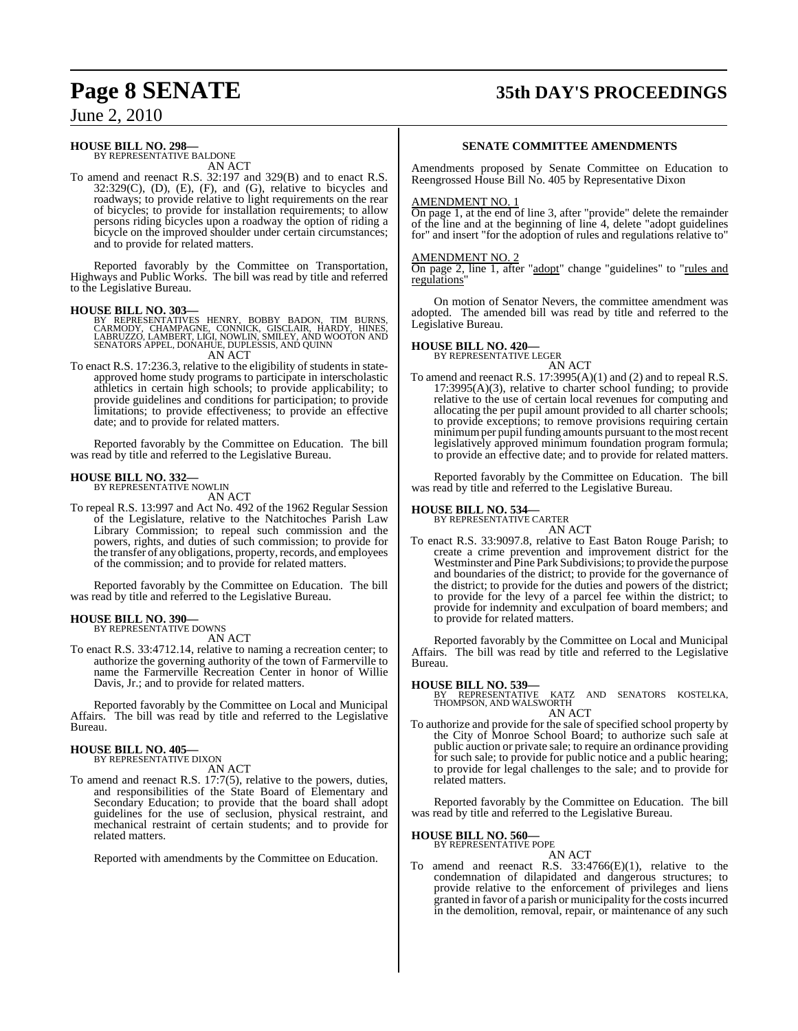**HOUSE BILL NO. 298—**
BY REPRESENTATIVE BALDONE
AN ACT

To amend and reenact R.S. 32:197 and 329(B) and to enact R.S. 32:329(C), (D), (E), (F), and (G), relative to bicycles and roadways; to provide relative to light requirements on the rear of bicycles; to provide for installation requirements; to allow persons riding bicycles upon a roadway the option of riding a bicycle on the improved shoulder under certain circumstances; and to provide for related matters.

Reported favorably by the Committee on Transportation, Highways and Public Works. The bill was read by title and referred to the Legislative Bureau.

**HOUSE BILL NO. 303—**
BY REPRESENTATIVES HENRY, BOBBY BADON, TIM BURNS, CARMODY, CHAMPAGNE, CONNICK, GISCLAIR, HARDY, HINES, LABRUZZO, LAMBERT, LIGI, NOWLIN, SMILEY, AND WOOTON AND SENATORS APPEL, DONAHUE, DUPLESSIS, AND QUINN
AN ACT

To enact R.S. 17:236.3, relative to the eligibility of students in state-approved home study programs to participate in interscholastic athletics in certain high schools; to provide applicability; to provide guidelines and conditions for participation; to provide limitations; to provide effectiveness; to provide an effective date; and to provide for related matters.

Reported favorably by the Committee on Education. The bill was read by title and referred to the Legislative Bureau.

**HOUSE BILL NO. 332—**
BY REPRESENTATIVE NOWLIN
AN ACT

To repeal R.S. 13:997 and Act No. 492 of the 1962 Regular Session of the Legislature, relative to the Natchitoches Parish Law Library Commission; to repeal such commission and the powers, rights, and duties of such commission; to provide for the transfer of any obligations, property, records, and employees of the commission; and to provide for related matters.

Reported favorably by the Committee on Education. The bill was read by title and referred to the Legislative Bureau.

**HOUSE BILL NO. 390—**
BY REPRESENTATIVE DOWNS
AN ACT

To enact R.S. 33:4712.14, relative to naming a recreation center; to authorize the governing authority of the town of Farmerville to name the Farmerville Recreation Center in honor of Willie Davis, Jr.; and to provide for related matters.

Reported favorably by the Committee on Local and Municipal Affairs. The bill was read by title and referred to the Legislative Bureau.

**HOUSE BILL NO. 405—**
BY REPRESENTATIVE DIXON
AN ACT

To amend and reenact R.S. 17:7(5), relative to the powers, duties, and responsibilities of the State Board of Elementary and Secondary Education; to provide that the board shall adopt guidelines for the use of seclusion, physical restraint, and mechanical restraint of certain students; and to provide for related matters.

Reported with amendments by the Committee on Education.

**SENATE COMMITTEE AMENDMENTS**

Amendments proposed by Senate Committee on Education to Reengrossed House Bill No. 405 by Representative Dixon

AMENDMENT NO. 1
On page 1, at the end of line 3, after "provide" delete the remainder of the line and at the beginning of line 4, delete "adopt guidelines for" and insert "for the adoption of rules and regulations relative to"

AMENDMENT NO. 2
On page 2, line 1, after "adopt" change "guidelines" to "rules and regulations"

On motion of Senator Nevers, the committee amendment was adopted. The amended bill was read by title and referred to the Legislative Bureau.

**HOUSE BILL NO. 420—**
BY REPRESENTATIVE LEGER
AN ACT

To amend and reenact R.S. 17:3995(A)(1) and (2) and to repeal R.S. 17:3995(A)(3), relative to charter school funding; to provide relative to the use of certain local revenues for computing and allocating the per pupil amount provided to all charter schools; to provide exceptions; to remove provisions requiring certain minimum per pupil funding amounts pursuant to the most recent legislatively approved minimum foundation program formula; to provide an effective date; and to provide for related matters.

Reported favorably by the Committee on Education. The bill was read by title and referred to the Legislative Bureau.

**HOUSE BILL NO. 534—**
BY REPRESENTATIVE CARTER
AN ACT

To enact R.S. 33:9097.8, relative to East Baton Rouge Parish; to create a crime prevention and improvement district for the Westminster and Pine Park Subdivisions; to provide the purpose and boundaries of the district; to provide for the governance of the district; to provide for the duties and powers of the district; to provide for the levy of a parcel fee within the district; to provide for indemnity and exculpation of board members; and to provide for related matters.

Reported favorably by the Committee on Local and Municipal Affairs. The bill was read by title and referred to the Legislative Bureau.

**HOUSE BILL NO. 539—**
BY REPRESENTATIVE KATZ AND SENATORS KOSTELKA, THOMPSON, AND WALSWORTH
AN ACT

To authorize and provide for the sale of specified school property by the City of Monroe School Board; to authorize such sale at public auction or private sale; to require an ordinance providing for such sale; to provide for public notice and a public hearing; to provide for legal challenges to the sale; and to provide for related matters.

Reported favorably by the Committee on Education. The bill was read by title and referred to the Legislative Bureau.

**HOUSE BILL NO. 560—**
BY REPRESENTATIVE POPE
AN ACT

To amend and reenact R.S. 33:4766(E)(1), relative to the condemnation of dilapidated and dangerous structures; to provide relative to the enforcement of privileges and liens granted in favor of a parish or municipality for the costs incurred in the demolition, removal, repair, or maintenance of any such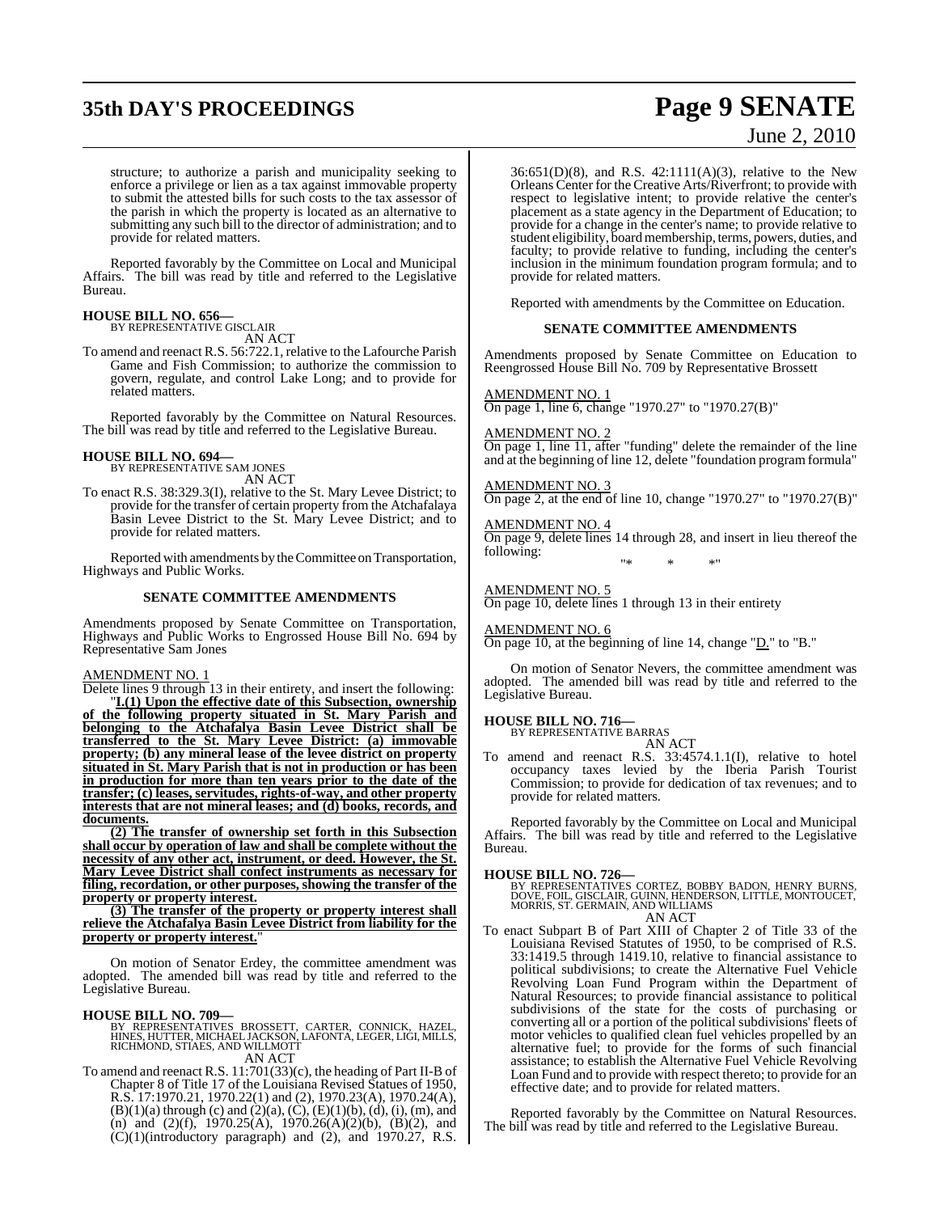structure; to authorize a parish and municipality seeking to enforce a privilege or lien as a tax against immovable property to submit the attested bills for such costs to the tax assessor of the parish in which the property is located as an alternative to submitting any such bill to the director of administration; and to provide for related matters.

Reported favorably by the Committee on Local and Municipal Affairs. The bill was read by title and referred to the Legislative Bureau.

**HOUSE BILL NO. 656—**
BY REPRESENTATIVE GISCLAIR
AN ACT

To amend and reenact R.S. 56:722.1, relative to the Lafourche Parish Game and Fish Commission; to authorize the commission to govern, regulate, and control Lake Long; and to provide for related matters.

Reported favorably by the Committee on Natural Resources. The bill was read by title and referred to the Legislative Bureau.

**HOUSE BILL NO. 694—**
BY REPRESENTATIVE SAM JONES
AN ACT

To enact R.S. 38:329.3(I), relative to the St. Mary Levee District; to provide for the transfer of certain property from the Atchafalaya Basin Levee District to the St. Mary Levee District; and to provide for related matters.

Reported with amendments by the Committee on Transportation, Highways and Public Works.

**SENATE COMMITTEE AMENDMENTS**

Amendments proposed by Senate Committee on Transportation, Highways and Public Works to Engrossed House Bill No. 694 by Representative Sam Jones

AMENDMENT NO. 1
Delete lines 9 through 13 in their entirety, and insert the following:

"**I.(1) Upon the effective date of this Subsection, ownership of the following property situated in St. Mary Parish and belonging to the Atchafalya Basin Levee District shall be transferred to the St. Mary Levee District: (a) immovable property; (b) any mineral lease of the levee district on property situated in St. Mary Parish that is not in production or has been in production for more than ten years prior to the date of the transfer; (c) leases, servitudes, rights-of-way, and other property interests that are not mineral leases; and (d) books, records, and documents.**

**(2) The transfer of ownership set forth in this Subsection shall occur by operation of law and shall be complete without the necessity of any other act, instrument, or deed. However, the St. Mary Levee District shall confect instruments as necessary for filing, recordation, or other purposes, showing the transfer of the property or property interest.**

**(3) The transfer of the property or property interest shall relieve the Atchafalya Basin Levee District from liability for the property or property interest.**"

On motion of Senator Erdey, the committee amendment was adopted. The amended bill was read by title and referred to the Legislative Bureau.

**HOUSE BILL NO. 709—**
BY REPRESENTATIVES BROSSETT, CARTER, CONNICK, HAZEL, HINES, HUTTER, MICHAEL JACKSON, LAFONTA, LEGER, LIGI, MILLS, RICHMOND, STIAES, AND WILLMOTT
AN ACT

To amend and reenact R.S. 11:701(33)(c), the heading of Part II-B of Chapter 8 of Title 17 of the Louisiana Revised Statues of 1950, R.S. 17:1970.21, 1970.22(1) and (2), 1970.23(A), 1970.24(A), (B)(1)(a) through (c) and (2)(a), (C), (E)(1)(b), (d), (i), (m), and (n) and (2)(f), 1970.25(A), 1970.26(A)(2)(b), (B)(2), and (C)(1)(introductory paragraph) and (2), and 1970.27, R.S. 36:651(D)(8), and R.S. 42:1111(A)(3), relative to the New Orleans Center for the Creative Arts/Riverfront; to provide with respect to legislative intent; to provide relative the center's placement as a state agency in the Department of Education; to provide for a change in the center's name; to provide relative to student eligibility, board membership, terms, powers, duties, and faculty; to provide relative to funding, including the center's inclusion in the minimum foundation program formula; and to provide for related matters.

Reported with amendments by the Committee on Education.

**SENATE COMMITTEE AMENDMENTS**

Amendments proposed by Senate Committee on Education to Reengrossed House Bill No. 709 by Representative Brossett

AMENDMENT NO. 1
On page 1, line 6, change "1970.27" to "1970.27(B)"

AMENDMENT NO. 2
On page 1, line 11, after "funding" delete the remainder of the line and at the beginning of line 12, delete "foundation program formula"

AMENDMENT NO. 3
On page 2, at the end of line 10, change "1970.27" to "1970.27(B)"

AMENDMENT NO. 4
On page 9, delete lines 14 through 28, and insert in lieu thereof the following:

"* * *"

AMENDMENT NO. 5
On page 10, delete lines 1 through 13 in their entirety

AMENDMENT NO. 6
On page 10, at the beginning of line 14, change "D." to "B."

On motion of Senator Nevers, the committee amendment was adopted. The amended bill was read by title and referred to the Legislative Bureau.

**HOUSE BILL NO. 716—**
BY REPRESENTATIVE BARRAS
AN ACT

To amend and reenact R.S. 33:4574.1.1(I), relative to hotel occupancy taxes levied by the Iberia Parish Tourist Commission; to provide for dedication of tax revenues; and to provide for related matters.

Reported favorably by the Committee on Local and Municipal Affairs. The bill was read by title and referred to the Legislative Bureau.

**HOUSE BILL NO. 726—**
BY REPRESENTATIVES CORTEZ, BOBBY BADON, HENRY BURNS, DOVE, FOIL, GISCLAIR, GUINN, HENDERSON, LITTLE, MONTOUCET, MORRIS, ST. GERMAIN, AND WILLIAMS
AN ACT

To enact Subpart B of Part XIII of Chapter 2 of Title 33 of the Louisiana Revised Statutes of 1950, to be comprised of R.S. 33:1419.5 through 1419.10, relative to financial assistance to political subdivisions; to create the Alternative Fuel Vehicle Revolving Loan Fund Program within the Department of Natural Resources; to provide financial assistance to political subdivisions of the state for the costs of purchasing or converting all or a portion of the political subdivisions' fleets of motor vehicles to qualified clean fuel vehicles propelled by an alternative fuel; to provide for the forms of such financial assistance; to establish the Alternative Fuel Vehicle Revolving Loan Fund and to provide with respect thereto; to provide for an effective date; and to provide for related matters.

Reported favorably by the Committee on Natural Resources. The bill was read by title and referred to the Legislative Bureau.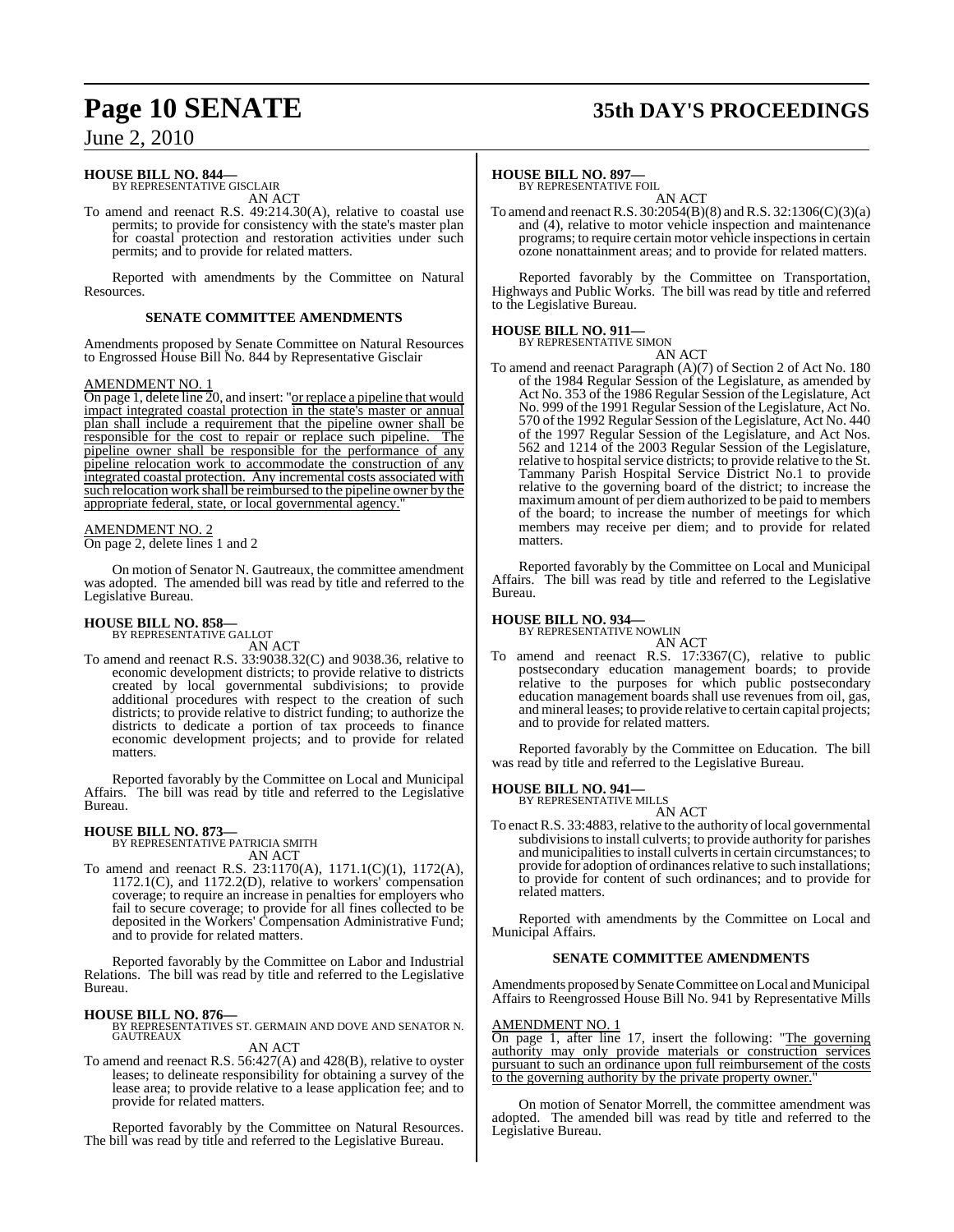**HOUSE BILL NO. 844—**
BY REPRESENTATIVE GISCLAIR

AN ACT

To amend and reenact R.S. 49:214.30(A), relative to coastal use permits; to provide for consistency with the state's master plan for coastal protection and restoration activities under such permits; and to provide for related matters.

Reported with amendments by the Committee on Natural Resources.

### SENATE COMMITTEE AMENDMENTS

Amendments proposed by Senate Committee on Natural Resources to Engrossed House Bill No. 844 by Representative Gisclair

AMENDMENT NO. 1

On page 1, delete line 20, and insert: "or replace a pipeline that would impact integrated coastal protection in the state's master or annual plan shall include a requirement that the pipeline owner shall be responsible for the cost to repair or replace such pipeline. The pipeline owner shall be responsible for the performance of any pipeline relocation work to accommodate the construction of any integrated coastal protection. Any incremental costs associated with such relocation work shall be reimbursed to the pipeline owner by the appropriate federal, state, or local governmental agency."

AMENDMENT NO. 2

On page 2, delete lines 1 and 2

On motion of Senator N. Gautreaux, the committee amendment was adopted. The amended bill was read by title and referred to the Legislative Bureau.

**HOUSE BILL NO. 858—**
BY REPRESENTATIVE GALLOT

AN ACT

To amend and reenact R.S. 33:9038.32(C) and 9038.36, relative to economic development districts; to provide relative to districts created by local governmental subdivisions; to provide additional procedures with respect to the creation of such districts; to provide relative to district funding; to authorize the districts to dedicate a portion of tax proceeds to finance economic development projects; and to provide for related matters.

Reported favorably by the Committee on Local and Municipal Affairs. The bill was read by title and referred to the Legislative Bureau.

**HOUSE BILL NO. 873—**
BY REPRESENTATIVE PATRICIA SMITH

AN ACT

To amend and reenact R.S. 23:1170(A), 1171.1(C)(1), 1172(A), 1172.1(C), and 1172.2(D), relative to workers' compensation coverage; to require an increase in penalties for employers who fail to secure coverage; to provide for all fines collected to be deposited in the Workers' Compensation Administrative Fund; and to provide for related matters.

Reported favorably by the Committee on Labor and Industrial Relations. The bill was read by title and referred to the Legislative Bureau.

**HOUSE BILL NO. 876—**
BY REPRESENTATIVES ST. GERMAIN AND DOVE AND SENATOR N. GAUTREAUX

AN ACT

To amend and reenact R.S. 56:427(A) and 428(B), relative to oyster leases; to delineate responsibility for obtaining a survey of the lease area; to provide relative to a lease application fee; and to provide for related matters.

Reported favorably by the Committee on Natural Resources. The bill was read by title and referred to the Legislative Bureau.

**HOUSE BILL NO. 897—**
BY REPRESENTATIVE FOIL

AN ACT

To amend and reenact R.S. 30:2054(B)(8) and R.S. 32:1306(C)(3)(a) and (4), relative to motor vehicle inspection and maintenance programs; to require certain motor vehicle inspections in certain ozone nonattainment areas; and to provide for related matters.

Reported favorably by the Committee on Transportation, Highways and Public Works. The bill was read by title and referred to the Legislative Bureau.

**HOUSE BILL NO. 911—**
BY REPRESENTATIVE SIMON

AN ACT

To amend and reenact Paragraph (A)(7) of Section 2 of Act No. 180 of the 1984 Regular Session of the Legislature, as amended by Act No. 353 of the 1986 Regular Session of the Legislature, Act No. 999 of the 1991 Regular Session of the Legislature, Act No. 570 of the 1992 Regular Session of the Legislature, Act No. 440 of the 1997 Regular Session of the Legislature, and Act Nos. 562 and 1214 of the 2003 Regular Session of the Legislature, relative to hospital service districts; to provide relative to the St. Tammany Parish Hospital Service District No.1 to provide relative to the governing board of the district; to increase the maximum amount of per diem authorized to be paid to members of the board; to increase the number of meetings for which members may receive per diem; and to provide for related matters.

Reported favorably by the Committee on Local and Municipal Affairs. The bill was read by title and referred to the Legislative Bureau.

**HOUSE BILL NO. 934—**
BY REPRESENTATIVE NOWLIN

AN ACT

To amend and reenact R.S. 17:3367(C), relative to public postsecondary education management boards; to provide relative to the purposes for which public postsecondary education management boards shall use revenues from oil, gas, and mineral leases; to provide relative to certain capital projects; and to provide for related matters.

Reported favorably by the Committee on Education. The bill was read by title and referred to the Legislative Bureau.

**HOUSE BILL NO. 941—**
BY REPRESENTATIVE MILLS

AN ACT

To enact R.S. 33:4883, relative to the authority of local governmental subdivisions to install culverts; to provide authority for parishes and municipalities to install culverts in certain circumstances; to provide for adoption of ordinances relative to such installations; to provide for content of such ordinances; and to provide for related matters.

Reported with amendments by the Committee on Local and Municipal Affairs.

### SENATE COMMITTEE AMENDMENTS

Amendments proposed by Senate Committee on Local and Municipal Affairs to Reengrossed House Bill No. 941 by Representative Mills

AMENDMENT NO. 1

On page 1, after line 17, insert the following: "The governing authority may only provide materials or construction services pursuant to such an ordinance upon full reimbursement of the costs to the governing authority by the private property owner."

On motion of Senator Morrell, the committee amendment was adopted. The amended bill was read by title and referred to the Legislative Bureau.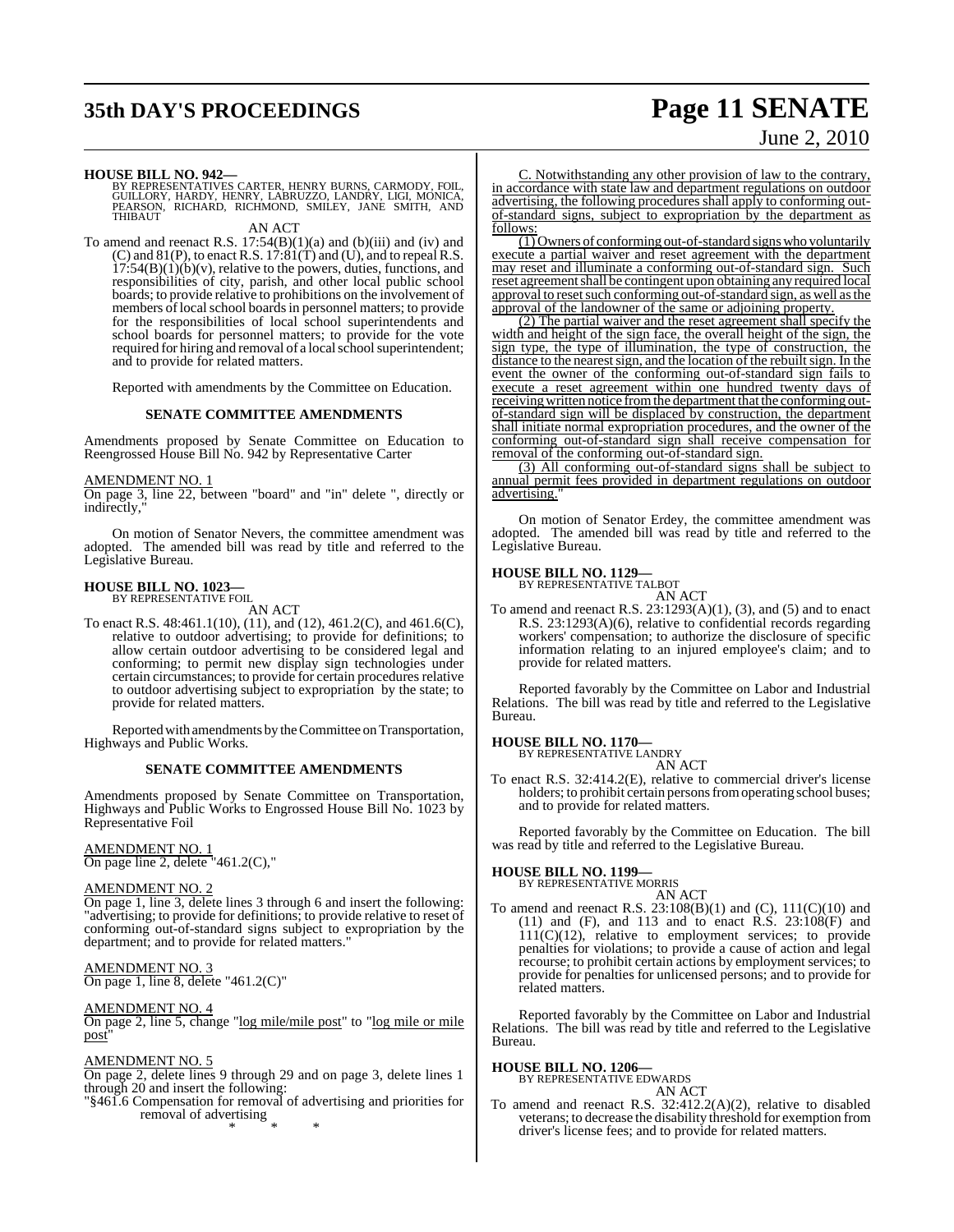**HOUSE BILL NO. 942—**
BY REPRESENTATIVES CARTER, HENRY BURNS, CARMODY, FOIL, GUILLORY, HARDY, HENRY, LABRUZZO, LANDRY, LIGI, MONICA, PEARSON, RICHARD, RICHMOND, SMILEY, JANE SMITH, AND THIBAUT

AN ACT

To amend and reenact R.S. 17:54(B)(1)(a) and (b)(iii) and (iv) and (C) and 81(P), to enact R.S. 17:81(T) and (U), and to repeal R.S. 17:54(B)(1)(b)(v), relative to the powers, duties, functions, and responsibilities of city, parish, and other local public school boards; to provide relative to prohibitions on the involvement of members of local school boards in personnel matters; to provide for the responsibilities of local school superintendents and school boards for personnel matters; to provide for the vote required for hiring and removal of a local school superintendent; and to provide for related matters.

Reported with amendments by the Committee on Education.

**SENATE COMMITTEE AMENDMENTS**

Amendments proposed by Senate Committee on Education to Reengrossed House Bill No. 942 by Representative Carter

AMENDMENT NO. 1
On page 3, line 22, between "board" and "in" delete ", directly or indirectly,"

On motion of Senator Nevers, the committee amendment was adopted. The amended bill was read by title and referred to the Legislative Bureau.

**HOUSE BILL NO. 1023—**
BY REPRESENTATIVE FOIL

AN ACT

To enact R.S. 48:461.1(10), (11), and (12), 461.2(C), and 461.6(C), relative to outdoor advertising; to provide for definitions; to allow certain outdoor advertising to be considered legal and conforming; to permit new display sign technologies under certain circumstances; to provide for certain procedures relative to outdoor advertising subject to expropriation by the state; to provide for related matters.

Reported with amendments by the Committee on Transportation, Highways and Public Works.

**SENATE COMMITTEE AMENDMENTS**

Amendments proposed by Senate Committee on Transportation, Highways and Public Works to Engrossed House Bill No. 1023 by Representative Foil

AMENDMENT NO. 1
On page line 2, delete "461.2(C),"

AMENDMENT NO. 2
On page 1, line 3, delete lines 3 through 6 and insert the following: "advertising; to provide for definitions; to provide relative to reset of conforming out-of-standard signs subject to expropriation by the department; and to provide for related matters."

AMENDMENT NO. 3
On page 1, line 8, delete "461.2(C)"

AMENDMENT NO. 4
On page 2, line 5, change "log mile/mile post" to "log mile or mile post"

AMENDMENT NO. 5
On page 2, delete lines 9 through 29 and on page 3, delete lines 1 through 20 and insert the following:
"§461.6 Compensation for removal of advertising and priorities for removal of advertising
\* \* \*

C. Notwithstanding any other provision of law to the contrary, in accordance with state law and department regulations on outdoor advertising, the following procedures shall apply to conforming out-of-standard signs, subject to expropriation by the department as follows:

(1) Owners of conforming out-of-standard signs who voluntarily execute a partial waiver and reset agreement with the department may reset and illuminate a conforming out-of-standard sign. Such reset agreement shall be contingent upon obtaining any required local approval to reset such conforming out-of-standard sign, as well as the approval of the landowner of the same or adjoining property.

(2) The partial waiver and the reset agreement shall specify the width and height of the sign face, the overall height of the sign, the sign type, the type of illumination, the type of construction, the distance to the nearest sign, and the location of the rebuilt sign. In the event the owner of the conforming out-of-standard sign fails to execute a reset agreement within one hundred twenty days of receiving written notice from the department that the conforming out-of-standard sign will be displaced by construction, the department shall initiate normal expropriation procedures, and the owner of the conforming out-of-standard sign shall receive compensation for removal of the conforming out-of-standard sign.

(3) All conforming out-of-standard signs shall be subject to annual permit fees provided in department regulations on outdoor advertising."

On motion of Senator Erdey, the committee amendment was adopted. The amended bill was read by title and referred to the Legislative Bureau.

**HOUSE BILL NO. 1129—**
BY REPRESENTATIVE TALBOT

AN ACT

To amend and reenact R.S. 23:1293(A)(1), (3), and (5) and to enact R.S. 23:1293(A)(6), relative to confidential records regarding workers' compensation; to authorize the disclosure of specific information relating to an injured employee's claim; and to provide for related matters.

Reported favorably by the Committee on Labor and Industrial Relations. The bill was read by title and referred to the Legislative Bureau.

**HOUSE BILL NO. 1170—**
BY REPRESENTATIVE LANDRY

AN ACT

To enact R.S. 32:414.2(E), relative to commercial driver's license holders; to prohibit certain persons from operating school buses; and to provide for related matters.

Reported favorably by the Committee on Education. The bill was read by title and referred to the Legislative Bureau.

**HOUSE BILL NO. 1199—**
BY REPRESENTATIVE MORRIS

AN ACT

To amend and reenact R.S. 23:108(B)(1) and (C), 111(C)(10) and (11) and (F), and 113 and to enact R.S. 23:108(F) and 111(C)(12), relative to employment services; to provide penalties for violations; to provide a cause of action and legal recourse; to prohibit certain actions by employment services; to provide for penalties for unlicensed persons; and to provide for related matters.

Reported favorably by the Committee on Labor and Industrial Relations. The bill was read by title and referred to the Legislative Bureau.

**HOUSE BILL NO. 1206—**
BY REPRESENTATIVE EDWARDS

AN ACT

To amend and reenact R.S. 32:412.2(A)(2), relative to disabled veterans; to decrease the disability threshold for exemption from driver's license fees; and to provide for related matters.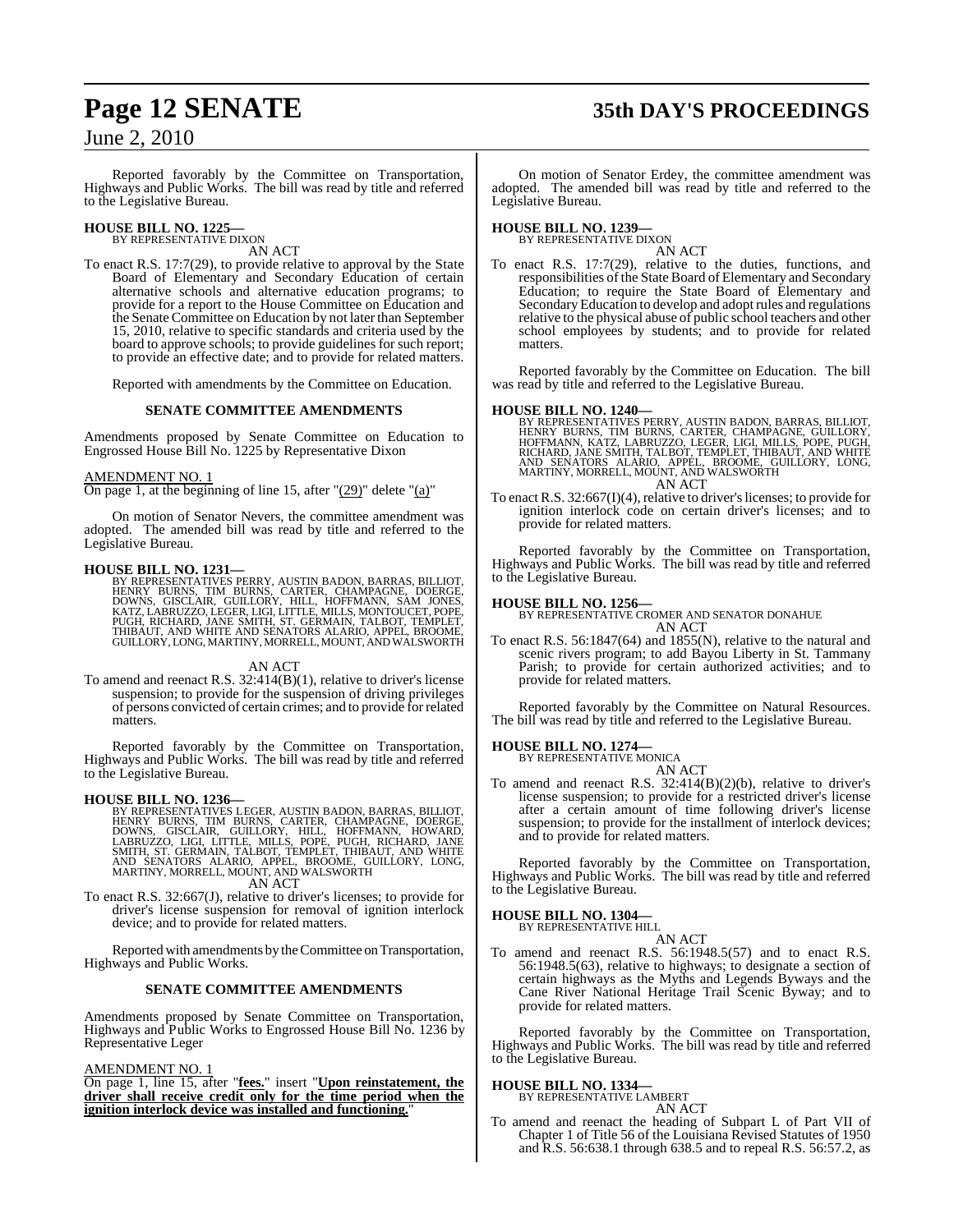Reported favorably by the Committee on Transportation, Highways and Public Works. The bill was read by title and referred to the Legislative Bureau.

**HOUSE BILL NO. 1225—**
BY REPRESENTATIVE DIXON

AN ACT

To enact R.S. 17:7(29), to provide relative to approval by the State Board of Elementary and Secondary Education of certain alternative schools and alternative education programs; to provide for a report to the House Committee on Education and the Senate Committee on Education by not later than September 15, 2010, relative to specific standards and criteria used by the board to approve schools; to provide guidelines for such report; to provide an effective date; and to provide for related matters.

Reported with amendments by the Committee on Education.

**SENATE COMMITTEE AMENDMENTS**

Amendments proposed by Senate Committee on Education to Engrossed House Bill No. 1225 by Representative Dixon

AMENDMENT NO. 1
On page 1, at the beginning of line 15, after "(29)" delete "(a)"

On motion of Senator Nevers, the committee amendment was adopted. The amended bill was read by title and referred to the Legislative Bureau.

**HOUSE BILL NO. 1231—**
BY REPRESENTATIVES PERRY, AUSTIN BADON, BARRAS, BILLIOT, HENRY BURNS, TIM BURNS, CARTER, CHAMPAGNE, DOERGE, DOWNS, GISCLAIR, GUILLORY, HILL, HOFFMANN, SAM JONES, KATZ, LABRUZZO, LEGER, LIGI, LITTLE, MILLS, MONTOUCET, POPE, PUGH, RICHARD, JANE SMITH, ST. GERMAIN, TALBOT, TEMPLET, THIBAUT, AND WHITE AND SENATORS ALARIO, APPEL, BROOME, GUILLORY, LONG, MARTINY, MORRELL, MOUNT, AND WALSWORTH

AN ACT

To amend and reenact R.S. 32:414(B)(1), relative to driver's license suspension; to provide for the suspension of driving privileges of persons convicted of certain crimes; and to provide for related matters.

Reported favorably by the Committee on Transportation, Highways and Public Works. The bill was read by title and referred to the Legislative Bureau.

**HOUSE BILL NO. 1236—**
BY REPRESENTATIVES LEGER, AUSTIN BADON, BARRAS, BILLIOT, HENRY BURNS, TIM BURNS, CARTER, CHAMPAGNE, DOERGE, DOWNS, GISCLAIR, GUILLORY, HILL, HOFFMANN, HOWARD, LABRUZZO, LIGI, LITTLE, MILLS, POPE, PUGH, RICHARD, JANE SMITH, ST. GERMAIN, TALBOT, TEMPLET, THIBAUT, AND WHITE AND SENATORS ALARIO, APPEL, BROOME, GUILLORY, LONG, MARTINY, MORRELL, MOUNT, AND WALSWORTH

AN ACT

To enact R.S. 32:667(J), relative to driver's licenses; to provide for driver's license suspension for removal of ignition interlock device; and to provide for related matters.

Reported with amendments by the Committee on Transportation, Highways and Public Works.

**SENATE COMMITTEE AMENDMENTS**

Amendments proposed by Senate Committee on Transportation, Highways and Public Works to Engrossed House Bill No. 1236 by Representative Leger

AMENDMENT NO. 1
On page 1, line 15, after "**fees.**" insert "**Upon reinstatement, the driver shall receive credit only for the time period when the ignition interlock device was installed and functioning.**"

On motion of Senator Erdey, the committee amendment was adopted. The amended bill was read by title and referred to the Legislative Bureau.

**HOUSE BILL NO. 1239—**
BY REPRESENTATIVE DIXON

AN ACT

To enact R.S. 17:7(29), relative to the duties, functions, and responsibilities of the State Board of Elementary and Secondary Education; to require the State Board of Elementary and Secondary Education to develop and adopt rules and regulations relative to the physical abuse of public school teachers and other school employees by students; and to provide for related matters.

Reported favorably by the Committee on Education. The bill was read by title and referred to the Legislative Bureau.

**HOUSE BILL NO. 1240—**
BY REPRESENTATIVES PERRY, AUSTIN BADON, BARRAS, BILLIOT, HENRY BURNS, TIM BURNS, CARTER, CHAMPAGNE, GUILLORY, HOFFMANN, KATZ, LABRUZZO, LEGER, LIGI, MILLS, POPE, PUGH, RICHARD, JANE SMITH, TALBOT, TEMPLET, THIBAUT, AND WHITE AND SENATORS ALARIO, APPEL, BROOME, GUILLORY, LONG, MARTINY, MORRELL, MOUNT, AND WALSWORTH

AN ACT

To enact R.S. 32:667(I)(4), relative to driver's licenses; to provide for ignition interlock code on certain driver's licenses; and to provide for related matters.

Reported favorably by the Committee on Transportation, Highways and Public Works. The bill was read by title and referred to the Legislative Bureau.

**HOUSE BILL NO. 1256—**
BY REPRESENTATIVE CROMER AND SENATOR DONAHUE

AN ACT

To enact R.S. 56:1847(64) and 1855(N), relative to the natural and scenic rivers program; to add Bayou Liberty in St. Tammany Parish; to provide for certain authorized activities; and to provide for related matters.

Reported favorably by the Committee on Natural Resources. The bill was read by title and referred to the Legislative Bureau.

**HOUSE BILL NO. 1274—**
BY REPRESENTATIVE MONICA

AN ACT

To amend and reenact R.S. 32:414(B)(2)(b), relative to driver's license suspension; to provide for a restricted driver's license after a certain amount of time following driver's license suspension; to provide for the installment of interlock devices; and to provide for related matters.

Reported favorably by the Committee on Transportation, Highways and Public Works. The bill was read by title and referred to the Legislative Bureau.

**HOUSE BILL NO. 1304—**
BY REPRESENTATIVE HILL

AN ACT

To amend and reenact R.S. 56:1948.5(57) and to enact R.S. 56:1948.5(63), relative to highways; to designate a section of certain highways as the Myths and Legends Byways and the Cane River National Heritage Trail Scenic Byway; and to provide for related matters.

Reported favorably by the Committee on Transportation, Highways and Public Works. The bill was read by title and referred to the Legislative Bureau.

**HOUSE BILL NO. 1334—**
BY REPRESENTATIVE LAMBERT

AN ACT

To amend and reenact the heading of Subpart L of Part VII of Chapter 1 of Title 56 of the Louisiana Revised Statutes of 1950 and R.S. 56:638.1 through 638.5 and to repeal R.S. 56:57.2, as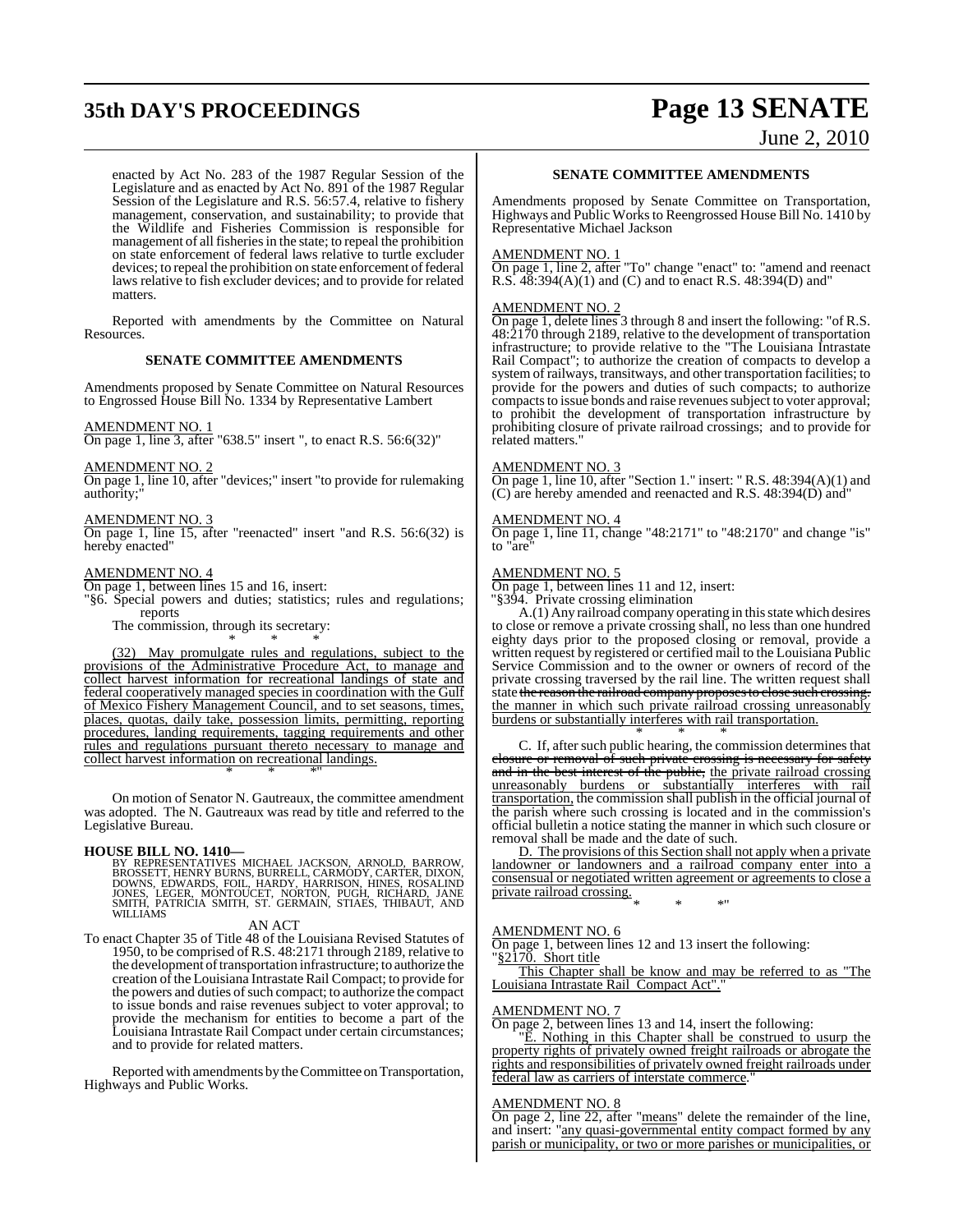enacted by Act No. 283 of the 1987 Regular Session of the Legislature and as enacted by Act No. 891 of the 1987 Regular Session of the Legislature and R.S. 56:57.4, relative to fishery management, conservation, and sustainability; to provide that the Wildlife and Fisheries Commission is responsible for management of all fisheries in the state; to repeal the prohibition on state enforcement of federal laws relative to turtle excluder devices; to repeal the prohibition on state enforcement of federal laws relative to fish excluder devices; and to provide for related matters.

Reported with amendments by the Committee on Natural Resources.

**SENATE COMMITTEE AMENDMENTS**

Amendments proposed by Senate Committee on Natural Resources to Engrossed House Bill No. 1334 by Representative Lambert

AMENDMENT NO. 1
On page 1, line 3, after "638.5" insert ", to enact R.S. 56:6(32)"

AMENDMENT NO. 2
On page 1, line 10, after "devices;" insert "to provide for rulemaking authority;"

AMENDMENT NO. 3
On page 1, line 15, after "reenacted" insert "and R.S. 56:6(32) is hereby enacted"

AMENDMENT NO. 4
On page 1, between lines 15 and 16, insert:
"§6. Special powers and duties; statistics; rules and regulations; reports

The commission, through its secretary:

\* \* \*

(32) May promulgate rules and regulations, subject to the provisions of the Administrative Procedure Act, to manage and collect harvest information for recreational landings of state and federal cooperatively managed species in coordination with the Gulf of Mexico Fishery Management Council, and to set seasons, times, places, quotas, daily take, possession limits, permitting, reporting procedures, landing requirements, tagging requirements and other rules and regulations pursuant thereto necessary to manage and collect harvest information on recreational landings.

\* \* \*"

On motion of Senator N. Gautreaux, the committee amendment was adopted. The N. Gautreaux was read by title and referred to the Legislative Bureau.

**HOUSE BILL NO. 1410—**
BY REPRESENTATIVES MICHAEL JACKSON, ARNOLD, BARROW, BROSSETT, HENRY BURNS, BURRELL, CARMODY, CARTER, DIXON, DOWNS, EDWARDS, FOIL, HARDY, HARRISON, HINES, ROSALIND JONES, LEGER, MONTOUCET, NORTON, PUGH, RICHARD, JANE SMITH, PATRICIA SMITH, ST. GERMAIN, STIAES, THIBAUT, AND WILLIAMS

AN ACT

To enact Chapter 35 of Title 48 of the Louisiana Revised Statutes of 1950, to be comprised of R.S. 48:2171 through 2189, relative to the development of transportation infrastructure; to authorize the creation of the Louisiana Intrastate Rail Compact; to provide for the powers and duties of such compact; to authorize the compact to issue bonds and raise revenues subject to voter approval; to provide the mechanism for entities to become a part of the Louisiana Intrastate Rail Compact under certain circumstances; and to provide for related matters.

Reported with amendments by the Committee on Transportation, Highways and Public Works.

**SENATE COMMITTEE AMENDMENTS**

Amendments proposed by Senate Committee on Transportation, Highways and Public Works to Reengrossed House Bill No. 1410 by Representative Michael Jackson

AMENDMENT NO. 1
On page 1, line 2, after "To" change "enact" to: "amend and reenact R.S. 48:394(A)(1) and (C) and to enact R.S. 48:394(D) and"

AMENDMENT NO. 2
On page 1, delete lines 3 through 8 and insert the following: "of R.S. 48:2170 through 2189, relative to the development of transportation infrastructure; to provide relative to the "The Louisiana Intrastate Rail Compact"; to authorize the creation of compacts to develop a system of railways, transitways, and other transportation facilities; to provide for the powers and duties of such compacts; to authorize compacts to issue bonds and raise revenues subject to voter approval; to prohibit the development of transportation infrastructure by prohibiting closure of private railroad crossings; and to provide for related matters."

AMENDMENT NO. 3
On page 1, line 10, after "Section 1." insert: " R.S. 48:394(A)(1) and (C) are hereby amended and reenacted and R.S. 48:394(D) and"

AMENDMENT NO. 4
On page 1, line 11, change "48:2171" to "48:2170" and change "is" to "are"

AMENDMENT NO. 5
On page 1, between lines 11 and 12, insert:
"§394. Private crossing elimination

A.(1) Any railroad company operating in this state which desires to close or remove a private crossing shall, no less than one hundred eighty days prior to the proposed closing or removal, provide a written request by registered or certified mail to the Louisiana Public Service Commission and to the owner or owners of record of the private crossing traversed by the rail line. The written request shall state ~~the reason the railroad company proposes to close such crossing.~~ the manner in which such private railroad crossing unreasonably burdens or substantially interferes with rail transportation.

\* \* \*

C. If, after such public hearing, the commission determines that ~~closure or removal of such private crossing is necessary for safety and in the best interest of the public,~~ the private railroad crossing unreasonably burdens or substantially interferes with rail transportation, the commission shall publish in the official journal of the parish where such crossing is located and in the commission's official bulletin a notice stating the manner in which such closure or removal shall be made and the date of such.

D. The provisions of this Section shall not apply when a private landowner or landowners and a railroad company enter into a consensual or negotiated written agreement or agreements to close a private railroad crossing.

\* \* \*"

AMENDMENT NO. 6
On page 1, between lines 12 and 13 insert the following:
"§2170. Short title

This Chapter shall be know and may be referred to as "The Louisiana Intrastate Rail Compact Act"."

AMENDMENT NO. 7
On page 2, between lines 13 and 14, insert the following:

"E. Nothing in this Chapter shall be construed to usurp the property rights of privately owned freight railroads or abrogate the rights and responsibilities of privately owned freight railroads under federal law as carriers of interstate commerce."

AMENDMENT NO. 8
On page 2, line 22, after "means" delete the remainder of the line, and insert: "any quasi-governmental entity compact formed by any parish or municipality, or two or more parishes or municipalities, or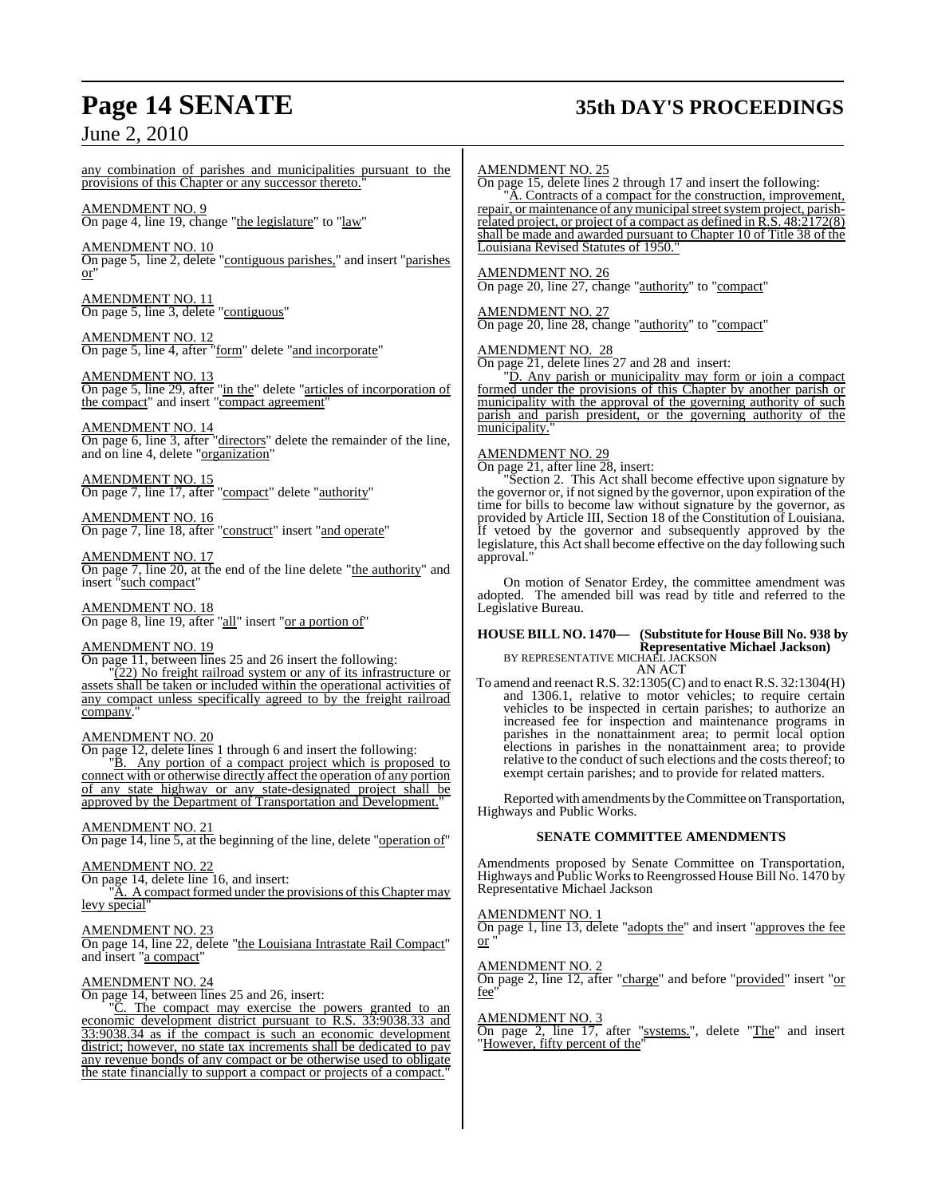any combination of parishes and municipalities pursuant to the provisions of this Chapter or any successor thereto."

AMENDMENT NO. 9
On page 4, line 19, change "the legislature" to "law"

AMENDMENT NO. 10
On page 5, line 2, delete "contiguous parishes," and insert "parishes or"

AMENDMENT NO. 11
On page 5, line 3, delete "contiguous"

AMENDMENT NO. 12
On page 5, line 4, after "form" delete "and incorporate"

AMENDMENT NO. 13
On page 5, line 29, after "in the" delete "articles of incorporation of the compact" and insert "compact agreement"

AMENDMENT NO. 14
On page 6, line 3, after "directors" delete the remainder of the line, and on line 4, delete "organization"

AMENDMENT NO. 15
On page 7, line 17, after "compact" delete "authority"

AMENDMENT NO. 16
On page 7, line 18, after "construct" insert "and operate"

AMENDMENT NO. 17
On page 7, line 20, at the end of the line delete "the authority" and insert "such compact"

AMENDMENT NO. 18
On page 8, line 19, after "all" insert "or a portion of"

AMENDMENT NO. 19
On page 11, between lines 25 and 26 insert the following:

"(22) No freight railroad system or any of its infrastructure or assets shall be taken or included within the operational activities of any compact unless specifically agreed to by the freight railroad company."

AMENDMENT NO. 20
On page 12, delete lines 1 through 6 and insert the following:

"B. Any portion of a compact project which is proposed to connect with or otherwise directly affect the operation of any portion of any state highway or any state-designated project shall be approved by the Department of Transportation and Development."

AMENDMENT NO. 21
On page 14, line 5, at the beginning of the line, delete "operation of"

AMENDMENT NO. 22
On page 14, delete line 16, and insert:

"A. A compact formed under the provisions of this Chapter may levy special"

AMENDMENT NO. 23
On page 14, line 22, delete "the Louisiana Intrastate Rail Compact" and insert "a compact"

AMENDMENT NO. 24
On page 14, between lines 25 and 26, insert:

"C. The compact may exercise the powers granted to an economic development district pursuant to R.S. 33:9038.33 and 33:9038.34 as if the compact is such an economic development district; however, no state tax increments shall be dedicated to pay any revenue bonds of any compact or be otherwise used to obligate the state financially to support a compact or projects of a compact."

AMENDMENT NO. 25
On page 15, delete lines 2 through 17 and insert the following:

"A. Contracts of a compact for the construction, improvement, repair, or maintenance of any municipal street system project, parish-related project, or project of a compact as defined in R.S. 48:2172(8) shall be made and awarded pursuant to Chapter 10 of Title 38 of the Louisiana Revised Statutes of 1950."

AMENDMENT NO. 26
On page 20, line 27, change "authority" to "compact"

AMENDMENT NO. 27
On page 20, line 28, change "authority" to "compact"

AMENDMENT NO. 28
On page 21, delete lines 27 and 28 and insert:

"D. Any parish or municipality may form or join a compact formed under the provisions of this Chapter by another parish or municipality with the approval of the governing authority of such parish and parish president, or the governing authority of the municipality."

AMENDMENT NO. 29
On page 21, after line 28, insert:

"Section 2. This Act shall become effective upon signature by the governor or, if not signed by the governor, upon expiration of the time for bills to become law without signature by the governor, as provided by Article III, Section 18 of the Constitution of Louisiana. If vetoed by the governor and subsequently approved by the legislature, this Act shall become effective on the day following such approval."

On motion of Senator Erdey, the committee amendment was adopted. The amended bill was read by title and referred to the Legislative Bureau.

**HOUSE BILL NO. 1470— (Substitute for House Bill No. 938 by Representative Michael Jackson)**
BY REPRESENTATIVE MICHAEL JACKSON
AN ACT

To amend and reenact R.S. 32:1305(C) and to enact R.S. 32:1304(H) and 1306.1, relative to motor vehicles; to require certain vehicles to be inspected in certain parishes; to authorize an increased fee for inspection and maintenance programs in parishes in the nonattainment area; to permit local option elections in parishes in the nonattainment area; to provide relative to the conduct of such elections and the costs thereof; to exempt certain parishes; and to provide for related matters.

Reported with amendments by the Committee on Transportation, Highways and Public Works.

## SENATE COMMITTEE AMENDMENTS

Amendments proposed by Senate Committee on Transportation, Highways and Public Works to Reengrossed House Bill No. 1470 by Representative Michael Jackson

AMENDMENT NO. 1
On page 1, line 13, delete "adopts the" and insert "approves the fee or "

AMENDMENT NO. 2
On page 2, line 12, after "charge" and before "provided" insert "or fee"

AMENDMENT NO. 3
On page 2, line 17, after "systems.", delete "The" and insert "However, fifty percent of the"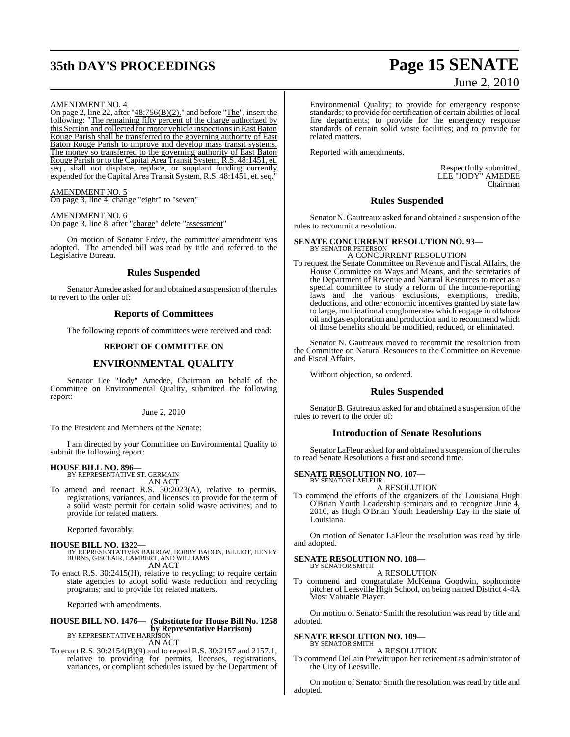AMENDMENT NO. 4

On page 2, line 22, after "48:756(B)(2)." and before "The", insert the following: "The remaining fifty percent of the charge authorized by this Section and collected for motor vehicle inspections in East Baton Rouge Parish shall be transferred to the governing authority of East Baton Rouge Parish to improve and develop mass transit systems. The money so transferred to the governing authority of East Baton Rouge Parish or to the Capital Area Transit System, R.S. 48:1451, et. seq., shall not displace, replace, or supplant funding currently expended for the Capital Area Transit System, R.S. 48:1451, et. seq."

AMENDMENT NO. 5

On page 3, line 4, change "eight" to "seven"

AMENDMENT NO. 6

On page 3, line 8, after "charge" delete "assessment"

On motion of Senator Erdey, the committee amendment was adopted. The amended bill was read by title and referred to the Legislative Bureau.

## Rules Suspended

Senator Amedee asked for and obtained a suspension of the rules to revert to the order of:

## Reports of Committees

The following reports of committees were received and read:

### REPORT OF COMMITTEE ON

## ENVIRONMENTAL QUALITY

Senator Lee "Jody" Amedee, Chairman on behalf of the Committee on Environmental Quality, submitted the following report:

June 2, 2010

To the President and Members of the Senate:

I am directed by your Committee on Environmental Quality to submit the following report:

**HOUSE BILL NO. 896—**
BY REPRESENTATIVE ST. GERMAIN
AN ACT

To amend and reenact R.S. 30:2023(A), relative to permits, registrations, variances, and licenses; to provide for the term of a solid waste permit for certain solid waste activities; and to provide for related matters.

Reported favorably.

**HOUSE BILL NO. 1322—**
BY REPRESENTATIVES BARROW, BOBBY BADON, BILLIOT, HENRY BURNS, GISCLAIR, LAMBERT, AND WILLIAMS
AN ACT

To enact R.S. 30:2415(H), relative to recycling; to require certain state agencies to adopt solid waste reduction and recycling programs; and to provide for related matters.

Reported with amendments.

**HOUSE BILL NO. 1476— (Substitute for House Bill No. 1258 by Representative Harrison)**
BY REPRESENTATIVE HARRISON
AN ACT

To enact R.S. 30:2154(B)(9) and to repeal R.S. 30:2157 and 2157.1, relative to providing for permits, licenses, registrations, variances, or compliant schedules issued by the Department of Environmental Quality; to provide for emergency response standards; to provide for certification of certain abilities of local fire departments; to provide for the emergency response standards of certain solid waste facilities; and to provide for related matters.

Reported with amendments.

Respectfully submitted,
LEE "JODY" AMEDEE
Chairman

## Rules Suspended

Senator N. Gautreaux asked for and obtained a suspension of the rules to recommit a resolution.

**SENATE CONCURRENT RESOLUTION NO. 93—**
BY SENATOR PETERSON
A CONCURRENT RESOLUTION

To request the Senate Committee on Revenue and Fiscal Affairs, the House Committee on Ways and Means, and the secretaries of the Department of Revenue and Natural Resources to meet as a special committee to study a reform of the income-reporting laws and the various exclusions, exemptions, credits, deductions, and other economic incentives granted by state law to large, multinational conglomerates which engage in offshore oil and gas exploration and production and to recommend which of those benefits should be modified, reduced, or eliminated.

Senator N. Gautreaux moved to recommit the resolution from the Committee on Natural Resources to the Committee on Revenue and Fiscal Affairs.

Without objection, so ordered.

## Rules Suspended

Senator B. Gautreaux asked for and obtained a suspension of the rules to revert to the order of:

## Introduction of Senate Resolutions

Senator LaFleur asked for and obtained a suspension of the rules to read Senate Resolutions a first and second time.

**SENATE RESOLUTION NO. 107—**
BY SENATOR LAFLEUR
A RESOLUTION

To commend the efforts of the organizers of the Louisiana Hugh O'Brian Youth Leadership seminars and to recognize June 4, 2010, as Hugh O'Brian Youth Leadership Day in the state of Louisiana.

On motion of Senator LaFleur the resolution was read by title and adopted.

**SENATE RESOLUTION NO. 108—**
BY SENATOR SMITH
A RESOLUTION

To commend and congratulate McKenna Goodwin, sophomore pitcher of Leesville High School, on being named District 4-4A Most Valuable Player.

On motion of Senator Smith the resolution was read by title and adopted.

**SENATE RESOLUTION NO. 109—**
BY SENATOR SMITH
A RESOLUTION

To commend DeLain Prewitt upon her retirement as administrator of the City of Leesville.

On motion of Senator Smith the resolution was read by title and adopted.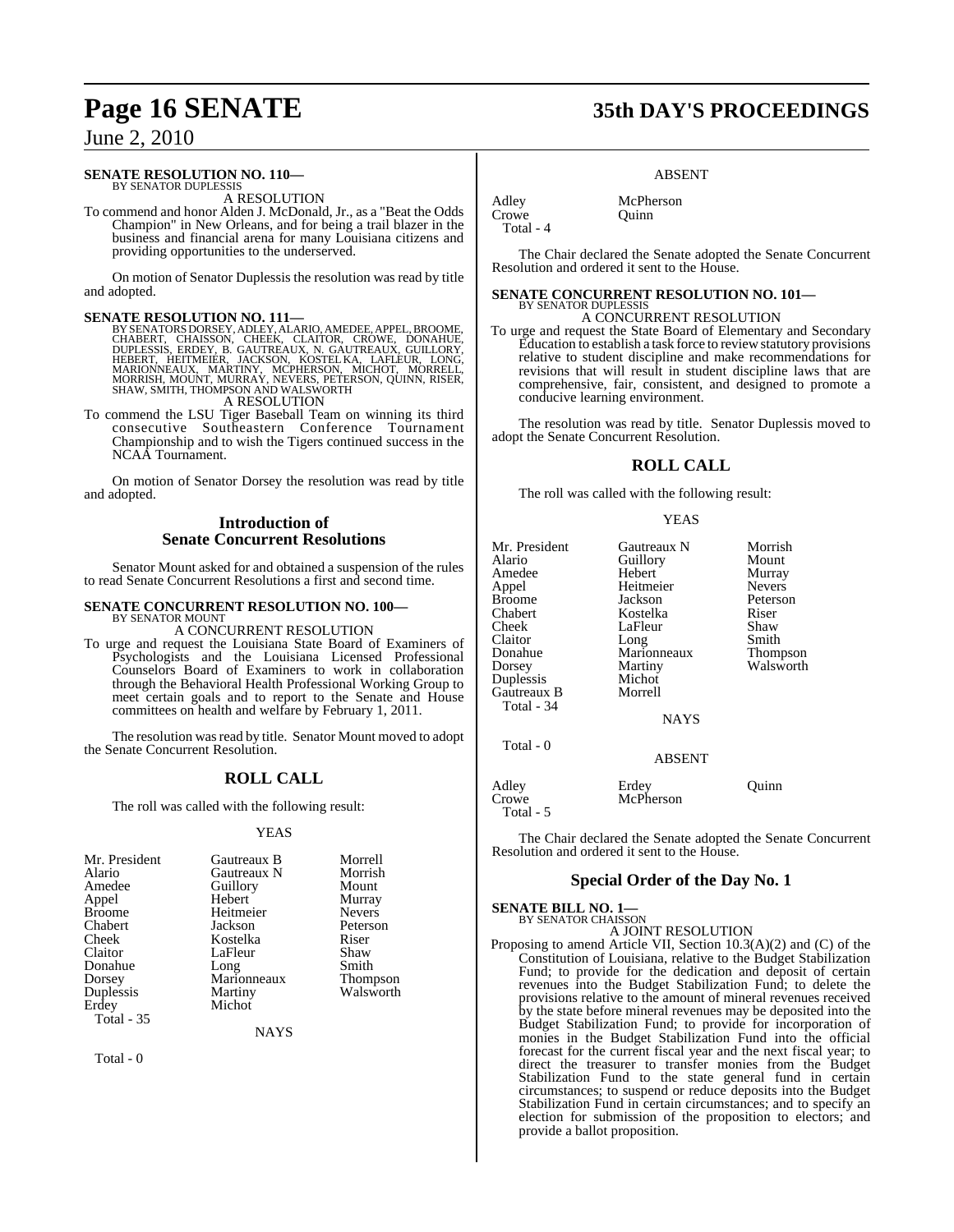**SENATE RESOLUTION NO. 110—**
BY SENATOR DUPLESSIS

A RESOLUTION

To commend and honor Alden J. McDonald, Jr., as a "Beat the Odds Champion" in New Orleans, and for being a trail blazer in the business and financial arena for many Louisiana citizens and providing opportunities to the underserved.

On motion of Senator Duplessis the resolution was read by title and adopted.

**SENATE RESOLUTION NO. 111—**
BY SENATORS DORSEY, ADLEY, ALARIO, AMEDEE, APPEL, BROOME, CHABERT, CHAISSON, CHEEK, CLAITOR, CROWE, DONAHUE, DUPLESSIS, ERDEY, B. GAUTREAUX, N. GAUTREAUX, GUILLORY, HEBERT, HEITMEIER, JACKSON, KOSTELKA, LAFLEUR, LONG, MARIONNEAUX, MARTINY, MCPHERSON, MICHOT, MORRELL, MORRISH, MOUNT, MURRAY, NEVERS, PETERSON, QUINN, RISER, SHAW, SMITH, THOMPSON AND WALSWORTH

A RESOLUTION

To commend the LSU Tiger Baseball Team on winning its third consecutive Southeastern Conference Tournament Championship and to wish the Tigers continued success in the NCAA Tournament.

On motion of Senator Dorsey the resolution was read by title and adopted.

## Introduction of Senate Concurrent Resolutions

Senator Mount asked for and obtained a suspension of the rules to read Senate Concurrent Resolutions a first and second time.

**SENATE CONCURRENT RESOLUTION NO. 100—**
BY SENATOR MOUNT

A CONCURRENT RESOLUTION

To urge and request the Louisiana State Board of Examiners of Psychologists and the Louisiana Licensed Professional Counselors Board of Examiners to work in collaboration through the Behavioral Health Professional Working Group to meet certain goals and to report to the Senate and House committees on health and welfare by February 1, 2011.

The resolution was read by title. Senator Mount moved to adopt the Senate Concurrent Resolution.

## ROLL CALL

The roll was called with the following result:

YEAS

| | | |
|---|---|---|
| Mr. President | Gautreaux B | Morrell |
| Alario | Gautreaux N | Morrish |
| Amedee | Guillory | Mount |
| Appel | Hebert | Murray |
| Broome | Heitmeier | Nevers |
| Chabert | Jackson | Peterson |
| Cheek | Kostelka | Riser |
| Claitor | LaFleur | Shaw |
| Donahue | Long | Smith |
| Dorsey | Marionneaux | Thompson |
| Duplessis | Martiny | Walsworth |
| Erdey | Michot | |
| Total - 35 | | |

NAYS

Total - 0

ABSENT

| | |
|---|---|
| Adley | McPherson |
| Crowe | Quinn |
| Total - 4 | |

The Chair declared the Senate adopted the Senate Concurrent Resolution and ordered it sent to the House.

**SENATE CONCURRENT RESOLUTION NO. 101—**
BY SENATOR DUPLESSIS

A CONCURRENT RESOLUTION

To urge and request the State Board of Elementary and Secondary Education to establish a task force to review statutory provisions relative to student discipline and make recommendations for revisions that will result in student discipline laws that are comprehensive, fair, consistent, and designed to promote a conducive learning environment.

The resolution was read by title. Senator Duplessis moved to adopt the Senate Concurrent Resolution.

## ROLL CALL

The roll was called with the following result:

YEAS

| | | |
|---|---|---|
| Mr. President | Gautreaux N | Morrish |
| Alario | Guillory | Mount |
| Amedee | Hebert | Murray |
| Appel | Heitmeier | Nevers |
| Broome | Jackson | Peterson |
| Chabert | Kostelka | Riser |
| Cheek | LaFleur | Shaw |
| Claitor | Long | Smith |
| Donahue | Marionneaux | Thompson |
| Dorsey | Martiny | Walsworth |
| Duplessis | Michot | |
| Gautreaux B | Morrell | |
| Total - 34 | | |

NAYS

Total - 0

ABSENT

| | | |
|---|---|---|
| Adley | Erdey | Quinn |
| Crowe | McPherson | |
| Total - 5 | | |

The Chair declared the Senate adopted the Senate Concurrent Resolution and ordered it sent to the House.

## Special Order of the Day No. 1

**SENATE BILL NO. 1—**
BY SENATOR CHAISSON

A JOINT RESOLUTION

Proposing to amend Article VII, Section 10.3(A)(2) and (C) of the Constitution of Louisiana, relative to the Budget Stabilization Fund; to provide for the dedication and deposit of certain revenues into the Budget Stabilization Fund; to delete the provisions relative to the amount of mineral revenues received by the state before mineral revenues may be deposited into the Budget Stabilization Fund; to provide for incorporation of monies in the Budget Stabilization Fund into the official forecast for the current fiscal year and the next fiscal year; to direct the treasurer to transfer monies from the Budget Stabilization Fund to the state general fund in certain circumstances; to suspend or reduce deposits into the Budget Stabilization Fund in certain circumstances; and to specify an election for submission of the proposition to electors; and provide a ballot proposition.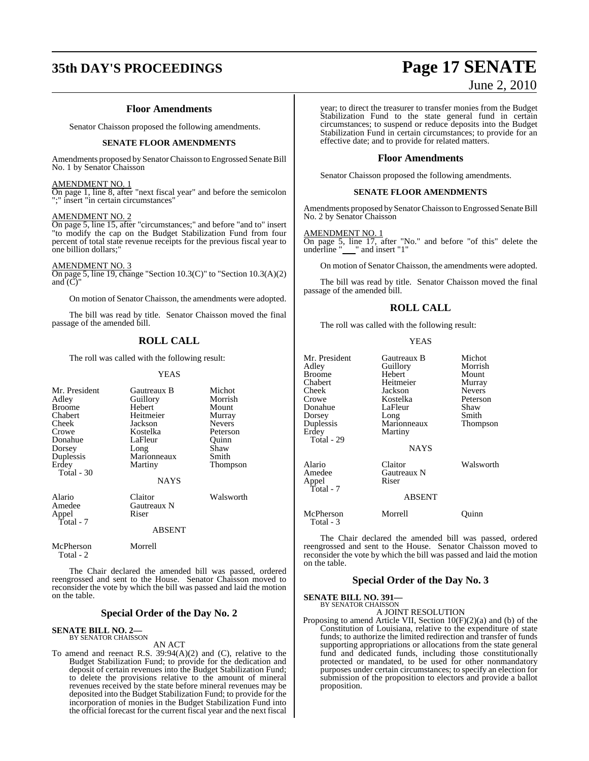### Floor Amendments

Senator Chaisson proposed the following amendments.

#### SENATE FLOOR AMENDMENTS

Amendments proposed by Senator Chaisson to Engrossed Senate Bill No. 1 by Senator Chaisson

AMENDMENT NO. 1
On page 1, line 8, after "next fiscal year" and before the semicolon ";" insert "in certain circumstances"

AMENDMENT NO. 2
On page 5, line 15, after "circumstances;" and before "and to" insert "to modify the cap on the Budget Stabilization Fund from four percent of total state revenue receipts for the previous fiscal year to one billion dollars;"

AMENDMENT NO. 3
On page 5, line 19, change "Section 10.3(C)" to "Section 10.3(A)(2) and (C)"

On motion of Senator Chaisson, the amendments were adopted.

The bill was read by title. Senator Chaisson moved the final passage of the amended bill.

### ROLL CALL

The roll was called with the following result:

YEAS

| | | |
|---|---|---|
| Mr. President | Gautreaux B | Michot |
| Adley | Guillory | Morrish |
| Broome | Hebert | Mount |
| Chabert | Heitmeier | Murray |
| Cheek | Jackson | Nevers |
| Crowe | Kostelka | Peterson |
| Donahue | LaFleur | Quinn |
| Dorsey | Long | Shaw |
| Duplessis | Marionneaux | Smith |
| Erdey | Martiny | Thompson |
| Total - 30 | | |

NAYS

| | | |
|---|---|---|
| Alario | Claitor | Walsworth |
| Amedee | Gautreaux N | |
| Appel | Riser | |
| Total - 7 | | |

ABSENT

| | |
|---|---|
| McPherson | Morrell |
| Total - 2 | |

The Chair declared the amended bill was passed, ordered reengrossed and sent to the House. Senator Chaisson moved to reconsider the vote by which the bill was passed and laid the motion on the table.

## Special Order of the Day No. 2

**SENATE BILL NO. 2—**
BY SENATOR CHAISSON

AN ACT

To amend and reenact R.S. 39:94(A)(2) and (C), relative to the Budget Stabilization Fund; to provide for the dedication and deposit of certain revenues into the Budget Stabilization Fund; to delete the provisions relative to the amount of mineral revenues received by the state before mineral revenues may be deposited into the Budget Stabilization Fund; to provide for the incorporation of monies in the Budget Stabilization Fund into the official forecast for the current fiscal year and the next fiscal year; to direct the treasurer to transfer monies from the Budget Stabilization Fund to the state general fund in certain circumstances; to suspend or reduce deposits into the Budget Stabilization Fund in certain circumstances; to provide for an effective date; and to provide for related matters.

### Floor Amendments

Senator Chaisson proposed the following amendments.

#### SENATE FLOOR AMENDMENTS

Amendments proposed by Senator Chaisson to Engrossed Senate Bill No. 2 by Senator Chaisson

AMENDMENT NO. 1
On page 5, line 17, after "No." and before "of this" delete the underline "___" and insert "1"

On motion of Senator Chaisson, the amendments were adopted.

The bill was read by title. Senator Chaisson moved the final passage of the amended bill.

### ROLL CALL

The roll was called with the following result:

YEAS

| | | |
|---|---|---|
| Mr. President | Gautreaux B | Michot |
| Adley | Guillory | Morrish |
| Broome | Hebert | Mount |
| Chabert | Heitmeier | Murray |
| Cheek | Jackson | Nevers |
| Crowe | Kostelka | Peterson |
| Donahue | LaFleur | Shaw |
| Dorsey | Long | Smith |
| Duplessis | Marionneaux | Thompson |
| Erdey | Martiny | |
| Total - 29 | | |

NAYS

| | | |
|---|---|---|
| Alario | Claitor | Walsworth |
| Amedee | Gautreaux N | |
| Appel | Riser | |
| Total - 7 | | |

ABSENT

| | | |
|---|---|---|
| McPherson | Morrell | Quinn |
| Total - 3 | | |

The Chair declared the amended bill was passed, ordered reengrossed and sent to the House. Senator Chaisson moved to reconsider the vote by which the bill was passed and laid the motion on the table.

## Special Order of the Day No. 3

**SENATE BILL NO. 391—**
BY SENATOR CHAISSON

A JOINT RESOLUTION

Proposing to amend Article VII, Section 10(F)(2)(a) and (b) of the Constitution of Louisiana, relative to the expenditure of state funds; to authorize the limited redirection and transfer of funds supporting appropriations or allocations from the state general fund and dedicated funds, including those constitutionally protected or mandated, to be used for other nonmandatory purposes under certain circumstances; to specify an election for submission of the proposition to electors and provide a ballot proposition.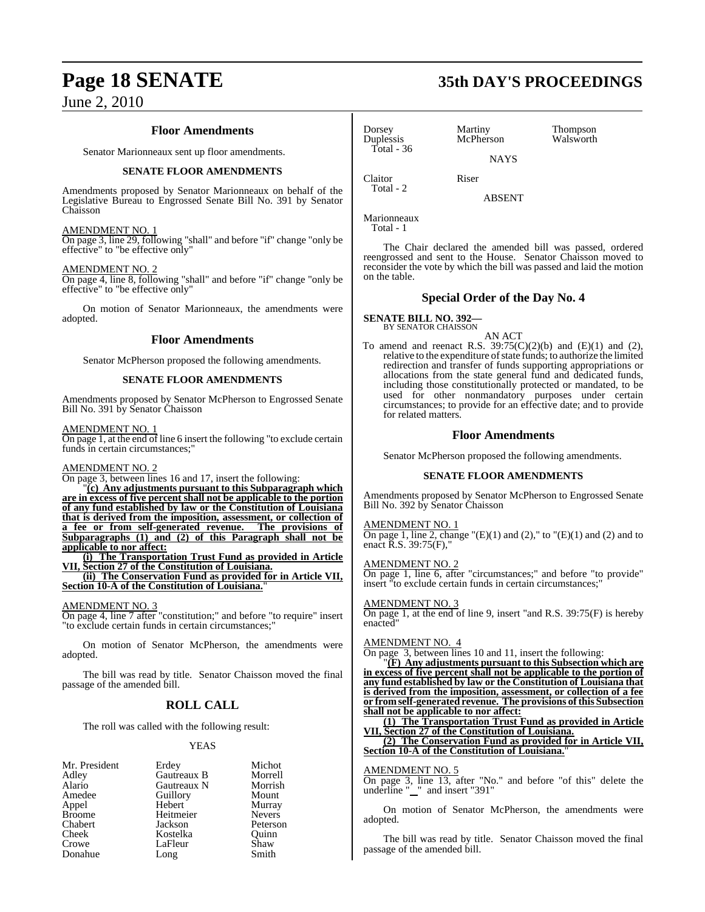## Floor Amendments

Senator Marionneaux sent up floor amendments.

### SENATE FLOOR AMENDMENTS

Amendments proposed by Senator Marionneaux on behalf of the Legislative Bureau to Engrossed Senate Bill No. 391 by Senator Chaisson

AMENDMENT NO. 1

On page 3, line 29, following "shall" and before "if" change "only be effective" to "be effective only"

AMENDMENT NO. 2

On page 4, line 8, following "shall" and before "if" change "only be effective" to "be effective only"

On motion of Senator Marionneaux, the amendments were adopted.

## Floor Amendments

Senator McPherson proposed the following amendments.

### SENATE FLOOR AMENDMENTS

Amendments proposed by Senator McPherson to Engrossed Senate Bill No. 391 by Senator Chaisson

AMENDMENT NO. 1

On page 1, at the end of line 6 insert the following "to exclude certain funds in certain circumstances;"

AMENDMENT NO. 2

On page 3, between lines 16 and 17, insert the following:

"**(c) Any adjustments pursuant to this Subparagraph which are in excess of five percent shall not be applicable to the portion of any fund established by law or the Constitution of Louisiana that is derived from the imposition, assessment, or collection of a fee or from self-generated revenue. The provisions of Subparagraphs (1) and (2) of this Paragraph shall not be applicable to nor affect:**

**(i) The Transportation Trust Fund as provided in Article VII, Section 27 of the Constitution of Louisiana.**

**(ii) The Conservation Fund as provided for in Article VII, Section 10-A of the Constitution of Louisiana.**"

AMENDMENT NO. 3

On page 4, line 7 after "constitution;" and before "to require" insert "to exclude certain funds in certain circumstances;"

On motion of Senator McPherson, the amendments were adopted.

The bill was read by title. Senator Chaisson moved the final passage of the amended bill.

## ROLL CALL

The roll was called with the following result:

YEAS

| | | |
|---|---|---|
| Mr. President | Erdey | Michot |
| Adley | Gautreaux B | Morrell |
| Alario | Gautreaux N | Morrish |
| Amedee | Guillory | Mount |
| Appel | Hebert | Murray |
| Broome | Heitmeier | Nevers |
| Chabert | Jackson | Peterson |
| Cheek | Kostelka | Quinn |
| Crowe | LaFleur | Shaw |
| Donahue | Long | Smith |
| Dorsey | Martiny | Thompson |
| Duplessis | McPherson | Walsworth |

Total - 36

NAYS

| | |
|---|---|
| Claitor | Riser |

Total - 2

ABSENT

Marionneaux

Total - 1

The Chair declared the amended bill was passed, ordered reengrossed and sent to the House. Senator Chaisson moved to reconsider the vote by which the bill was passed and laid the motion on the table.

## Special Order of the Day No. 4

**SENATE BILL NO. 392—**
BY SENATOR CHAISSON

AN ACT

To amend and reenact R.S. 39:75(C)(2)(b) and (E)(1) and (2), relative to the expenditure of state funds; to authorize the limited redirection and transfer of funds supporting appropriations or allocations from the state general fund and dedicated funds, including those constitutionally protected or mandated, to be used for other nonmandatory purposes under certain circumstances; to provide for an effective date; and to provide for related matters.

## Floor Amendments

Senator McPherson proposed the following amendments.

### SENATE FLOOR AMENDMENTS

Amendments proposed by Senator McPherson to Engrossed Senate Bill No. 392 by Senator Chaisson

AMENDMENT NO. 1

On page 1, line 2, change "(E)(1) and (2)," to "(E)(1) and (2) and to enact R.S. 39:75(F),"

AMENDMENT NO. 2

On page 1, line 6, after "circumstances;" and before "to provide" insert "to exclude certain funds in certain circumstances;"

AMENDMENT NO. 3

On page 1, at the end of line 9, insert "and R.S. 39:75(F) is hereby enacted"

AMENDMENT NO. 4

On page 3, between lines 10 and 11, insert the following:

"**(F) Any adjustments pursuant to this Subsection which are in excess of five percent shall not be applicable to the portion of any fund established by law or the Constitution of Louisiana that is derived from the imposition, assessment, or collection of a fee or from self-generated revenue. The provisions of this Subsection shall not be applicable to nor affect:**

**(1) The Transportation Trust Fund as provided in Article VII, Section 27 of the Constitution of Louisiana.**

**(2) The Conservation Fund as provided for in Article VII, Section 10-A of the Constitution of Louisiana.**"

AMENDMENT NO. 5

On page 3, line 13, after "No." and before "of this" delete the underline "\_\_" and insert "391"

On motion of Senator McPherson, the amendments were adopted.

The bill was read by title. Senator Chaisson moved the final passage of the amended bill.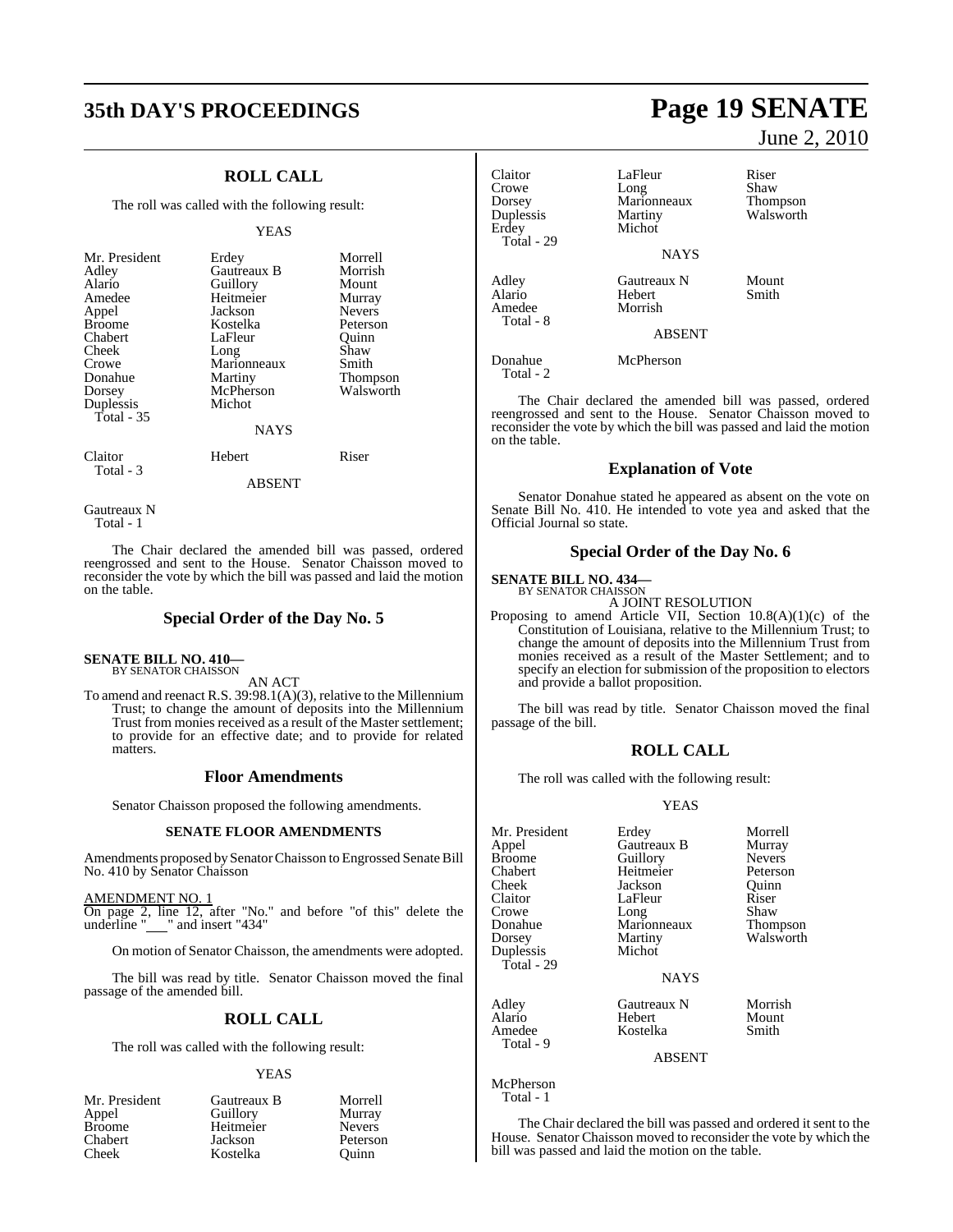## ROLL CALL

The roll was called with the following result:

YEAS

| | | |
|---|---|---|
| Mr. President | Erdey | Morrell |
| Adley | Gautreaux B | Morrish |
| Alario | Guillory | Mount |
| Amedee | Heitmeier | Murray |
| Appel | Jackson | Nevers |
| Broome | Kostelka | Peterson |
| Chabert | LaFleur | Quinn |
| Cheek | Long | Shaw |
| Crowe | Marionneaux | Smith |
| Donahue | Martiny | Thompson |
| Dorsey | McPherson | Walsworth |
| Duplessis | Michot | |
| Total - 35 | | |

NAYS

| | | |
|---|---|---|
| Claitor | Hebert | Riser |
| Total - 3 | | |

ABSENT

Gautreaux N
Total - 1

The Chair declared the amended bill was passed, ordered reengrossed and sent to the House. Senator Chaisson moved to reconsider the vote by which the bill was passed and laid the motion on the table.

## Special Order of the Day No. 5

**SENATE BILL NO. 410—**
BY SENATOR CHAISSON

AN ACT

To amend and reenact R.S. 39:98.1(A)(3), relative to the Millennium Trust; to change the amount of deposits into the Millennium Trust from monies received as a result of the Master settlement; to provide for an effective date; and to provide for related matters.

### Floor Amendments

Senator Chaisson proposed the following amendments.

**SENATE FLOOR AMENDMENTS**

Amendments proposed by Senator Chaisson to Engrossed Senate Bill No. 410 by Senator Chaisson

AMENDMENT NO. 1
On page 2, line 12, after "No." and before "of this" delete the underline "___" and insert "434"

On motion of Senator Chaisson, the amendments were adopted.

The bill was read by title. Senator Chaisson moved the final passage of the amended bill.

## ROLL CALL

The roll was called with the following result:

YEAS

| | | |
|---|---|---|
| Mr. President | Gautreaux B | Morrell |
| Appel | Guillory | Murray |
| Broome | Heitmeier | Nevers |
| Chabert | Jackson | Peterson |
| Cheek | Kostelka | Quinn |
| Claitor | LaFleur | Riser |
| Crowe | Long | Shaw |
| Dorsey | Marionneaux | Thompson |
| Duplessis | Martiny | Walsworth |
| Erdey | Michot | |
| Total - 29 | | |

NAYS

| | | |
|---|---|---|
| Adley | Gautreaux N | Mount |
| Alario | Hebert | Smith |
| Amedee | Morrish | |
| Total - 8 | | |

ABSENT

| | |
|---|---|
| Donahue | McPherson |
| Total - 2 | |

The Chair declared the amended bill was passed, ordered reengrossed and sent to the House. Senator Chaisson moved to reconsider the vote by which the bill was passed and laid the motion on the table.

## Explanation of Vote

Senator Donahue stated he appeared as absent on the vote on Senate Bill No. 410. He intended to vote yea and asked that the Official Journal so state.

## Special Order of the Day No. 6

**SENATE BILL NO. 434—**
BY SENATOR CHAISSON

A JOINT RESOLUTION

Proposing to amend Article VII, Section 10.8(A)(1)(c) of the Constitution of Louisiana, relative to the Millennium Trust; to change the amount of deposits into the Millennium Trust from monies received as a result of the Master Settlement; and to specify an election for submission of the proposition to electors and provide a ballot proposition.

The bill was read by title. Senator Chaisson moved the final passage of the bill.

## ROLL CALL

The roll was called with the following result:

YEAS

| | | |
|---|---|---|
| Mr. President | Erdey | Morrell |
| Appel | Gautreaux B | Murray |
| Broome | Guillory | Nevers |
| Chabert | Heitmeier | Peterson |
| Cheek | Jackson | Quinn |
| Claitor | LaFleur | Riser |
| Crowe | Long | Shaw |
| Donahue | Marionneaux | Thompson |
| Dorsey | Martiny | Walsworth |
| Duplessis | Michot | |
| Total - 29 | | |

NAYS

| | | |
|---|---|---|
| Adley | Gautreaux N | Morrish |
| Alario | Hebert | Mount |
| Amedee | Kostelka | Smith |
| Total - 9 | | |

ABSENT

McPherson
Total - 1

The Chair declared the bill was passed and ordered it sent to the House. Senator Chaisson moved to reconsider the vote by which the bill was passed and laid the motion on the table.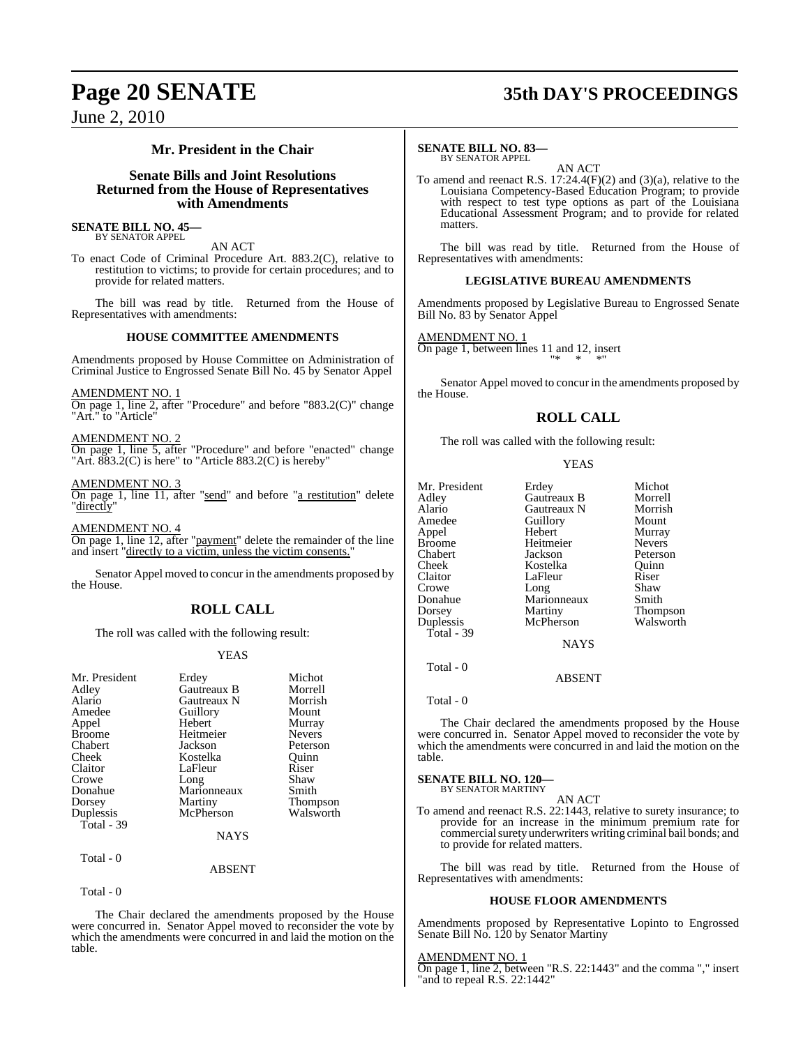## Mr. President in the Chair

## Senate Bills and Joint Resolutions Returned from the House of Representatives with Amendments

**SENATE BILL NO. 45—**
BY SENATOR APPEL

AN ACT

To enact Code of Criminal Procedure Art. 883.2(C), relative to restitution to victims; to provide for certain procedures; and to provide for related matters.

The bill was read by title. Returned from the House of Representatives with amendments:

**HOUSE COMMITTEE AMENDMENTS**

Amendments proposed by House Committee on Administration of Criminal Justice to Engrossed Senate Bill No. 45 by Senator Appel

AMENDMENT NO. 1
On page 1, line 2, after "Procedure" and before "883.2(C)" change "Art." to "Article"

AMENDMENT NO. 2
On page 1, line 5, after "Procedure" and before "enacted" change "Art. 883.2(C) is here" to "Article 883.2(C) is hereby"

AMENDMENT NO. 3
On page 1, line 11, after "send" and before "a restitution" delete "directly"

AMENDMENT NO. 4
On page 1, line 12, after "payment" delete the remainder of the line and insert "directly to a victim, unless the victim consents."

Senator Appel moved to concur in the amendments proposed by the House.

## ROLL CALL

The roll was called with the following result:

YEAS

| | | |
|---|---|---|
| Mr. President | Erdey | Michot |
| Adley | Gautreaux B | Morrell |
| Alario | Gautreaux N | Morrish |
| Amedee | Guillory | Mount |
| Appel | Hebert | Murray |
| Broome | Heitmeier | Nevers |
| Chabert | Jackson | Peterson |
| Cheek | Kostelka | Quinn |
| Claitor | LaFleur | Riser |
| Crowe | Long | Shaw |
| Donahue | Marionneaux | Smith |
| Dorsey | Martiny | Thompson |
| Duplessis | McPherson | Walsworth |

Total - 39

NAYS

Total - 0

ABSENT

Total - 0

The Chair declared the amendments proposed by the House were concurred in. Senator Appel moved to reconsider the vote by which the amendments were concurred in and laid the motion on the table.

**SENATE BILL NO. 83—**
BY SENATOR APPEL

AN ACT

To amend and reenact R.S. 17:24.4(F)(2) and (3)(a), relative to the Louisiana Competency-Based Education Program; to provide with respect to test type options as part of the Louisiana Educational Assessment Program; and to provide for related matters.

The bill was read by title. Returned from the House of Representatives with amendments:

**LEGISLATIVE BUREAU AMENDMENTS**

Amendments proposed by Legislative Bureau to Engrossed Senate Bill No. 83 by Senator Appel

AMENDMENT NO. 1
On page 1, between lines 11 and 12, insert
"* * *"

Senator Appel moved to concur in the amendments proposed by the House.

## ROLL CALL

The roll was called with the following result:

YEAS

| | | |
|---|---|---|
| Mr. President | Erdey | Michot |
| Adley | Gautreaux B | Morrell |
| Alario | Gautreaux N | Morrish |
| Amedee | Guillory | Mount |
| Appel | Hebert | Murray |
| Broome | Heitmeier | Nevers |
| Chabert | Jackson | Peterson |
| Cheek | Kostelka | Quinn |
| Claitor | LaFleur | Riser |
| Crowe | Long | Shaw |
| Donahue | Marionneaux | Smith |
| Dorsey | Martiny | Thompson |
| Duplessis | McPherson | Walsworth |

Total - 39

NAYS

Total - 0

ABSENT

Total - 0

The Chair declared the amendments proposed by the House were concurred in. Senator Appel moved to reconsider the vote by which the amendments were concurred in and laid the motion on the table.

**SENATE BILL NO. 120—**
BY SENATOR MARTINY

AN ACT

To amend and reenact R.S. 22:1443, relative to surety insurance; to provide for an increase in the minimum premium rate for commercial surety underwriters writing criminal bail bonds; and to provide for related matters.

The bill was read by title. Returned from the House of Representatives with amendments:

**HOUSE FLOOR AMENDMENTS**

Amendments proposed by Representative Lopinto to Engrossed Senate Bill No. 120 by Senator Martiny

AMENDMENT NO. 1
On page 1, line 2, between "R.S. 22:1443" and the comma "," insert "and to repeal R.S. 22:1442"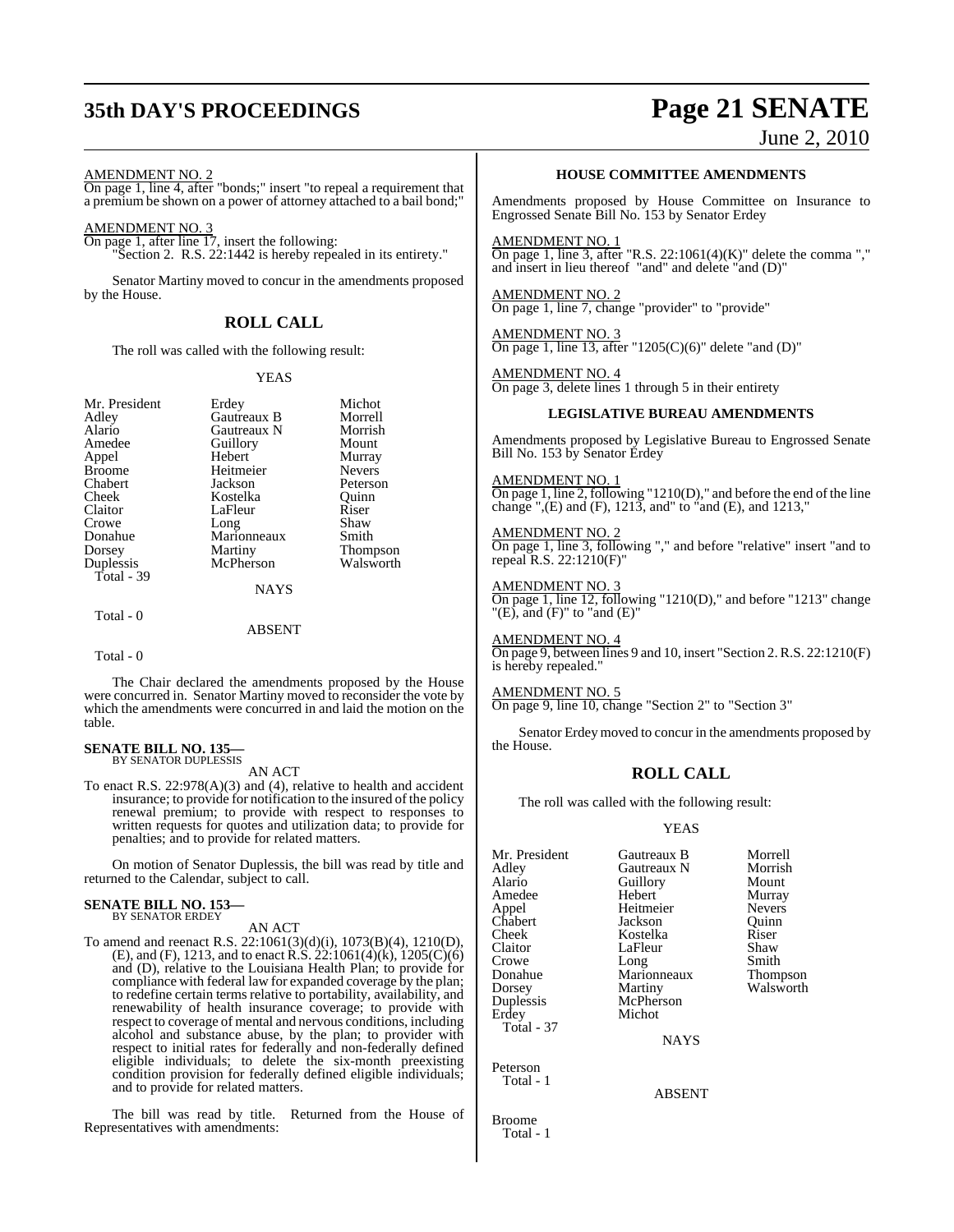AMENDMENT NO. 2

On page 1, line 4, after "bonds;" insert "to repeal a requirement that a premium be shown on a power of attorney attached to a bail bond;"

AMENDMENT NO. 3

On page 1, after line 17, insert the following:

"Section 2. R.S. 22:1442 is hereby repealed in its entirety."

Senator Martiny moved to concur in the amendments proposed by the House.

## ROLL CALL

The roll was called with the following result:

YEAS

| | | |
|---|---|---|
| Mr. President | Erdey | Michot |
| Adley | Gautreaux B | Morrell |
| Alario | Gautreaux N | Morrish |
| Amedee | Guillory | Mount |
| Appel | Hebert | Murray |
| Broome | Heitmeier | Nevers |
| Chabert | Jackson | Peterson |
| Cheek | Kostelka | Quinn |
| Claitor | LaFleur | Riser |
| Crowe | Long | Shaw |
| Donahue | Marionneaux | Smith |
| Dorsey | Martiny | Thompson |
| Duplessis | McPherson | Walsworth |
| Total - 39 | | |

NAYS

Total - 0

ABSENT

Total - 0

The Chair declared the amendments proposed by the House were concurred in. Senator Martiny moved to reconsider the vote by which the amendments were concurred in and laid the motion on the table.

**SENATE BILL NO. 135—**
BY SENATOR DUPLESSIS

AN ACT

To enact R.S. 22:978(A)(3) and (4), relative to health and accident insurance; to provide for notification to the insured of the policy renewal premium; to provide with respect to responses to written requests for quotes and utilization data; to provide for penalties; and to provide for related matters.

On motion of Senator Duplessis, the bill was read by title and returned to the Calendar, subject to call.

**SENATE BILL NO. 153—**
BY SENATOR ERDEY

AN ACT

To amend and reenact R.S. 22:1061(3)(d)(i), 1073(B)(4), 1210(D), (E), and (F), 1213, and to enact R.S. 22:1061(4)(k), 1205(C)(6) and (D), relative to the Louisiana Health Plan; to provide for compliance with federal law for expanded coverage by the plan; to redefine certain terms relative to portability, availability, and renewability of health insurance coverage; to provide with respect to coverage of mental and nervous conditions, including alcohol and substance abuse, by the plan; to provider with respect to initial rates for federally and non-federally defined eligible individuals; to delete the six-month preexisting condition provision for federally defined eligible individuals; and to provide for related matters.

The bill was read by title. Returned from the House of Representatives with amendments:

### HOUSE COMMITTEE AMENDMENTS

Amendments proposed by House Committee on Insurance to Engrossed Senate Bill No. 153 by Senator Erdey

AMENDMENT NO. 1

On page 1, line 3, after "R.S. 22:1061(4)(K)" delete the comma "," and insert in lieu thereof "and" and delete "and (D)"

AMENDMENT NO. 2

On page 1, line 7, change "provider" to "provide"

AMENDMENT NO. 3

On page 1, line 13, after "1205(C)(6)" delete "and (D)"

AMENDMENT NO. 4

On page 3, delete lines 1 through 5 in their entirety

### LEGISLATIVE BUREAU AMENDMENTS

Amendments proposed by Legislative Bureau to Engrossed Senate Bill No. 153 by Senator Erdey

AMENDMENT NO. 1

On page 1, line 2, following "1210(D)," and before the end of the line change ",(E) and (F), 1213, and" to "and (E), and 1213,"

AMENDMENT NO. 2

On page 1, line 3, following "," and before "relative" insert "and to repeal R.S. 22:1210(F)"

AMENDMENT NO. 3

On page 1, line 12, following "1210(D)," and before "1213" change "(E), and (F)" to "and (E)"

AMENDMENT NO. 4

On page 9, between lines 9 and 10, insert "Section 2. R.S. 22:1210(F) is hereby repealed."

AMENDMENT NO. 5

On page 9, line 10, change "Section 2" to "Section 3"

Senator Erdey moved to concur in the amendments proposed by the House.

## ROLL CALL

The roll was called with the following result:

YEAS

| | | |
|---|---|---|
| Mr. President | Gautreaux B | Morrell |
| Adley | Gautreaux N | Morrish |
| Alario | Guillory | Mount |
| Amedee | Hebert | Murray |
| Appel | Heitmeier | Nevers |
| Chabert | Jackson | Quinn |
| Cheek | Kostelka | Riser |
| Claitor | LaFleur | Shaw |
| Crowe | Long | Smith |
| Donahue | Marionneaux | Thompson |
| Dorsey | Martiny | Walsworth |
| Duplessis | McPherson | |
| Erdey | Michot | |
| Total - 37 | | |

NAYS

Peterson
Total - 1

ABSENT

Broome
Total - 1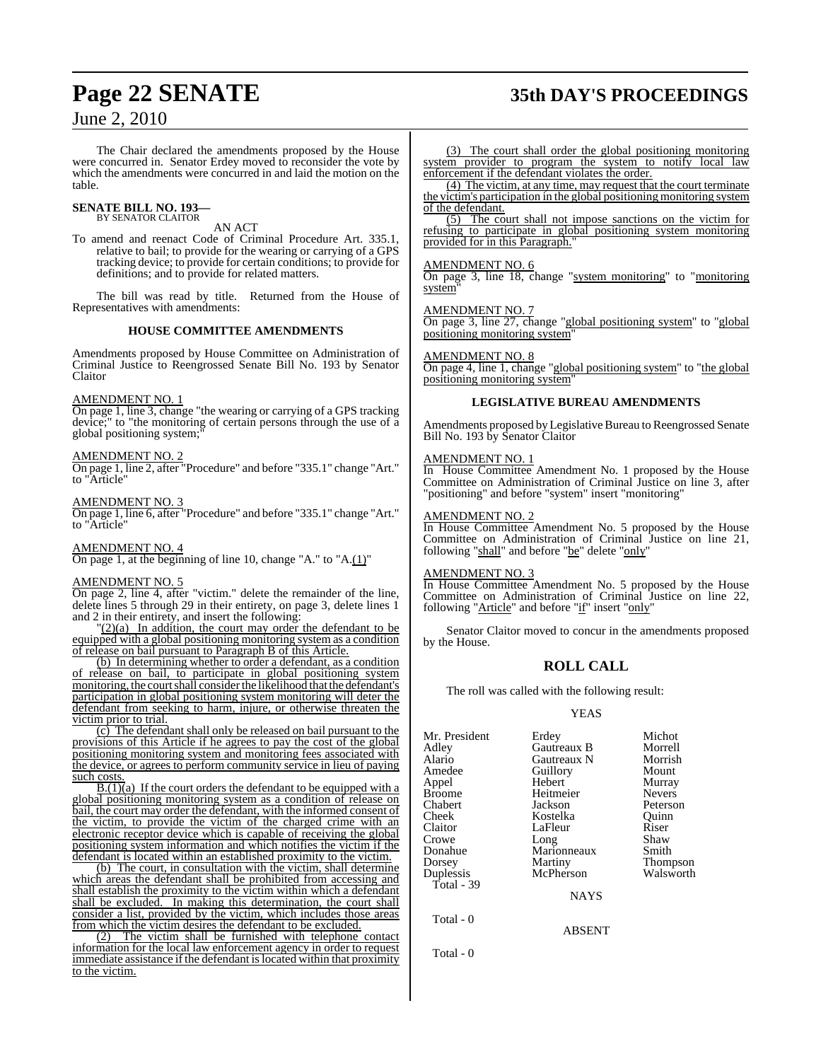The Chair declared the amendments proposed by the House were concurred in. Senator Erdey moved to reconsider the vote by which the amendments were concurred in and laid the motion on the table.

**SENATE BILL NO. 193—**
BY SENATOR CLAITOR

AN ACT

To amend and reenact Code of Criminal Procedure Art. 335.1, relative to bail; to provide for the wearing or carrying of a GPS tracking device; to provide for certain conditions; to provide for definitions; and to provide for related matters.

The bill was read by title. Returned from the House of Representatives with amendments:

### HOUSE COMMITTEE AMENDMENTS

Amendments proposed by House Committee on Administration of Criminal Justice to Reengrossed Senate Bill No. 193 by Senator Claitor

AMENDMENT NO. 1
On page 1, line 3, change "the wearing or carrying of a GPS tracking device;" to "the monitoring of certain persons through the use of a global positioning system;"

AMENDMENT NO. 2
On page 1, line 2, after "Procedure" and before "335.1" change "Art." to "Article"

AMENDMENT NO. 3
On page 1, line 6, after "Procedure" and before "335.1" change "Art." to "Article"

AMENDMENT NO. 4
On page 1, at the beginning of line 10, change "A." to "A.(1)"

AMENDMENT NO. 5
On page 2, line 4, after "victim." delete the remainder of the line, delete lines 5 through 29 in their entirety, on page 3, delete lines 1 and 2 in their entirety, and insert the following:

"(2)(a) In addition, the court may order the defendant to be equipped with a global positioning monitoring system as a condition of release on bail pursuant to Paragraph B of this Article.

(b) In determining whether to order a defendant, as a condition of release on bail, to participate in global positioning system monitoring, the court shall consider the likelihood that the defendant's participation in global positioning system monitoring will deter the defendant from seeking to harm, injure, or otherwise threaten the victim prior to trial.

(c) The defendant shall only be released on bail pursuant to the provisions of this Article if he agrees to pay the cost of the global positioning monitoring system and monitoring fees associated with the device, or agrees to perform community service in lieu of paying such costs.

B.(1)(a) If the court orders the defendant to be equipped with a global positioning monitoring system as a condition of release on bail, the court may order the defendant, with the informed consent of the victim, to provide the victim of the charged crime with an electronic receptor device which is capable of receiving the global positioning system information and which notifies the victim if the defendant is located within an established proximity to the victim.

(b) The court, in consultation with the victim, shall determine which areas the defendant shall be prohibited from accessing and shall establish the proximity to the victim within which a defendant shall be excluded. In making this determination, the court shall consider a list, provided by the victim, which includes those areas from which the victim desires the defendant to be excluded.

(2) The victim shall be furnished with telephone contact information for the local law enforcement agency in order to request immediate assistance if the defendant is located within that proximity to the victim.

(3) The court shall order the global positioning monitoring system provider to program the system to notify local law enforcement if the defendant violates the order.

(4) The victim, at any time, may request that the court terminate the victim's participation in the global positioning monitoring system of the defendant.

(5) The court shall not impose sanctions on the victim for refusing to participate in global positioning system monitoring provided for in this Paragraph."

AMENDMENT NO. 6
On page 3, line 18, change "system monitoring" to "monitoring system"

AMENDMENT NO. 7
On page 3, line 27, change "global positioning system" to "global positioning monitoring system"

AMENDMENT NO. 8
On page 4, line 1, change "global positioning system" to "the global positioning monitoring system"

### LEGISLATIVE BUREAU AMENDMENTS

Amendments proposed by Legislative Bureau to Reengrossed Senate Bill No. 193 by Senator Claitor

AMENDMENT NO. 1
In House Committee Amendment No. 1 proposed by the House Committee on Administration of Criminal Justice on line 3, after "positioning" and before "system" insert "monitoring"

AMENDMENT NO. 2
In House Committee Amendment No. 5 proposed by the House Committee on Administration of Criminal Justice on line 21, following "shall" and before "be" delete "only"

AMENDMENT NO. 3
In House Committee Amendment No. 5 proposed by the House Committee on Administration of Criminal Justice on line 22, following "Article" and before "if" insert "only"

Senator Claitor moved to concur in the amendments proposed by the House.

## ROLL CALL

The roll was called with the following result:

YEAS

| | | |
|---|---|---|
| Mr. President | Erdey | Michot |
| Adley | Gautreaux B | Morrell |
| Alario | Gautreaux N | Morrish |
| Amedee | Guillory | Mount |
| Appel | Hebert | Murray |
| Broome | Heitmeier | Nevers |
| Chabert | Jackson | Peterson |
| Cheek | Kostelka | Quinn |
| Claitor | LaFleur | Riser |
| Crowe | Long | Shaw |
| Donahue | Marionneaux | Smith |
| Dorsey | Martiny | Thompson |
| Duplessis | McPherson | Walsworth |

Total - 39

NAYS

Total - 0

ABSENT

Total - 0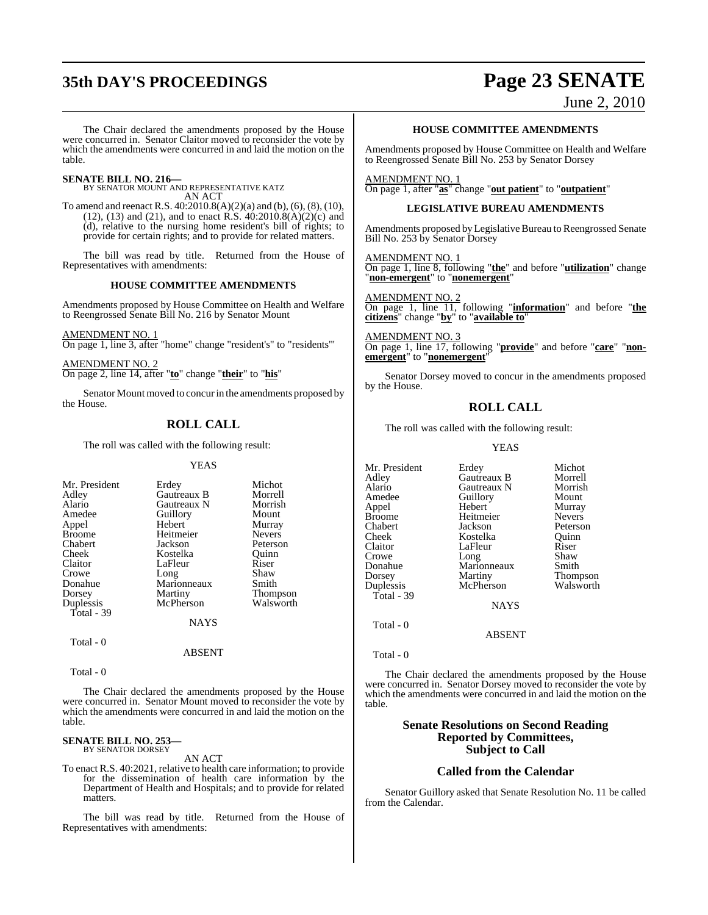The Chair declared the amendments proposed by the House were concurred in. Senator Claitor moved to reconsider the vote by which the amendments were concurred in and laid the motion on the table.

**SENATE BILL NO. 216—**
BY SENATOR MOUNT AND REPRESENTATIVE KATZ
AN ACT

To amend and reenact R.S. 40:2010.8(A)(2)(a) and (b), (6), (8), (10), (12), (13) and (21), and to enact R.S. 40:2010.8(A)(2)(c) and (d), relative to the nursing home resident's bill of rights; to provide for certain rights; and to provide for related matters.

The bill was read by title. Returned from the House of Representatives with amendments:

### HOUSE COMMITTEE AMENDMENTS

Amendments proposed by House Committee on Health and Welfare to Reengrossed Senate Bill No. 216 by Senator Mount

AMENDMENT NO. 1
On page 1, line 3, after "home" change "resident's" to "residents'"

AMENDMENT NO. 2
On page 2, line 14, after "**to**" change "**their**" to "**his**"

Senator Mount moved to concur in the amendments proposed by the House.

## ROLL CALL

The roll was called with the following result:

YEAS

| | | |
|---|---|---|
| Mr. President | Erdey | Michot |
| Adley | Gautreaux B | Morrell |
| Alario | Gautreaux N | Morrish |
| Amedee | Guillory | Mount |
| Appel | Hebert | Murray |
| Broome | Heitmeier | Nevers |
| Chabert | Jackson | Peterson |
| Cheek | Kostelka | Quinn |
| Claitor | LaFleur | Riser |
| Crowe | Long | Shaw |
| Donahue | Marionneaux | Smith |
| Dorsey | Martiny | Thompson |
| Duplessis | McPherson | Walsworth |
| Total - 39 | | |

NAYS

Total - 0

ABSENT

Total - 0

The Chair declared the amendments proposed by the House were concurred in. Senator Mount moved to reconsider the vote by which the amendments were concurred in and laid the motion on the table.

**SENATE BILL NO. 253—**
BY SENATOR DORSEY
AN ACT

To enact R.S. 40:2021, relative to health care information; to provide for the dissemination of health care information by the Department of Health and Hospitals; and to provide for related matters.

The bill was read by title. Returned from the House of Representatives with amendments:

### HOUSE COMMITTEE AMENDMENTS

Amendments proposed by House Committee on Health and Welfare to Reengrossed Senate Bill No. 253 by Senator Dorsey

AMENDMENT NO. 1
On page 1, after "**as**" change "**out patient**" to "**outpatient**"

### LEGISLATIVE BUREAU AMENDMENTS

Amendments proposed by Legislative Bureau to Reengrossed Senate Bill No. 253 by Senator Dorsey

AMENDMENT NO. 1
On page 1, line 8, following "**the**" and before "**utilization**" change "**non-emergent**" to "**nonemergent**"

AMENDMENT NO. 2
On page 1, line 11, following "**information**" and before "**the citizens**" change "**by**" to "**available to**"

AMENDMENT NO. 3
On page 1, line 17, following "**provide**" and before "**care**" "**non-emergent**" to "**nonemergent**"

Senator Dorsey moved to concur in the amendments proposed by the House.

## ROLL CALL

The roll was called with the following result:

YEAS

| | | |
|---|---|---|
| Mr. President | Erdey | Michot |
| Adley | Gautreaux B | Morrell |
| Alario | Gautreaux N | Morrish |
| Amedee | Guillory | Mount |
| Appel | Hebert | Murray |
| Broome | Heitmeier | Nevers |
| Chabert | Jackson | Peterson |
| Cheek | Kostelka | Quinn |
| Claitor | LaFleur | Riser |
| Crowe | Long | Shaw |
| Donahue | Marionneaux | Smith |
| Dorsey | Martiny | Thompson |
| Duplessis | McPherson | Walsworth |
| Total - 39 | | |

NAYS

Total - 0

ABSENT

Total - 0

The Chair declared the amendments proposed by the House were concurred in. Senator Dorsey moved to reconsider the vote by which the amendments were concurred in and laid the motion on the table.

## Senate Resolutions on Second Reading Reported by Committees, Subject to Call

## Called from the Calendar

Senator Guillory asked that Senate Resolution No. 11 be called from the Calendar.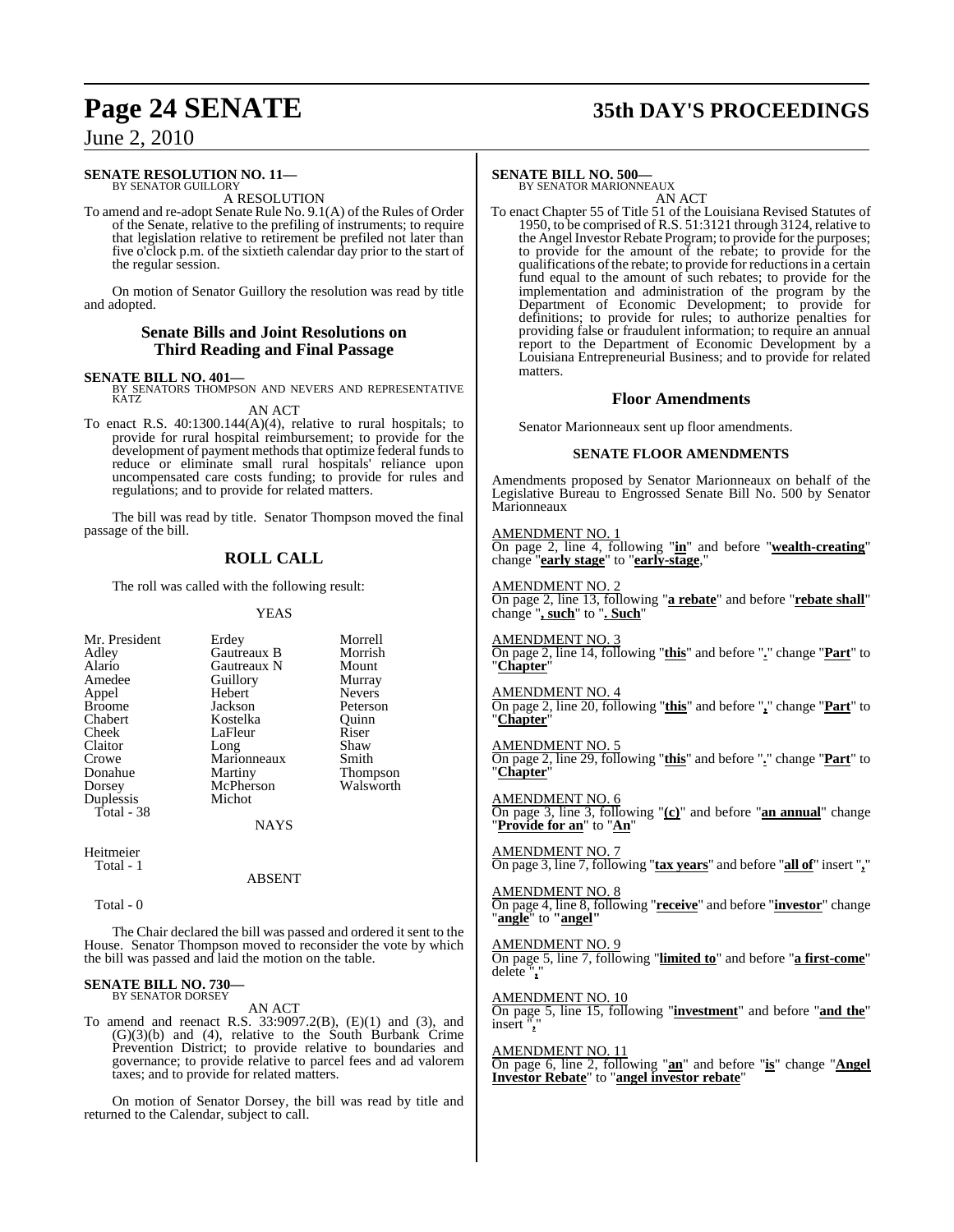**SENATE RESOLUTION NO. 11—**
BY SENATOR GUILLORY

A RESOLUTION

To amend and re-adopt Senate Rule No. 9.1(A) of the Rules of Order of the Senate, relative to the prefiling of instruments; to require that legislation relative to retirement be prefiled not later than five o'clock p.m. of the sixtieth calendar day prior to the start of the regular session.

On motion of Senator Guillory the resolution was read by title and adopted.

## Senate Bills and Joint Resolutions on Third Reading and Final Passage

**SENATE BILL NO. 401—**
BY SENATORS THOMPSON AND NEVERS AND REPRESENTATIVE KATZ

AN ACT

To enact R.S. 40:1300.144(A)(4), relative to rural hospitals; to provide for rural hospital reimbursement; to provide for the development of payment methods that optimize federal funds to reduce or eliminate small rural hospitals' reliance upon uncompensated care costs funding; to provide for rules and regulations; and to provide for related matters.

The bill was read by title. Senator Thompson moved the final passage of the bill.

## ROLL CALL

The roll was called with the following result:

YEAS

| | | |
|---|---|---|
| Mr. President | Erdey | Morrell |
| Adley | Gautreaux B | Morrish |
| Alario | Gautreaux N | Mount |
| Amedee | Guillory | Murray |
| Appel | Hebert | Nevers |
| Broome | Jackson | Peterson |
| Chabert | Kostelka | Quinn |
| Cheek | LaFleur | Riser |
| Claitor | Long | Shaw |
| Crowe | Marionneaux | Smith |
| Donahue | Martiny | Thompson |
| Dorsey | McPherson | Walsworth |
| Duplessis | Michot | |

Total - 38

NAYS

Heitmeier

Total - 1

ABSENT

Total - 0

The Chair declared the bill was passed and ordered it sent to the House. Senator Thompson moved to reconsider the vote by which the bill was passed and laid the motion on the table.

**SENATE BILL NO. 730—**
BY SENATOR DORSEY

AN ACT

To amend and reenact R.S. 33:9097.2(B), (E)(1) and (3), and (G)(3)(b) and (4), relative to the South Burbank Crime Prevention District; to provide relative to boundaries and governance; to provide relative to parcel fees and ad valorem taxes; and to provide for related matters.

On motion of Senator Dorsey, the bill was read by title and returned to the Calendar, subject to call.

**SENATE BILL NO. 500—**
BY SENATOR MARIONNEAUX

AN ACT

To enact Chapter 55 of Title 51 of the Louisiana Revised Statutes of 1950, to be comprised of R.S. 51:3121 through 3124, relative to the Angel Investor Rebate Program; to provide for the purposes; to provide for the amount of the rebate; to provide for the qualifications of the rebate; to provide for reductions in a certain fund equal to the amount of such rebates; to provide for the implementation and administration of the program by the Department of Economic Development; to provide for definitions; to provide for rules; to authorize penalties for providing false or fraudulent information; to require an annual report to the Department of Economic Development by a Louisiana Entrepreneurial Business; and to provide for related matters.

## Floor Amendments

Senator Marionneaux sent up floor amendments.

### SENATE FLOOR AMENDMENTS

Amendments proposed by Senator Marionneaux on behalf of the Legislative Bureau to Engrossed Senate Bill No. 500 by Senator Marionneaux

AMENDMENT NO. 1
On page 2, line 4, following "**in**" and before "**wealth-creating**" change "**early stage**" to "**early-stage**,"

AMENDMENT NO. 2
On page 2, line 13, following "**a rebate**" and before "**rebate shall**" change "**, such**" to "**. Such**"

AMENDMENT NO. 3
On page 2, line 14, following "**this**" and before "**.**" change "**Part**" to "**Chapter**"

AMENDMENT NO. 4
On page 2, line 20, following "**this**" and before "**,**" change "**Part**" to "**Chapter**"

AMENDMENT NO. 5
On page 2, line 29, following "**this**" and before "**.**" change "**Part**" to "**Chapter**"

AMENDMENT NO. 6
On page 3, line 3, following "**(c)**" and before "**an annual**" change "**Provide for an**" to "**An**"

AMENDMENT NO. 7
On page 3, line 7, following "**tax years**" and before "**all of**" insert "**,**"

AMENDMENT NO. 8
On page 4, line 8, following "**receive**" and before "**investor**" change "**angle**" to "**angel**"

AMENDMENT NO. 9
On page 5, line 7, following "**limited to**" and before "**a first-come**" delete "**,**"

AMENDMENT NO. 10
On page 5, line 15, following "**investment**" and before "**and the**" insert "**,**"

AMENDMENT NO. 11
On page 6, line 2, following "**an**" and before "**is**" change "**Angel Investor Rebate**" to "**angel investor rebate**"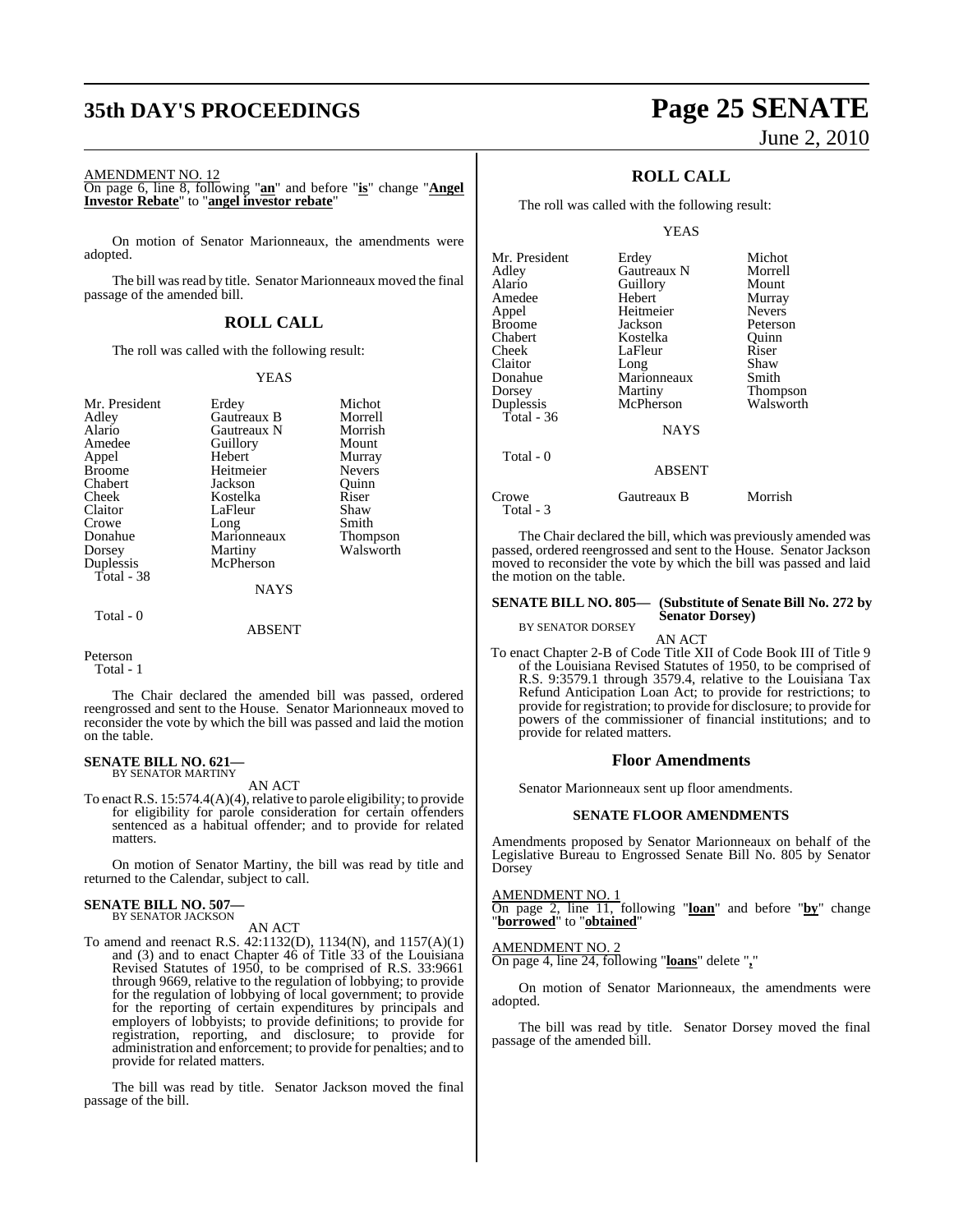AMENDMENT NO. 12

On page 6, line 8, following "**an**" and before "**is**" change "**Angel Investor Rebate**" to "**angel investor rebate**"

On motion of Senator Marionneaux, the amendments were adopted.

The bill was read by title. Senator Marionneaux moved the final passage of the amended bill.

## ROLL CALL

The roll was called with the following result:

YEAS

| | | |
|---|---|---|
| Mr. President | Erdey | Michot |
| Adley | Gautreaux B | Morrell |
| Alario | Gautreaux N | Morrish |
| Amedee | Guillory | Mount |
| Appel | Hebert | Murray |
| Broome | Heitmeier | Nevers |
| Chabert | Jackson | Quinn |
| Cheek | Kostelka | Riser |
| Claitor | LaFleur | Shaw |
| Crowe | Long | Smith |
| Donahue | Marionneaux | Thompson |
| Dorsey | Martiny | Walsworth |
| Duplessis | McPherson | |

Total - 38

NAYS

Total - 0

ABSENT

Peterson

Total - 1

The Chair declared the amended bill was passed, ordered reengrossed and sent to the House. Senator Marionneaux moved to reconsider the vote by which the bill was passed and laid the motion on the table.

**SENATE BILL NO. 621—**
BY SENATOR MARTINY

AN ACT

To enact R.S. 15:574.4(A)(4), relative to parole eligibility; to provide for eligibility for parole consideration for certain offenders sentenced as a habitual offender; and to provide for related matters.

On motion of Senator Martiny, the bill was read by title and returned to the Calendar, subject to call.

**SENATE BILL NO. 507—**
BY SENATOR JACKSON

AN ACT

To amend and reenact R.S. 42:1132(D), 1134(N), and 1157(A)(1) and (3) and to enact Chapter 46 of Title 33 of the Louisiana Revised Statutes of 1950, to be comprised of R.S. 33:9661 through 9669, relative to the regulation of lobbying; to provide for the regulation of lobbying of local government; to provide for the reporting of certain expenditures by principals and employers of lobbyists; to provide definitions; to provide for registration, reporting, and disclosure; to provide for administration and enforcement; to provide for penalties; and to provide for related matters.

The bill was read by title. Senator Jackson moved the final passage of the bill.

## ROLL CALL

The roll was called with the following result:

YEAS

| | | |
|---|---|---|
| Mr. President | Erdey | Michot |
| Adley | Gautreaux N | Morrell |
| Alario | Guillory | Mount |
| Amedee | Hebert | Murray |
| Appel | Heitmeier | Nevers |
| Broome | Jackson | Peterson |
| Chabert | Kostelka | Quinn |
| Cheek | LaFleur | Riser |
| Claitor | Long | Shaw |
| Donahue | Marionneaux | Smith |
| Dorsey | Martiny | Thompson |
| Duplessis | McPherson | Walsworth |

Total - 36

NAYS

Total - 0

ABSENT

| | | |
|---|---|---|
| Crowe | Gautreaux B | Morrish |

Total - 3

The Chair declared the bill, which was previously amended was passed, ordered reengrossed and sent to the House. Senator Jackson moved to reconsider the vote by which the bill was passed and laid the motion on the table.

**SENATE BILL NO. 805— (Substitute of Senate Bill No. 272 by Senator Dorsey)**
BY SENATOR DORSEY

AN ACT

To enact Chapter 2-B of Code Title XII of Code Book III of Title 9 of the Louisiana Revised Statutes of 1950, to be comprised of R.S. 9:3579.1 through 3579.4, relative to the Louisiana Tax Refund Anticipation Loan Act; to provide for restrictions; to provide for registration; to provide for disclosure; to provide for powers of the commissioner of financial institutions; and to provide for related matters.

## Floor Amendments

Senator Marionneaux sent up floor amendments.

### SENATE FLOOR AMENDMENTS

Amendments proposed by Senator Marionneaux on behalf of the Legislative Bureau to Engrossed Senate Bill No. 805 by Senator Dorsey

AMENDMENT NO. 1

On page 2, line 11, following "**loan**" and before "**by**" change "**borrowed**" to "**obtained**"

AMENDMENT NO. 2

On page 4, line 24, following "**loans**" delete "**,**"

On motion of Senator Marionneaux, the amendments were adopted.

The bill was read by title. Senator Dorsey moved the final passage of the amended bill.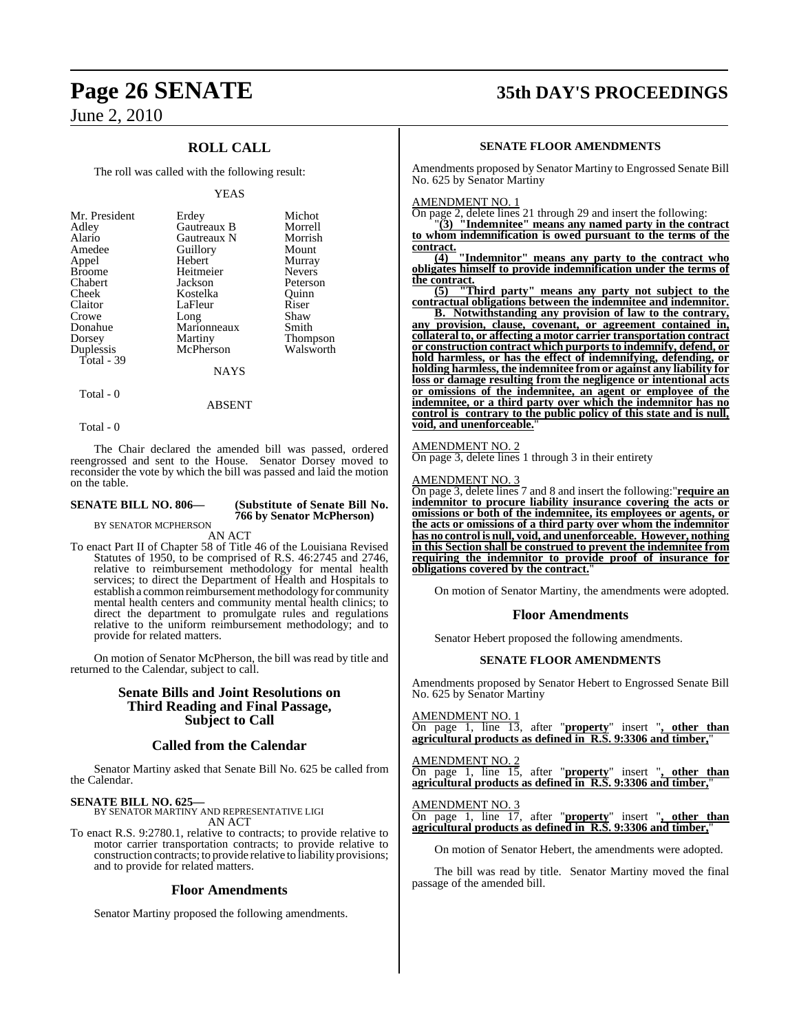## ROLL CALL

The roll was called with the following result:

YEAS

| | | |
|---|---|---|
| Mr. President | Erdey | Michot |
| Adley | Gautreaux B | Morrell |
| Alario | Gautreaux N | Morrish |
| Amedee | Guillory | Mount |
| Appel | Hebert | Murray |
| Broome | Heitmeier | Nevers |
| Chabert | Jackson | Peterson |
| Cheek | Kostelka | Quinn |
| Claitor | LaFleur | Riser |
| Crowe | Long | Shaw |
| Donahue | Marionneaux | Smith |
| Dorsey | Martiny | Thompson |
| Duplessis | McPherson | Walsworth |
| Total - 39 | | |

NAYS

Total - 0

ABSENT

Total - 0

The Chair declared the amended bill was passed, ordered reengrossed and sent to the House. Senator Dorsey moved to reconsider the vote by which the bill was passed and laid the motion on the table.

**SENATE BILL NO. 806— (Substitute of Senate Bill No. 766 by Senator McPherson)**

BY SENATOR MCPHERSON

AN ACT

To enact Part II of Chapter 58 of Title 46 of the Louisiana Revised Statutes of 1950, to be comprised of R.S. 46:2745 and 2746, relative to reimbursement methodology for mental health services; to direct the Department of Health and Hospitals to establish a common reimbursement methodology for community mental health centers and community mental health clinics; to direct the department to promulgate rules and regulations relative to the uniform reimbursement methodology; and to provide for related matters.

On motion of Senator McPherson, the bill was read by title and returned to the Calendar, subject to call.

## Senate Bills and Joint Resolutions on Third Reading and Final Passage, Subject to Call

## Called from the Calendar

Senator Martiny asked that Senate Bill No. 625 be called from the Calendar.

**SENATE BILL NO. 625—**

BY SENATOR MARTINY AND REPRESENTATIVE LIGI

AN ACT

To enact R.S. 9:2780.1, relative to contracts; to provide relative to motor carrier transportation contracts; to provide relative to construction contracts; to provide relative to liability provisions; and to provide for related matters.

## Floor Amendments

Senator Martiny proposed the following amendments.

### SENATE FLOOR AMENDMENTS

Amendments proposed by Senator Martiny to Engrossed Senate Bill No. 625 by Senator Martiny

AMENDMENT NO. 1

On page 2, delete lines 21 through 29 and insert the following:

"**(3) "Indemnitee" means any named party in the contract to whom indemnification is owed pursuant to the terms of the contract.**

**(4) "Indemnitor" means any party to the contract who obligates himself to provide indemnification under the terms of the contract.**

**(5) "Third party" means any party not subject to the contractual obligations between the indemnitee and indemnitor.**

**B. Notwithstanding any provision of law to the contrary, any provision, clause, covenant, or agreement contained in, collateral to, or affecting a motor carrier transportation contract or construction contract which purports to indemnify, defend, or hold harmless, or has the effect of indemnifying, defending, or holding harmless, the indemnitee from or against any liability for loss or damage resulting from the negligence or intentional acts or omissions of the indemnitee, an agent or employee of the indemnitee, or a third party over which the indemnitor has no control is contrary to the public policy of this state and is null, void, and unenforceable.**"

AMENDMENT NO. 2

On page 3, delete lines 1 through 3 in their entirety

AMENDMENT NO. 3

On page 3, delete lines 7 and 8 and insert the following:"**require an indemnitor to procure liability insurance covering the acts or omissions or both of the indemnitee, its employees or agents, or the acts or omissions of a third party over whom the indemnitor has no control is null, void, and unenforceable. However, nothing in this Section shall be construed to prevent the indemnitee from requiring the indemnitor to provide proof of insurance for obligations covered by the contract.**"

On motion of Senator Martiny, the amendments were adopted.

## Floor Amendments

Senator Hebert proposed the following amendments.

### SENATE FLOOR AMENDMENTS

Amendments proposed by Senator Hebert to Engrossed Senate Bill No. 625 by Senator Martiny

AMENDMENT NO. 1

On page 1, line 13, after "**property**" insert "**, other than agricultural products as defined in R.S. 9:3306 and timber,**"

AMENDMENT NO. 2

On page 1, line 15, after "**property**" insert "**, other than agricultural products as defined in R.S. 9:3306 and timber,**"

AMENDMENT NO. 3

On page 1, line 17, after "**property**" insert "**, other than agricultural products as defined in R.S. 9:3306 and timber,**"

On motion of Senator Hebert, the amendments were adopted.

The bill was read by title. Senator Martiny moved the final passage of the amended bill.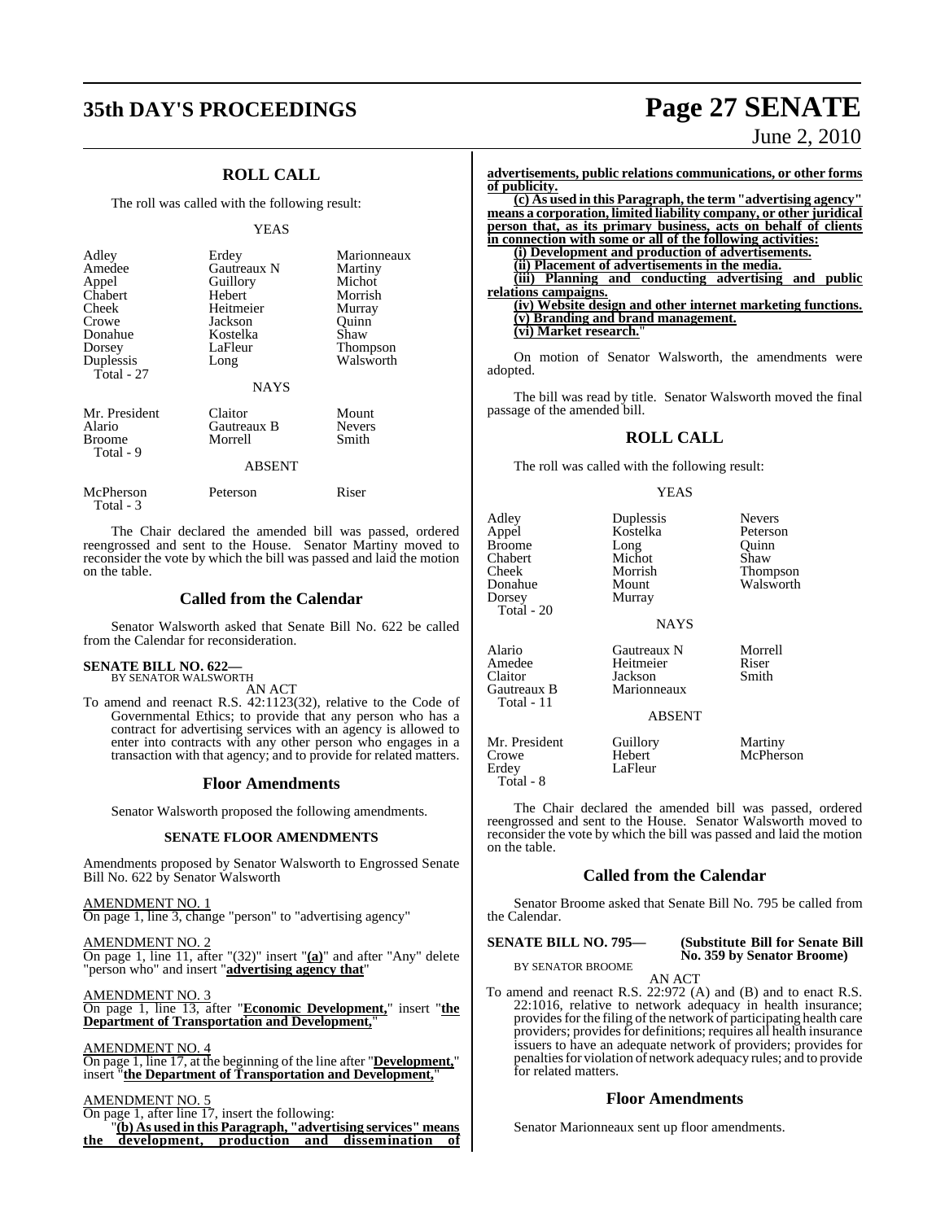## ROLL CALL

The roll was called with the following result:

YEAS

| | | |
|---|---|---|
| Adley | Erdey | Marionneaux |
| Amedee | Gautreaux N | Martiny |
| Appel | Guillory | Michot |
| Chabert | Hebert | Morrish |
| Cheek | Heitmeier | Murray |
| Crowe | Jackson | Quinn |
| Donahue | Kostelka | Shaw |
| Dorsey | LaFleur | Thompson |
| Duplessis | Long | Walsworth |
| Total - 27 | | |

NAYS

| | | |
|---|---|---|
| Mr. President | Claitor | Mount |
| Alario | Gautreaux B | Nevers |
| Broome | Morrell | Smith |
| Total - 9 | | |

ABSENT

| | | |
|---|---|---|
| McPherson | Peterson | Riser |
| Total - 3 | | |

The Chair declared the amended bill was passed, ordered reengrossed and sent to the House. Senator Martiny moved to reconsider the vote by which the bill was passed and laid the motion on the table.

## Called from the Calendar

Senator Walsworth asked that Senate Bill No. 622 be called from the Calendar for reconsideration.

**SENATE BILL NO. 622—**
BY SENATOR WALSWORTH

AN ACT

To amend and reenact R.S. 42:1123(32), relative to the Code of Governmental Ethics; to provide that any person who has a contract for advertising services with an agency is allowed to enter into contracts with any other person who engages in a transaction with that agency; and to provide for related matters.

## Floor Amendments

Senator Walsworth proposed the following amendments.

### SENATE FLOOR AMENDMENTS

Amendments proposed by Senator Walsworth to Engrossed Senate Bill No. 622 by Senator Walsworth

AMENDMENT NO. 1
On page 1, line 3, change "person" to "advertising agency"

AMENDMENT NO. 2
On page 1, line 11, after "(32)" insert "**(a)**" and after "Any" delete "person who" and insert "**advertising agency that**"

AMENDMENT NO. 3
On page 1, line 13, after "**Economic Development,**" insert "**the Department of Transportation and Development,**"

AMENDMENT NO. 4
On page 1, line 17, at the beginning of the line after "**Development,**" insert "**the Department of Transportation and Development,**"

AMENDMENT NO. 5
On page 1, after line 17, insert the following:

"**(b) As used in this Paragraph, "advertising services" means the development, production and dissemination of advertisements, public relations communications, or other forms of publicity.**

**(c) As used in this Paragraph, the term "advertising agency" means a corporation, limited liability company, or other juridical person that, as its primary business, acts on behalf of clients in connection with some or all of the following activities:**

**(i) Development and production of advertisements.**

**(ii) Placement of advertisements in the media.**

**(iii) Planning and conducting advertising and public relations campaigns.**

**(iv) Website design and other internet marketing functions.**

**(v) Branding and brand management.**

**(vi) Market research.**"

On motion of Senator Walsworth, the amendments were adopted.

The bill was read by title. Senator Walsworth moved the final passage of the amended bill.

## ROLL CALL

The roll was called with the following result:

YEAS

| | | |
|---|---|---|
| Adley | Duplessis | Nevers |
| Appel | Kostelka | Peterson |
| Broome | Long | Quinn |
| Chabert | Michot | Shaw |
| Cheek | Morrish | Thompson |
| Donahue | Mount | Walsworth |
| Dorsey | Murray | |
| Total - 20 | | |

NAYS

| | | |
|---|---|---|
| Alario | Gautreaux N | Morrell |
| Amedee | Heitmeier | Riser |
| Claitor | Jackson | Smith |
| Gautreaux B | Marionneaux | |
| Total - 11 | | |

ABSENT

| | | |
|---|---|---|
| Mr. President | Guillory | Martiny |
| Crowe | Hebert | McPherson |
| Erdey | LaFleur | |
| Total - 8 | | |

The Chair declared the amended bill was passed, ordered reengrossed and sent to the House. Senator Walsworth moved to reconsider the vote by which the bill was passed and laid the motion on the table.

## Called from the Calendar

Senator Broome asked that Senate Bill No. 795 be called from the Calendar.

**SENATE BILL NO. 795— (Substitute Bill for Senate Bill No. 359 by Senator Broome)**
BY SENATOR BROOME

AN ACT

To amend and reenact R.S. 22:972 (A) and (B) and to enact R.S. 22:1016, relative to network adequacy in health insurance; provides for the filing of the network of participating health care providers; provides for definitions; requires all health insurance issuers to have an adequate network of providers; provides for penalties for violation of network adequacy rules; and to provide for related matters.

## Floor Amendments

Senator Marionneaux sent up floor amendments.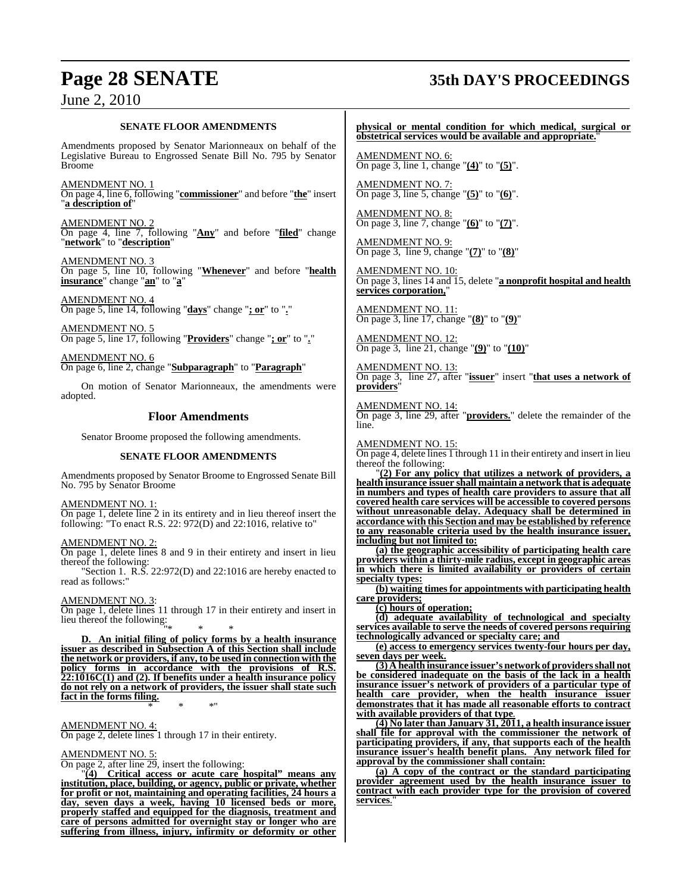**SENATE FLOOR AMENDMENTS**

Amendments proposed by Senator Marionneaux on behalf of the Legislative Bureau to Engrossed Senate Bill No. 795 by Senator Broome

AMENDMENT NO. 1
On page 4, line 6, following "**commissioner**" and before "**the**" insert "**a description of**"

AMENDMENT NO. 2
On page 4, line 7, following "**Any**" and before "**filed**" change "**network**" to "**description**"

AMENDMENT NO. 3
On page 5, line 10, following "**Whenever**" and before "**health insurance**" change "**an**" to "**a**"

AMENDMENT NO. 4
On page 5, line 14, following "**days**" change "**; or**" to "**.**"

AMENDMENT NO. 5
On page 5, line 17, following "**Providers**" change "**; or**" to "**.**"

AMENDMENT NO. 6
On page 6, line 2, change "**Subparagraph**" to "**Paragraph**"

On motion of Senator Marionneaux, the amendments were adopted.

## Floor Amendments

Senator Broome proposed the following amendments.

**SENATE FLOOR AMENDMENTS**

Amendments proposed by Senator Broome to Engrossed Senate Bill No. 795 by Senator Broome

AMENDMENT NO. 1:
On page 1, delete line 2 in its entirety and in lieu thereof insert the following: "To enact R.S. 22: 972(D) and 22:1016, relative to"

AMENDMENT NO. 2:
On page 1, delete lines 8 and 9 in their entirety and insert in lieu thereof the following:

"Section 1. R.S. 22:972(D) and 22:1016 are hereby enacted to read as follows:"

AMENDMENT NO. 3:
On page 1, delete lines 11 through 17 in their entirety and insert in lieu thereof the following:

"* * *

**D. An initial filing of policy forms by a health insurance issuer as described in Subsection A of this Section shall include the network or providers, if any, to be used in connection with the policy forms in accordance with the provisions of R.S. 22:1016C(1) and (2). If benefits under a health insurance policy do not rely on a network of providers, the issuer shall state such fact in the forms filing.**

* * *"

AMENDMENT NO. 4:
On page 2, delete lines 1 through 17 in their entirety.

AMENDMENT NO. 5:
On page 2, after line 29, insert the following:

"**(4) Critical access or acute care hospital" means any institution, place, building, or agency, public or private, whether for profit or not, maintaining and operating facilities, 24 hours a day, seven days a week, having 10 licensed beds or more, properly staffed and equipped for the diagnosis, treatment and care of persons admitted for overnight stay or longer who are suffering from illness, injury, infirmity or deformity or other physical or mental condition for which medical, surgical or obstetrical services would be available and appropriate.**"

AMENDMENT NO. 6:
On page 3, line 1, change "**(4)**" to "**(5)**".

AMENDMENT NO. 7:
On page 3, line 5, change "**(5)**" to "**(6)**".

AMENDMENT NO. 8:
On page 3, line 7, change "**(6)**" to "**(7)**".

AMENDMENT NO. 9:
On page 3, line 9, change "**(7)**" to "**(8)**"

AMENDMENT NO. 10:
On page 3, lines 14 and 15, delete "**a nonprofit hospital and health services corporation,**"

AMENDMENT NO. 11:
On page 3, line 17, change "**(8)**" to "**(9)**"

AMENDMENT NO. 12:
On page 3, line 21, change "**(9)**" to "**(10)**"

AMENDMENT NO. 13:
On page 3, line 27, after "**issuer**" insert "**that uses a network of providers**"

AMENDMENT NO. 14:
On page 3, line 29, after "**providers.**" delete the remainder of the line.

AMENDMENT NO. 15:
On page 4, delete lines 1 through 11 in their entirety and insert in lieu thereof the following:

"**(2) For any policy that utilizes a network of providers, a health insurance issuer shall maintain a network that is adequate in numbers and types of health care providers to assure that all covered health care services will be accessible to covered persons without unreasonable delay. Adequacy shall be determined in accordance with this Section and may be established by reference to any reasonable criteria used by the health insurance issuer, including but not limited to:**

**(a) the geographic accessibility of participating health care providers within a thirty-mile radius, except in geographic areas in which there is limited availability or providers of certain specialty types:**

**(b) waiting times for appointments with participating health care providers;**

**(c) hours of operation;**

**(d) adequate availability of technological and specialty services available to serve the needs of covered persons requiring technologically advanced or specialty care; and**

**(e) access to emergency services twenty-four hours per day, seven days per week.**

**(3) A health insurance issuer's network of providers shall not be considered inadequate on the basis of the lack in a health insurance issuer's network of providers of a particular type of health care provider, when the health insurance issuer demonstrates that it has made all reasonable efforts to contract with available providers of that type.**

**(4) No later than January 31, 2011, a health insurance issuer shall file for approval with the commissioner the network of participating providers, if any, that supports each of the health insurance issuer's health benefit plans. Any network filed for approval by the commissioner shall contain:**

**(a) A copy of the contract or the standard participating provider agreement used by the health insurance issuer to contract with each provider type for the provision of covered services.**"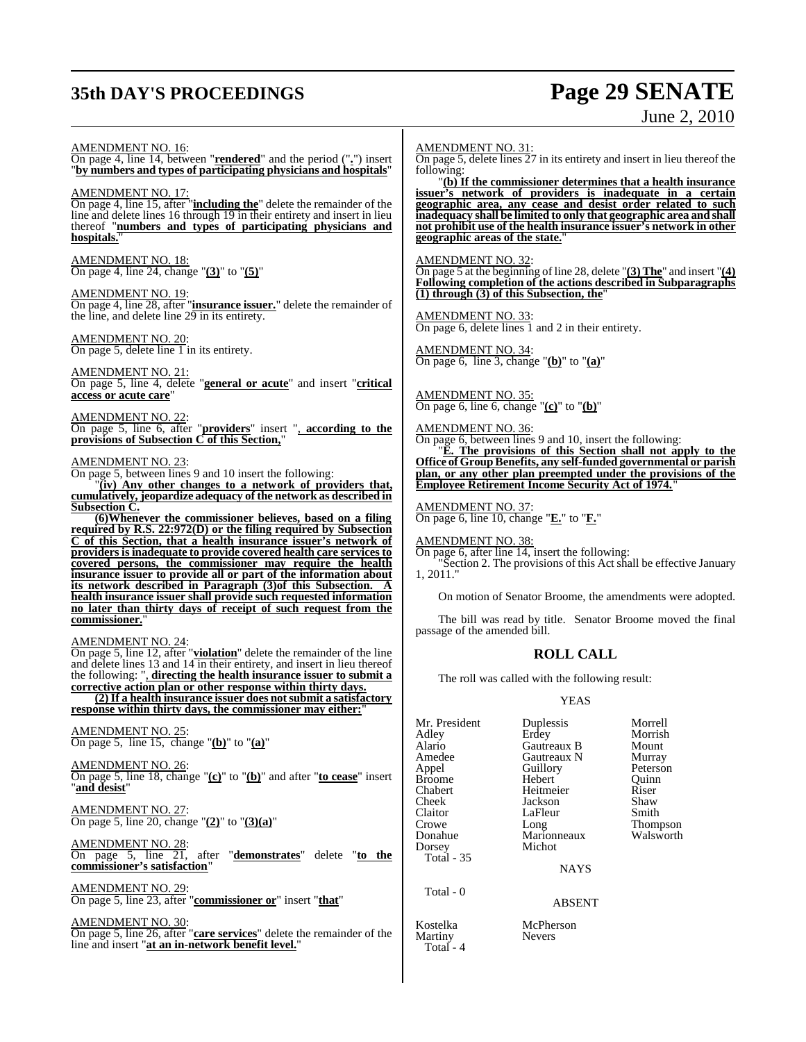AMENDMENT NO. 16:
On page 4, line 14, between "**rendered**" and the period ("**.**") insert "**by numbers and types of participating physicians and hospitals**"

AMENDMENT NO. 17:
On page 4, line 15, after "**including the**" delete the remainder of the line and delete lines 16 through 19 in their entirety and insert in lieu thereof "**numbers and types of participating physicians and hospitals.**"

AMENDMENT NO. 18:
On page 4, line 24, change "**(3)**" to "**(5)**"

AMENDMENT NO. 19:
On page 4, line 28, after "**insurance issuer.**" delete the remainder of the line, and delete line 29 in its entirety.

AMENDMENT NO. 20:
On page 5, delete line 1 in its entirety.

AMENDMENT NO. 21:
On page 5, line 4, delete "**general or acute**" and insert "**critical access or acute care**"

AMENDMENT NO. 22:
On page 5, line 6, after "**providers**" insert "**, according to the provisions of Subsection C of this Section,**"

AMENDMENT NO. 23:
On page 5, between lines 9 and 10 insert the following:

"**(iv) Any other changes to a network of providers that, cumulatively, jeopardize adequacy of the network as described in Subsection C.**

**(6)Whenever the commissioner believes, based on a filing required by R.S. 22:972(D) or the filing required by Subsection C of this Section, that a health insurance issuer's network of providers is inadequate to provide covered health care services to covered persons, the commissioner may require the health insurance issuer to provide all or part of the information about its network described in Paragraph (3)of this Subsection. A health insurance issuer shall provide such requested information no later than thirty days of receipt of such request from the commissioner.**"

AMENDMENT NO. 24:
On page 5, line 12, after "**violation**" delete the remainder of the line and delete lines 13 and 14 in their entirety, and insert in lieu thereof the following: "**, directing the health insurance issuer to submit a corrective action plan or other response within thirty days.**

**(2) If a health insurance issuer does not submit a satisfactory response within thirty days, the commissioner may either:**"

AMENDMENT NO. 25:
On page 5, line 15, change "**(b)**" to "**(a)**"

AMENDMENT NO. 26:
On page 5, line 18, change "**(c)**" to "**(b)**" and after "**to cease**" insert "**and desist**"

AMENDMENT NO. 27:
On page 5, line 20, change "**(2)**" to "**(3)(a)**"

AMENDMENT NO. 28:
On page 5, line 21, after "**demonstrates**" delete "**to the commissioner's satisfaction**"

AMENDMENT NO. 29:
On page 5, line 23, after "**commissioner or**" insert "**that**"

AMENDMENT NO. 30:
On page 5, line 26, after "**care services**" delete the remainder of the line and insert "**at an in-network benefit level.**"

AMENDMENT NO. 31:
On page 5, delete lines 27 in its entirety and insert in lieu thereof the following:

"**(b) If the commissioner determines that a health insurance issuer's network of providers is inadequate in a certain geographic area, any cease and desist order related to such inadequacy shall be limited to only that geographic area and shall not prohibit use of the health insurance issuer's network in other geographic areas of the state.**"

AMENDMENT NO. 32:
On page 5 at the beginning of line 28, delete "**(3) The**" and insert "**(4) Following completion of the actions described in Subparagraphs (1) through (3) of this Subsection, the**"

AMENDMENT NO. 33:
On page 6, delete lines 1 and 2 in their entirety.

AMENDMENT NO. 34:
On page 6, line 3, change "**(b)**" to "**(a)**"

AMENDMENT NO. 35:
On page 6, line 6, change "**(c)**" to "**(b)**"

AMENDMENT NO. 36:
On page 6, between lines 9 and 10, insert the following:

"**E. The provisions of this Section shall not apply to the Office of Group Benefits, any self-funded governmental or parish plan, or any other plan preempted under the provisions of the Employee Retirement Income Security Act of 1974.**"

AMENDMENT NO. 37:
On page 6, line 10, change "**E.**" to "**F.**"

AMENDMENT NO. 38:
On page 6, after line 14, insert the following:

"Section 2. The provisions of this Act shall be effective January 1, 2011."

On motion of Senator Broome, the amendments were adopted.

The bill was read by title. Senator Broome moved the final passage of the amended bill.

## ROLL CALL

The roll was called with the following result:

YEAS

| | | |
|---|---|---|
| Mr. President | Duplessis | Morrell |
| Adley | Erdey | Morrish |
| Alario | Gautreaux B | Mount |
| Amedee | Gautreaux N | Murray |
| Appel | Guillory | Peterson |
| Broome | Hebert | Quinn |
| Chabert | Heitmeier | Riser |
| Cheek | Jackson | Shaw |
| Claitor | LaFleur | Smith |
| Crowe | Long | Thompson |
| Donahue | Marionneaux | Walsworth |
| Dorsey | Michot | |

Total - 35

NAYS

Total - 0

ABSENT

| | |
|---|---|
| Kostelka | McPherson |
| Martiny | Nevers |

Total - 4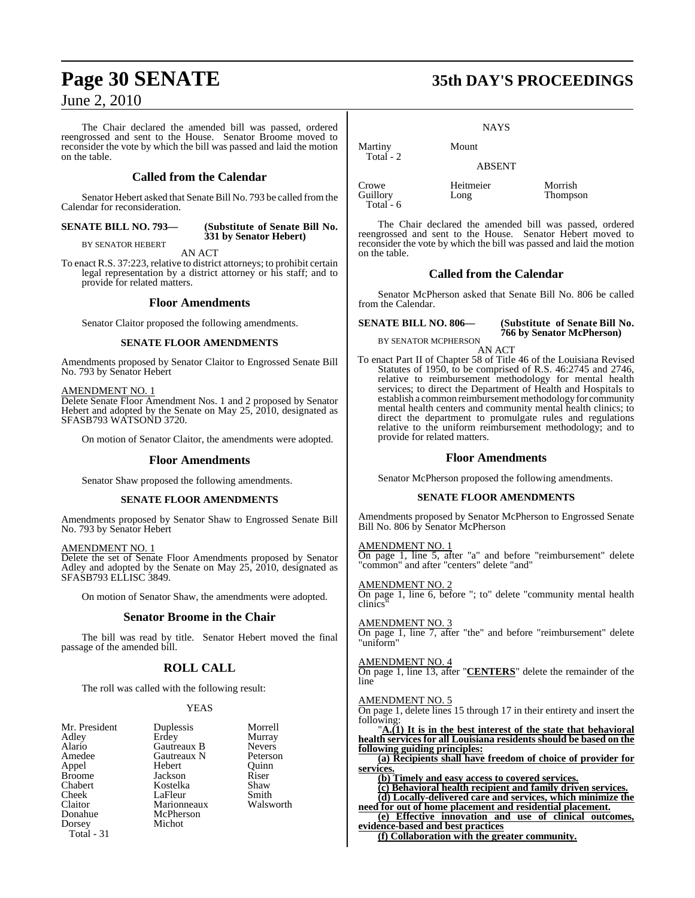The Chair declared the amended bill was passed, ordered reengrossed and sent to the House. Senator Broome moved to reconsider the vote by which the bill was passed and laid the motion on the table.

## Called from the Calendar

Senator Hebert asked that Senate Bill No. 793 be called from the Calendar for reconsideration.

**SENATE BILL NO. 793— (Substitute of Senate Bill No. 331 by Senator Hebert)**

BY SENATOR HEBERT

AN ACT

To enact R.S. 37:223, relative to district attorneys; to prohibit certain legal representation by a district attorney or his staff; and to provide for related matters.

## Floor Amendments

Senator Claitor proposed the following amendments.

### SENATE FLOOR AMENDMENTS

Amendments proposed by Senator Claitor to Engrossed Senate Bill No. 793 by Senator Hebert

AMENDMENT NO. 1

Delete Senate Floor Amendment Nos. 1 and 2 proposed by Senator Hebert and adopted by the Senate on May 25, 2010, designated as SFASB793 WATSOND 3720.

On motion of Senator Claitor, the amendments were adopted.

## Floor Amendments

Senator Shaw proposed the following amendments.

### SENATE FLOOR AMENDMENTS

Amendments proposed by Senator Shaw to Engrossed Senate Bill No. 793 by Senator Hebert

AMENDMENT NO. 1

Delete the set of Senate Floor Amendments proposed by Senator Adley and adopted by the Senate on May 25, 2010, designated as SFASB793 ELLISC 3849.

On motion of Senator Shaw, the amendments were adopted.

## Senator Broome in the Chair

The bill was read by title. Senator Hebert moved the final passage of the amended bill.

## ROLL CALL

The roll was called with the following result:

YEAS

| | | |
|---|---|---|
| Mr. President | Duplessis | Morrell |
| Adley | Erdey | Murray |
| Alario | Gautreaux B | Nevers |
| Amedee | Gautreaux N | Peterson |
| Appel | Hebert | Quinn |
| Broome | Jackson | Riser |
| Chabert | Kostelka | Shaw |
| Cheek | LaFleur | Smith |
| Claitor | Marionneaux | Walsworth |
| Donahue | McPherson | |
| Dorsey | Michot | |

Total - 31

NAYS

| | |
|---|---|
| Martiny | Mount |

Total - 2

ABSENT

| | | |
|---|---|---|
| Crowe | Heitmeier | Morrish |
| Guillory | Long | Thompson |

Total - 6

The Chair declared the amended bill was passed, ordered reengrossed and sent to the House. Senator Hebert moved to reconsider the vote by which the bill was passed and laid the motion on the table.

## Called from the Calendar

Senator McPherson asked that Senate Bill No. 806 be called from the Calendar.

**SENATE BILL NO. 806— (Substitute of Senate Bill No. 766 by Senator McPherson)**

BY SENATOR MCPHERSON

AN ACT

To enact Part II of Chapter 58 of Title 46 of the Louisiana Revised Statutes of 1950, to be comprised of R.S. 46:2745 and 2746, relative to reimbursement methodology for mental health services; to direct the Department of Health and Hospitals to establish a common reimbursement methodology for community mental health centers and community mental health clinics; to direct the department to promulgate rules and regulations relative to the uniform reimbursement methodology; and to provide for related matters.

## Floor Amendments

Senator McPherson proposed the following amendments.

### SENATE FLOOR AMENDMENTS

Amendments proposed by Senator McPherson to Engrossed Senate Bill No. 806 by Senator McPherson

AMENDMENT NO. 1

On page 1, line 5, after "a" and before "reimbursement" delete "common" and after "centers" delete "and"

AMENDMENT NO. 2

On page 1, line 6, before "; to" delete "community mental health clinics"

AMENDMENT NO. 3

On page 1, line 7, after "the" and before "reimbursement" delete "uniform"

AMENDMENT NO. 4

On page 1, line 13, after "**CENTERS**" delete the remainder of the line

AMENDMENT NO. 5

On page 1, delete lines 15 through 17 in their entirety and insert the following:

"**A.(1) It is in the best interest of the state that behavioral health services for all Louisiana residents should be based on the following guiding principles:**

**(a) Recipients shall have freedom of choice of provider for services.**

**(b) Timely and easy access to covered services.**

**(c) Behavioral health recipient and family driven services.**

**(d) Locally-delivered care and services, which minimize the need for out of home placement and residential placement.**

**(e) Effective innovation and use of clinical outcomes, evidence-based and best practices**

**(f) Collaboration with the greater community.**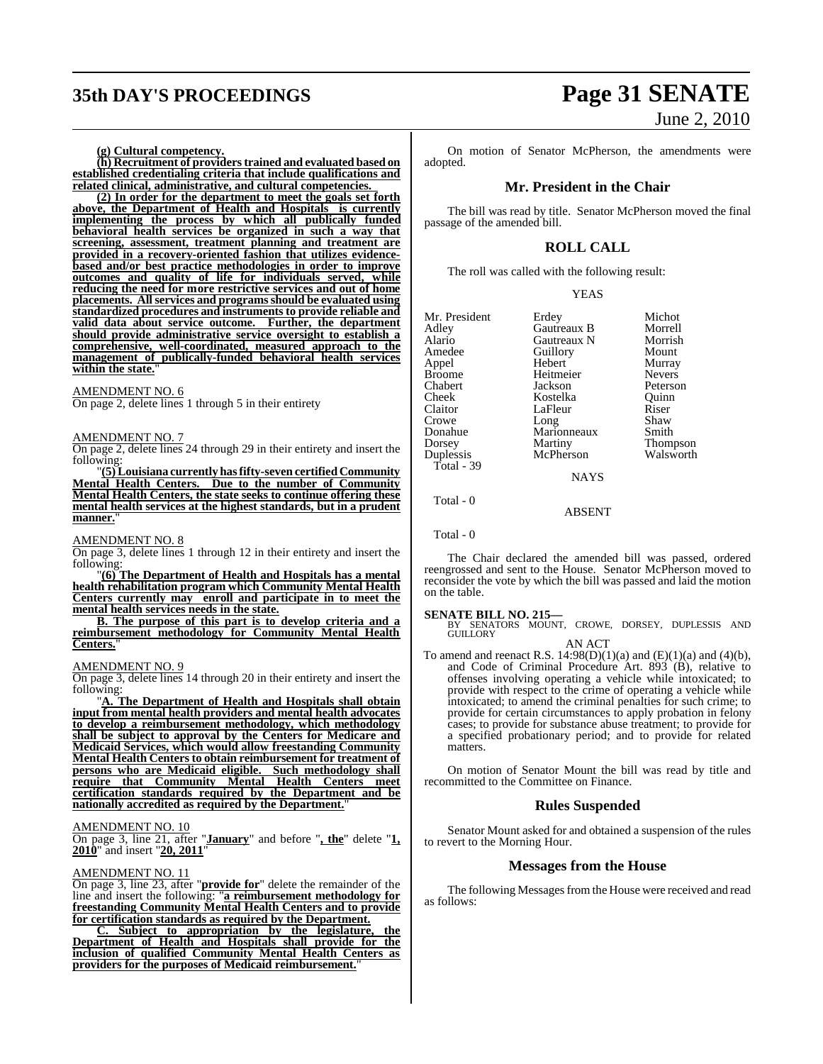**(g) Cultural competency.**

**(h) Recruitment of providers trained and evaluated based on established credentialing criteria that include qualifications and related clinical, administrative, and cultural competencies.**

**(2) In order for the department to meet the goals set forth above, the Department of Health and Hospitals is currently implementing the process by which all publically funded behavioral health services be organized in such a way that screening, assessment, treatment planning and treatment are provided in a recovery-oriented fashion that utilizes evidence-based and/or best practice methodologies in order to improve outcomes and quality of life for individuals served, while reducing the need for more restrictive services and out of home placements. All services and programs should be evaluated using standardized procedures and instruments to provide reliable and valid data about service outcome. Further, the department should provide administrative service oversight to establish a comprehensive, well-coordinated, measured approach to the management of publically-funded behavioral health services within the state.**"

AMENDMENT NO. 6

On page 2, delete lines 1 through 5 in their entirety

AMENDMENT NO. 7

On page 2, delete lines 24 through 29 in their entirety and insert the following:

"**(5) Louisiana currently has fifty-seven certified Community Mental Health Centers. Due to the number of Community Mental Health Centers, the state seeks to continue offering these mental health services at the highest standards, but in a prudent manner.**"

AMENDMENT NO. 8

On page 3, delete lines 1 through 12 in their entirety and insert the following:

"**(6) The Department of Health and Hospitals has a mental health rehabilitation program which Community Mental Health Centers currently may enroll and participate in to meet the mental health services needs in the state.**

**B. The purpose of this part is to develop criteria and a reimbursement methodology for Community Mental Health Centers.**"

AMENDMENT NO. 9

On page 3, delete lines 14 through 20 in their entirety and insert the following:

"**A. The Department of Health and Hospitals shall obtain input from mental health providers and mental health advocates to develop a reimbursement methodology, which methodology shall be subject to approval by the Centers for Medicare and Medicaid Services, which would allow freestanding Community Mental Health Centers to obtain reimbursement for treatment of persons who are Medicaid eligible. Such methodology shall require that Community Mental Health Centers meet certification standards required by the Department and be nationally accredited as required by the Department.**"

AMENDMENT NO. 10

On page 3, line 21, after "**January**" and before "**, the**" delete "**1, 2010**" and insert "**20, 2011**"

AMENDMENT NO. 11

On page 3, line 23, after "**provide for**" delete the remainder of the line and insert the following: "**a reimbursement methodology for freestanding Community Mental Health Centers and to provide for certification standards as required by the Department.**

**C. Subject to appropriation by the legislature, the Department of Health and Hospitals shall provide for the inclusion of qualified Community Mental Health Centers as providers for the purposes of Medicaid reimbursement.**"

On motion of Senator McPherson, the amendments were adopted.

## Mr. President in the Chair

The bill was read by title. Senator McPherson moved the final passage of the amended bill.

## ROLL CALL

The roll was called with the following result:

YEAS

| | | |
|---|---|---|
| Mr. President | Erdey | Michot |
| Adley | Gautreaux B | Morrell |
| Alario | Gautreaux N | Morrish |
| Amedee | Guillory | Mount |
| Appel | Hebert | Murray |
| Broome | Heitmeier | Nevers |
| Chabert | Jackson | Peterson |
| Cheek | Kostelka | Quinn |
| Claitor | LaFleur | Riser |
| Crowe | Long | Shaw |
| Donahue | Marionneaux | Smith |
| Dorsey | Martiny | Thompson |
| Duplessis | McPherson | Walsworth |

Total - 39

NAYS

Total - 0

ABSENT

Total - 0

The Chair declared the amended bill was passed, ordered reengrossed and sent to the House. Senator McPherson moved to reconsider the vote by which the bill was passed and laid the motion on the table.

**SENATE BILL NO. 215—**
BY SENATORS MOUNT, CROWE, DORSEY, DUPLESSIS AND GUILLORY

AN ACT

To amend and reenact R.S. 14:98(D)(1)(a) and (E)(1)(a) and (4)(b), and Code of Criminal Procedure Art. 893 (B), relative to offenses involving operating a vehicle while intoxicated; to provide with respect to the crime of operating a vehicle while intoxicated; to amend the criminal penalties for such crime; to provide for certain circumstances to apply probation in felony cases; to provide for substance abuse treatment; to provide for a specified probationary period; and to provide for related matters.

On motion of Senator Mount the bill was read by title and recommitted to the Committee on Finance.

## Rules Suspended

Senator Mount asked for and obtained a suspension of the rules to revert to the Morning Hour.

## Messages from the House

The following Messages from the House were received and read as follows: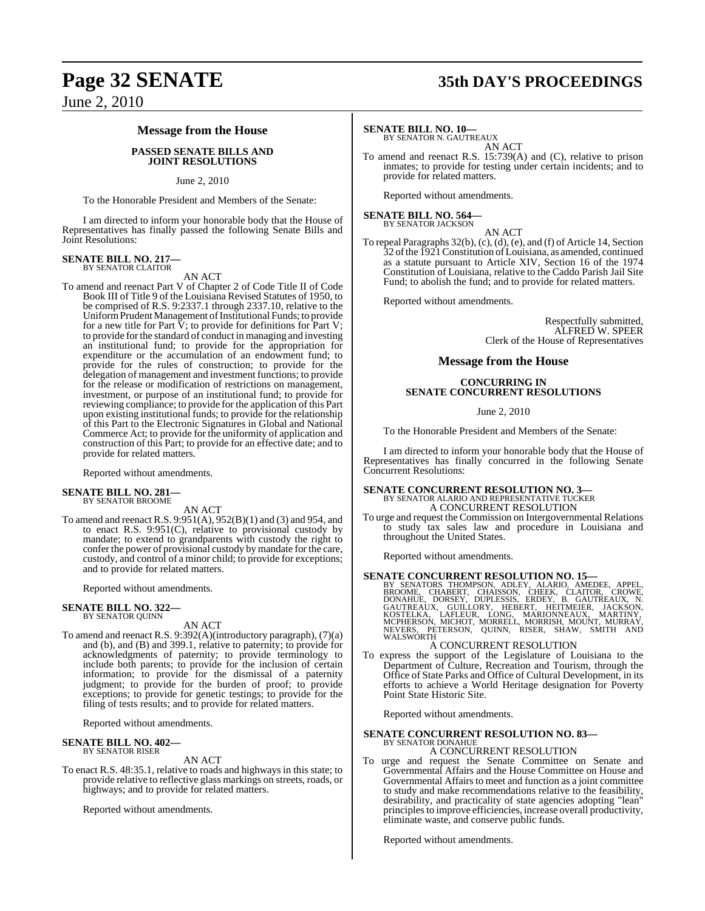## Message from the House

### PASSED SENATE BILLS AND JOINT RESOLUTIONS

June 2, 2010

To the Honorable President and Members of the Senate:

I am directed to inform your honorable body that the House of Representatives has finally passed the following Senate Bills and Joint Resolutions:

**SENATE BILL NO. 217—**
BY SENATOR CLAITOR

AN ACT

To amend and reenact Part V of Chapter 2 of Code Title II of Code Book III of Title 9 of the Louisiana Revised Statutes of 1950, to be comprised of R.S. 9:2337.1 through 2337.10, relative to the Uniform Prudent Management of Institutional Funds; to provide for a new title for Part V; to provide for definitions for Part V; to provide for the standard of conduct in managing and investing an institutional fund; to provide for the appropriation for expenditure or the accumulation of an endowment fund; to provide for the rules of construction; to provide for the delegation of management and investment functions; to provide for the release or modification of restrictions on management, investment, or purpose of an institutional fund; to provide for reviewing compliance; to provide for the application of this Part upon existing institutional funds; to provide for the relationship of this Part to the Electronic Signatures in Global and National Commerce Act; to provide for the uniformity of application and construction of this Part; to provide for an effective date; and to provide for related matters.

Reported without amendments.

**SENATE BILL NO. 281—**
BY SENATOR BROOME

AN ACT

To amend and reenact R.S. 9:951(A), 952(B)(1) and (3) and 954, and to enact R.S. 9:951(C), relative to provisional custody by mandate; to extend to grandparents with custody the right to confer the power of provisional custody by mandate for the care, custody, and control of a minor child; to provide for exceptions; and to provide for related matters.

Reported without amendments.

**SENATE BILL NO. 322—**
BY SENATOR QUINN

AN ACT

To amend and reenact R.S. 9:392(A)(introductory paragraph), (7)(a) and (b), and (B) and 399.1, relative to paternity; to provide for acknowledgments of paternity; to provide terminology to include both parents; to provide for the inclusion of certain information; to provide for the dismissal of a paternity judgment; to provide for the burden of proof; to provide exceptions; to provide for genetic testings; to provide for the filing of tests results; and to provide for related matters.

Reported without amendments.

**SENATE BILL NO. 402—**
BY SENATOR RISER

AN ACT

To enact R.S. 48:35.1, relative to roads and highways in this state; to provide relative to reflective glass markings on streets, roads, or highways; and to provide for related matters.

Reported without amendments.

**SENATE BILL NO. 10—**
BY SENATOR N. GAUTREAUX

AN ACT

To amend and reenact R.S. 15:739(A) and (C), relative to prison inmates; to provide for testing under certain incidents; and to provide for related matters.

Reported without amendments.

**SENATE BILL NO. 564—**
BY SENATOR JACKSON

AN ACT

To repeal Paragraphs 32(b), (c), (d), (e), and (f) of Article 14, Section 32 of the 1921 Constitution of Louisiana, as amended, continued as a statute pursuant to Article XIV, Section 16 of the 1974 Constitution of Louisiana, relative to the Caddo Parish Jail Site Fund; to abolish the fund; and to provide for related matters.

Reported without amendments.

Respectfully submitted,
ALFRED W. SPEER
Clerk of the House of Representatives

## Message from the House

### CONCURRING IN SENATE CONCURRENT RESOLUTIONS

June 2, 2010

To the Honorable President and Members of the Senate:

I am directed to inform your honorable body that the House of Representatives has finally concurred in the following Senate Concurrent Resolutions:

**SENATE CONCURRENT RESOLUTION NO. 3—**
BY SENATOR ALARIO AND REPRESENTATIVE TUCKER

A CONCURRENT RESOLUTION

To urge and request the Commission on Intergovernmental Relations to study tax sales law and procedure in Louisiana and throughout the United States.

Reported without amendments.

**SENATE CONCURRENT RESOLUTION NO. 15—**
BY SENATORS THOMPSON, ADLEY, ALARIO, AMEDEE, APPEL, BROOME, CHABERT, CHAISSON, CHEEK, CLAITOR, CROWE, DONAHUE, DORSEY, DUPLESSIS, ERDEY, B. GAUTREAUX, N. GAUTREAUX, GUILLORY, HEBERT, HEITMEIER, JACKSON, KOSTELKA, LAFLEUR, LONG, MARIONNEAUX, MARTINY, MCPHERSON, MICHOT, MORRELL, MORRISH, MOUNT, MURRAY, NEVERS, PETERSON, QUINN, RISER, SHAW, SMITH AND WALSWORTH

A CONCURRENT RESOLUTION

To express the support of the Legislature of Louisiana to the Department of Culture, Recreation and Tourism, through the Office of State Parks and Office of Cultural Development, in its efforts to achieve a World Heritage designation for Poverty Point State Historic Site.

Reported without amendments.

**SENATE CONCURRENT RESOLUTION NO. 83—**
BY SENATOR DONAHUE

A CONCURRENT RESOLUTION

To urge and request the Senate Committee on Senate and Governmental Affairs and the House Committee on House and Governmental Affairs to meet and function as a joint committee to study and make recommendations relative to the feasibility, desirability, and practicality of state agencies adopting "lean" principles to improve efficiencies, increase overall productivity, eliminate waste, and conserve public funds.

Reported without amendments.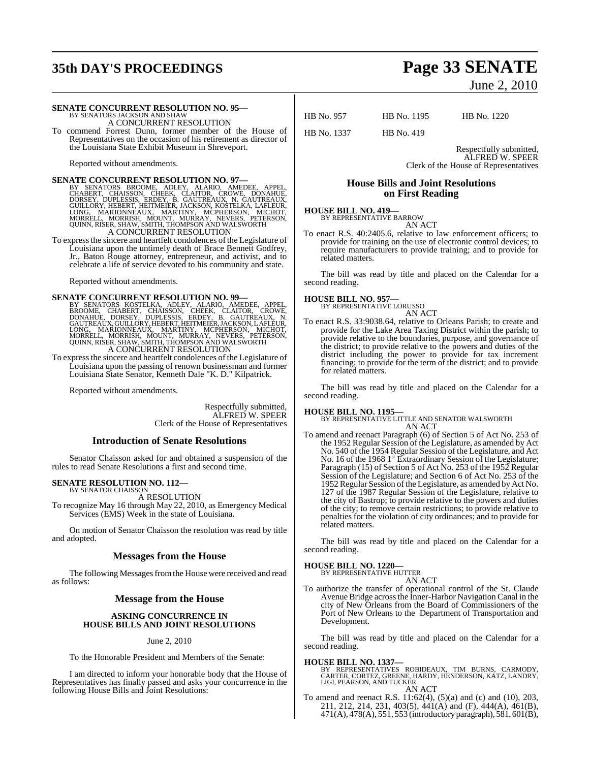**SENATE CONCURRENT RESOLUTION NO. 95—**
BY SENATORS JACKSON AND SHAW
A CONCURRENT RESOLUTION

To commend Forrest Dunn, former member of the House of Representatives on the occasion of his retirement as director of the Louisiana State Exhibit Museum in Shreveport.

Reported without amendments.

**SENATE CONCURRENT RESOLUTION NO. 97—**
BY SENATORS BROOME, ADLEY, ALARIO, AMEDEE, APPEL, CHABERT, CHAISSON, CHEEK, CLAITOR, CROWE, DONAHUE, DORSEY, DUPLESSIS, ERDEY, B. GAUTREAUX, N. GAUTREAUX, GUILLORY, HEBERT, HEITMEIER, JACKSON, KOSTELKA, LAFLEUR, LONG, MARIONNEAUX, MARTINY, MCPHERSON, MICHOT, MORRELL, MORRISH, MOUNT, MURRAY, NEVERS, PETERSON, QUINN, RISER, SHAW, SMITH, THOMPSON AND WALSWORTH
A CONCURRENT RESOLUTION

To express the sincere and heartfelt condolences of the Legislature of Louisiana upon the untimely death of Brace Bennett Godfrey, Jr., Baton Rouge attorney, entrepreneur, and activist, and to celebrate a life of service devoted to his community and state.

Reported without amendments.

**SENATE CONCURRENT RESOLUTION NO. 99—**
BY SENATORS KOSTELKA, ADLEY, ALARIO, AMEDEE, APPEL, BROOME, CHABERT, CHAISSON, CHEEK, CLAITOR, CROWE, DONAHUE, DORSEY, DUPLESSIS, ERDEY, B. GAUTREAUX, N. GAUTREAUX, GUILLORY, HEBERT, HEITMEIER, JACKSON, LAFLEUR, LONG, MARIONNEAUX, MARTINY, MCPHERSON, MICHOT, MORRELL, MORRISH, MOUNT, MURRAY, NEVERS, PETERSON, QUINN, RISER, SHAW, SMITH, THOMPSON AND WALSWORTH
A CONCURRENT RESOLUTION

To express the sincere and heartfelt condolences of the Legislature of Louisiana upon the passing of renown businessman and former Louisiana State Senator, Kenneth Dale "K. D." Kilpatrick.

Reported without amendments.

Respectfully submitted,
ALFRED W. SPEER
Clerk of the House of Representatives

## Introduction of Senate Resolutions

Senator Chaisson asked for and obtained a suspension of the rules to read Senate Resolutions a first and second time.

**SENATE RESOLUTION NO. 112—**
BY SENATOR CHAISSON
A RESOLUTION

To recognize May 16 through May 22, 2010, as Emergency Medical Services (EMS) Week in the state of Louisiana.

On motion of Senator Chaisson the resolution was read by title and adopted.

## Messages from the House

The following Messages from the House were received and read as follows:

## Message from the House

**ASKING CONCURRENCE IN HOUSE BILLS AND JOINT RESOLUTIONS**

June 2, 2010

To the Honorable President and Members of the Senate:

I am directed to inform your honorable body that the House of Representatives has finally passed and asks your concurrence in the following House Bills and Joint Resolutions:

| | | |
|---|---|---|
| HB No. 957 | HB No. 1195 | HB No. 1220 |
| HB No. 1337 | HB No. 419 | |

Respectfully submitted,
ALFRED W. SPEER
Clerk of the House of Representatives

## House Bills and Joint Resolutions on First Reading

**HOUSE BILL NO. 419—**
BY REPRESENTATIVE BARROW
AN ACT

To enact R.S. 40:2405.6, relative to law enforcement officers; to provide for training on the use of electronic control devices; to require manufacturers to provide training; and to provide for related matters.

The bill was read by title and placed on the Calendar for a second reading.

**HOUSE BILL NO. 957—**
BY REPRESENTATIVE LORUSSO
AN ACT

To enact R.S. 33:9038.64, relative to Orleans Parish; to create and provide for the Lake Area Taxing District within the parish; to provide relative to the boundaries, purpose, and governance of the district; to provide relative to the powers and duties of the district including the power to provide for tax increment financing; to provide for the term of the district; and to provide for related matters.

The bill was read by title and placed on the Calendar for a second reading.

**HOUSE BILL NO. 1195—**
BY REPRESENTATIVE LITTLE AND SENATOR WALSWORTH
AN ACT

To amend and reenact Paragraph (6) of Section 5 of Act No. 253 of the 1952 Regular Session of the Legislature, as amended by Act No. 540 of the 1954 Regular Session of the Legislature, and Act No. 16 of the 1968 1st Extraordinary Session of the Legislature; Paragraph (15) of Section 5 of Act No. 253 of the 1952 Regular Session of the Legislature; and Section 6 of Act No. 253 of the 1952 Regular Session of the Legislature, as amended by Act No. 127 of the 1987 Regular Session of the Legislature, relative to the city of Bastrop; to provide relative to the powers and duties of the city; to remove certain restrictions; to provide relative to penalties for the violation of city ordinances; and to provide for related matters.

The bill was read by title and placed on the Calendar for a second reading.

**HOUSE BILL NO. 1220—**
BY REPRESENTATIVE HUTTER
AN ACT

To authorize the transfer of operational control of the St. Claude Avenue Bridge across the Inner-Harbor Navigation Canal in the city of New Orleans from the Board of Commissioners of the Port of New Orleans to the Department of Transportation and Development.

The bill was read by title and placed on the Calendar for a second reading.

**HOUSE BILL NO. 1337—**
BY REPRESENTATIVES ROBIDEAUX, TIM BURNS, CARMODY, CARTER, CORTEZ, GREENE, HARDY, HENDERSON, KATZ, LANDRY, LIGI, PEARSON, AND TUCKER
AN ACT

To amend and reenact R.S. 11:62(4), (5)(a) and (c) and (10), 203, 211, 212, 214, 231, 403(5), 441(A) and (F), 444(A), 461(B), 471(A), 478(A), 551, 553 (introductory paragraph), 581, 601(B),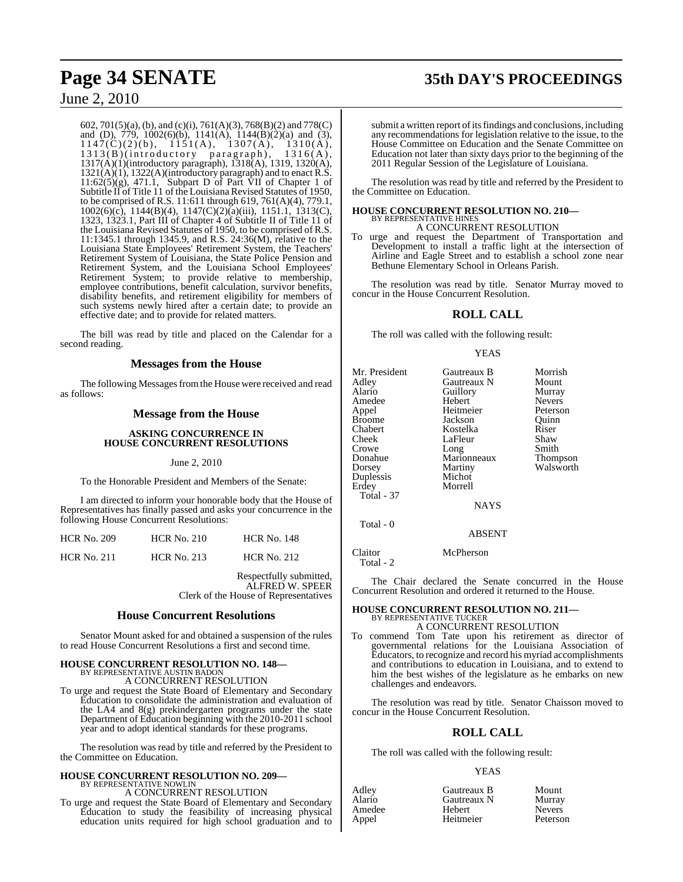602, 701(5)(a), (b), and (c)(i), 761(A)(3), 768(B)(2) and 778(C) and (D), 779, 1002(6)(b), 1141(A), 1144(B)(2)(a) and (3), 1147(C)(2)(b), 1151(A), 1307(A), 1310(A), 1313(B)(introductory paragraph), 1316(A), 1317(A)(1)(introductory paragraph), 1318(A), 1319, 1320(A), 1321(A)(1), 1322(A)(introductory paragraph) and to enact R.S. 11:62(5)(g), 471.1, Subpart D of Part VII of Chapter 1 of Subtitle II of Title 11 of the Louisiana Revised Statutes of 1950, to be comprised of R.S. 11:611 through 619, 761(A)(4), 779.1, 1002(6)(c), 1144(B)(4), 1147(C)(2)(a)(iii), 1151.1, 1313(C), 1323, 1323.1, Part III of Chapter 4 of Subtitle II of Title 11 of the Louisiana Revised Statutes of 1950, to be comprised of R.S. 11:1345.1 through 1345.9, and R.S. 24:36(M), relative to the Louisiana State Employees' Retirement System, the Teachers' Retirement System of Louisiana, the State Police Pension and Retirement System, and the Louisiana School Employees' Retirement System; to provide relative to membership, employee contributions, benefit calculation, survivor benefits, disability benefits, and retirement eligibility for members of such systems newly hired after a certain date; to provide an effective date; and to provide for related matters.

The bill was read by title and placed on the Calendar for a second reading.

## Messages from the House

The following Messages from the House were received and read as follows:

## Message from the House

**ASKING CONCURRENCE IN HOUSE CONCURRENT RESOLUTIONS**

June 2, 2010

To the Honorable President and Members of the Senate:

I am directed to inform your honorable body that the House of Representatives has finally passed and asks your concurrence in the following House Concurrent Resolutions:

| | | |
|---|---|---|
| HCR No. 209 | HCR No. 210 | HCR No. 148 |
| HCR No. 211 | HCR No. 213 | HCR No. 212 |

Respectfully submitted,
ALFRED W. SPEER
Clerk of the House of Representatives

## House Concurrent Resolutions

Senator Mount asked for and obtained a suspension of the rules to read House Concurrent Resolutions a first and second time.

**HOUSE CONCURRENT RESOLUTION NO. 148—**
BY REPRESENTATIVE AUSTIN BADON
A CONCURRENT RESOLUTION

To urge and request the State Board of Elementary and Secondary Education to consolidate the administration and evaluation of the LA4 and 8(g) prekindergarten programs under the state Department of Education beginning with the 2010-2011 school year and to adopt identical standards for these programs.

The resolution was read by title and referred by the President to the Committee on Education.

**HOUSE CONCURRENT RESOLUTION NO. 209—**
BY REPRESENTATIVE NOWLIN
A CONCURRENT RESOLUTION

To urge and request the State Board of Elementary and Secondary Education to study the feasibility of increasing physical education units required for high school graduation and to submit a written report of its findings and conclusions, including any recommendations for legislation relative to the issue, to the House Committee on Education and the Senate Committee on Education not later than sixty days prior to the beginning of the 2011 Regular Session of the Legislature of Louisiana.

The resolution was read by title and referred by the President to the Committee on Education.

**HOUSE CONCURRENT RESOLUTION NO. 210—**
BY REPRESENTATIVE HINES
A CONCURRENT RESOLUTION

To urge and request the Department of Transportation and Development to install a traffic light at the intersection of Airline and Eagle Street and to establish a school zone near Bethune Elementary School in Orleans Parish.

The resolution was read by title. Senator Murray moved to concur in the House Concurrent Resolution.

## ROLL CALL

The roll was called with the following result:

YEAS

| | | |
|---|---|---|
| Mr. President | Gautreaux B | Morrish |
| Adley | Gautreaux N | Mount |
| Alario | Guillory | Murray |
| Amedee | Hebert | Nevers |
| Appel | Heitmeier | Peterson |
| Broome | Jackson | Quinn |
| Chabert | Kostelka | Riser |
| Cheek | LaFleur | Shaw |
| Crowe | Long | Smith |
| Donahue | Marionneaux | Thompson |
| Dorsey | Martiny | Walsworth |
| Duplessis | Michot | |
| Erdey | Morrell | |

Total - 37

NAYS

Total - 0

ABSENT

Claitor McPherson

Total - 2

The Chair declared the Senate concurred in the House Concurrent Resolution and ordered it returned to the House.

**HOUSE CONCURRENT RESOLUTION NO. 211—**
BY REPRESENTATIVE TUCKER
A CONCURRENT RESOLUTION

To commend Tom Tate upon his retirement as director of governmental relations for the Louisiana Association of Educators, to recognize and record his myriad accomplishments and contributions to education in Louisiana, and to extend to him the best wishes of the legislature as he embarks on new challenges and endeavors.

The resolution was read by title. Senator Chaisson moved to concur in the House Concurrent Resolution.

## ROLL CALL

The roll was called with the following result:

YEAS

| | | |
|---|---|---|
| Adley | Gautreaux B | Mount |
| Alario | Gautreaux N | Murray |
| Amedee | Hebert | Nevers |
| Appel | Heitmeier | Peterson |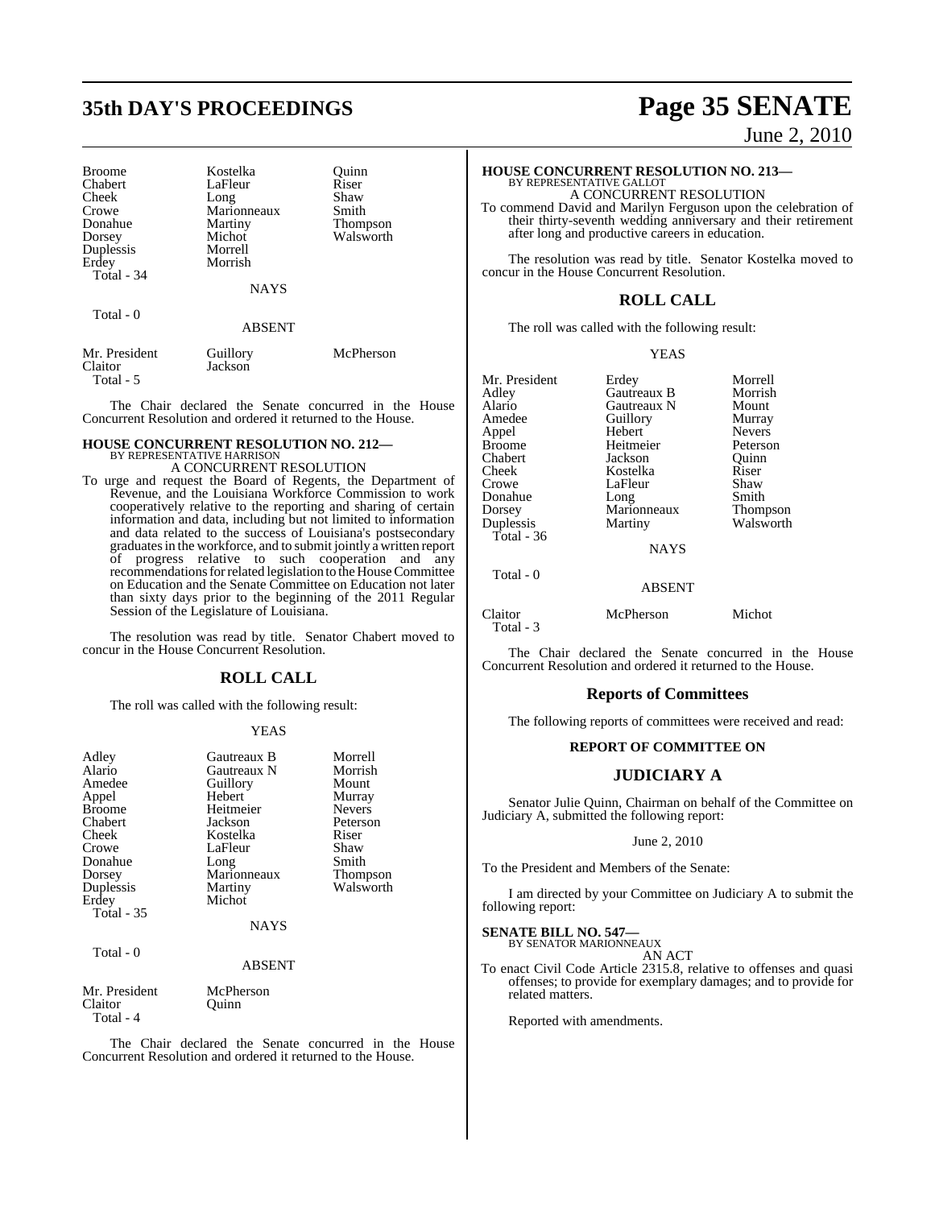| | | |
|---|---|---|
| Broome | Kostelka | Quinn |
| Chabert | LaFleur | Riser |
| Cheek | Long | Shaw |
| Crowe | Marionneaux | Smith |
| Donahue | Martiny | Thompson |
| Dorsey | Michot | Walsworth |
| Duplessis | Morrell | |
| Erdey | Morrish | |

Total - 34

NAYS

Total - 0

ABSENT

| | | |
|---|---|---|
| Mr. President | Guillory | McPherson |
| Claitor | Jackson | |

Total - 5

The Chair declared the Senate concurred in the House Concurrent Resolution and ordered it returned to the House.

**HOUSE CONCURRENT RESOLUTION NO. 212—**
BY REPRESENTATIVE HARRISON
A CONCURRENT RESOLUTION

To urge and request the Board of Regents, the Department of Revenue, and the Louisiana Workforce Commission to work cooperatively relative to the reporting and sharing of certain information and data, including but not limited to information and data related to the success of Louisiana's postsecondary graduates in the workforce, and to submit jointly a written report of progress relative to such cooperation and any recommendations for related legislation to the House Committee on Education and the Senate Committee on Education not later than sixty days prior to the beginning of the 2011 Regular Session of the Legislature of Louisiana.

The resolution was read by title. Senator Chabert moved to concur in the House Concurrent Resolution.

## ROLL CALL

The roll was called with the following result:

YEAS

| | | |
|---|---|---|
| Adley | Gautreaux B | Morrell |
| Alario | Gautreaux N | Morrish |
| Amedee | Guillory | Mount |
| Appel | Hebert | Murray |
| Broome | Heitmeier | Nevers |
| Chabert | Jackson | Peterson |
| Cheek | Kostelka | Riser |
| Crowe | LaFleur | Shaw |
| Donahue | Long | Smith |
| Dorsey | Marionneaux | Thompson |
| Duplessis | Martiny | Walsworth |
| Erdey | Michot | |

Total - 35

NAYS

Total - 0

ABSENT

| | |
|---|---|
| Mr. President | McPherson |
| Claitor | Quinn |

Total - 4

The Chair declared the Senate concurred in the House Concurrent Resolution and ordered it returned to the House.

**HOUSE CONCURRENT RESOLUTION NO. 213—**
BY REPRESENTATIVE GALLOT
A CONCURRENT RESOLUTION

To commend David and Marilyn Ferguson upon the celebration of their thirty-seventh wedding anniversary and their retirement after long and productive careers in education.

The resolution was read by title. Senator Kostelka moved to concur in the House Concurrent Resolution.

## ROLL CALL

The roll was called with the following result:

YEAS

| | | |
|---|---|---|
| Mr. President | Erdey | Morrell |
| Adley | Gautreaux B | Morrish |
| Alario | Gautreaux N | Mount |
| Amedee | Guillory | Murray |
| Appel | Hebert | Nevers |
| Broome | Heitmeier | Peterson |
| Chabert | Jackson | Quinn |
| Cheek | Kostelka | Riser |
| Crowe | LaFleur | Shaw |
| Donahue | Long | Smith |
| Dorsey | Marionneaux | Thompson |
| Duplessis | Martiny | Walsworth |

Total - 36

NAYS

Total - 0

ABSENT

| | | |
|---|---|---|
| Claitor | McPherson | Michot |

Total - 3

The Chair declared the Senate concurred in the House Concurrent Resolution and ordered it returned to the House.

## Reports of Committees

The following reports of committees were received and read:

### REPORT OF COMMITTEE ON

## JUDICIARY A

Senator Julie Quinn, Chairman on behalf of the Committee on Judiciary A, submitted the following report:

June 2, 2010

To the President and Members of the Senate:

I am directed by your Committee on Judiciary A to submit the following report:

**SENATE BILL NO. 547—**
BY SENATOR MARIONNEAUX
AN ACT

To enact Civil Code Article 2315.8, relative to offenses and quasi offenses; to provide for exemplary damages; and to provide for related matters.

Reported with amendments.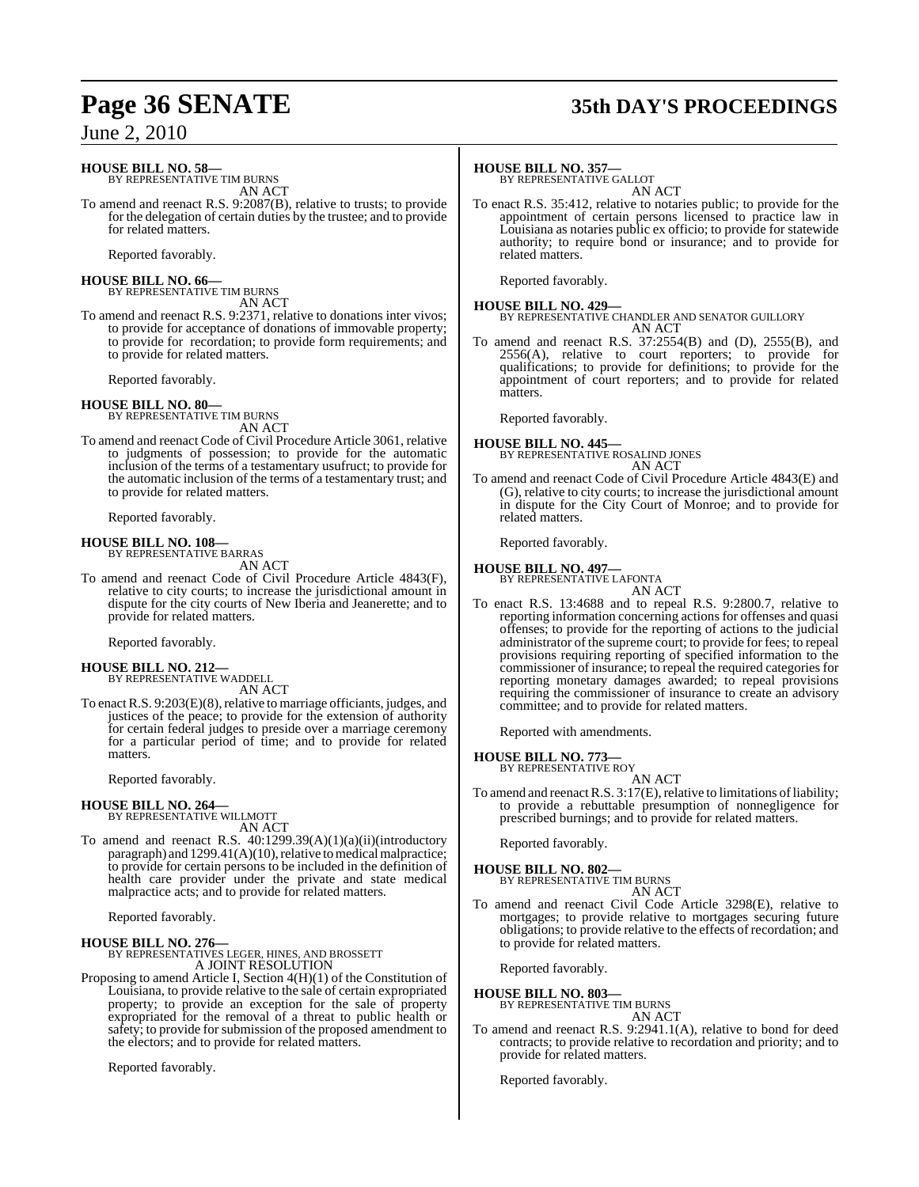**HOUSE BILL NO. 58—**
BY REPRESENTATIVE TIM BURNS
AN ACT

To amend and reenact R.S. 9:2087(B), relative to trusts; to provide for the delegation of certain duties by the trustee; and to provide for related matters.

Reported favorably.

**HOUSE BILL NO. 66—**
BY REPRESENTATIVE TIM BURNS
AN ACT

To amend and reenact R.S. 9:2371, relative to donations inter vivos; to provide for acceptance of donations of immovable property; to provide for recordation; to provide form requirements; and to provide for related matters.

Reported favorably.

**HOUSE BILL NO. 80—**
BY REPRESENTATIVE TIM BURNS
AN ACT

To amend and reenact Code of Civil Procedure Article 3061, relative to judgments of possession; to provide for the automatic inclusion of the terms of a testamentary usufruct; to provide for the automatic inclusion of the terms of a testamentary trust; and to provide for related matters.

Reported favorably.

**HOUSE BILL NO. 108—**
BY REPRESENTATIVE BARRAS
AN ACT

To amend and reenact Code of Civil Procedure Article 4843(F), relative to city courts; to increase the jurisdictional amount in dispute for the city courts of New Iberia and Jeanerette; and to provide for related matters.

Reported favorably.

**HOUSE BILL NO. 212—**
BY REPRESENTATIVE WADDELL
AN ACT

To enact R.S. 9:203(E)(8), relative to marriage officiants, judges, and justices of the peace; to provide for the extension of authority for certain federal judges to preside over a marriage ceremony for a particular period of time; and to provide for related matters.

Reported favorably.

**HOUSE BILL NO. 264—**
BY REPRESENTATIVE WILLMOTT
AN ACT

To amend and reenact R.S. 40:1299.39(A)(1)(a)(ii)(introductory paragraph) and 1299.41(A)(10), relative to medical malpractice; to provide for certain persons to be included in the definition of health care provider under the private and state medical malpractice acts; and to provide for related matters.

Reported favorably.

**HOUSE BILL NO. 276—**
BY REPRESENTATIVES LEGER, HINES, AND BROSSETT
A JOINT RESOLUTION

Proposing to amend Article I, Section 4(H)(1) of the Constitution of Louisiana, to provide relative to the sale of certain expropriated property; to provide an exception for the sale of property expropriated for the removal of a threat to public health or safety; to provide for submission of the proposed amendment to the electors; and to provide for related matters.

Reported favorably.

**HOUSE BILL NO. 357—**
BY REPRESENTATIVE GALLOT
AN ACT

To enact R.S. 35:412, relative to notaries public; to provide for the appointment of certain persons licensed to practice law in Louisiana as notaries public ex officio; to provide for statewide authority; to require bond or insurance; and to provide for related matters.

Reported favorably.

**HOUSE BILL NO. 429—**
BY REPRESENTATIVE CHANDLER AND SENATOR GUILLORY
AN ACT

To amend and reenact R.S. 37:2554(B) and (D), 2555(B), and 2556(A), relative to court reporters; to provide for qualifications; to provide for definitions; to provide for the appointment of court reporters; and to provide for related matters.

Reported favorably.

**HOUSE BILL NO. 445—**
BY REPRESENTATIVE ROSALIND JONES
AN ACT

To amend and reenact Code of Civil Procedure Article 4843(E) and (G), relative to city courts; to increase the jurisdictional amount in dispute for the City Court of Monroe; and to provide for related matters.

Reported favorably.

**HOUSE BILL NO. 497—**
BY REPRESENTATIVE LAFONTA
AN ACT

To enact R.S. 13:4688 and to repeal R.S. 9:2800.7, relative to reporting information concerning actions for offenses and quasi offenses; to provide for the reporting of actions to the judicial administrator of the supreme court; to provide for fees; to repeal provisions requiring reporting of specified information to the commissioner of insurance; to repeal the required categories for reporting monetary damages awarded; to repeal provisions requiring the commissioner of insurance to create an advisory committee; and to provide for related matters.

Reported with amendments.

**HOUSE BILL NO. 773—**
BY REPRESENTATIVE ROY
AN ACT

To amend and reenact R.S. 3:17(E), relative to limitations of liability; to provide a rebuttable presumption of nonnegligence for prescribed burnings; and to provide for related matters.

Reported favorably.

**HOUSE BILL NO. 802—**
BY REPRESENTATIVE TIM BURNS
AN ACT

To amend and reenact Civil Code Article 3298(E), relative to mortgages; to provide relative to mortgages securing future obligations; to provide relative to the effects of recordation; and to provide for related matters.

Reported favorably.

**HOUSE BILL NO. 803—**
BY REPRESENTATIVE TIM BURNS
AN ACT

To amend and reenact R.S. 9:2941.1(A), relative to bond for deed contracts; to provide relative to recordation and priority; and to provide for related matters.

Reported favorably.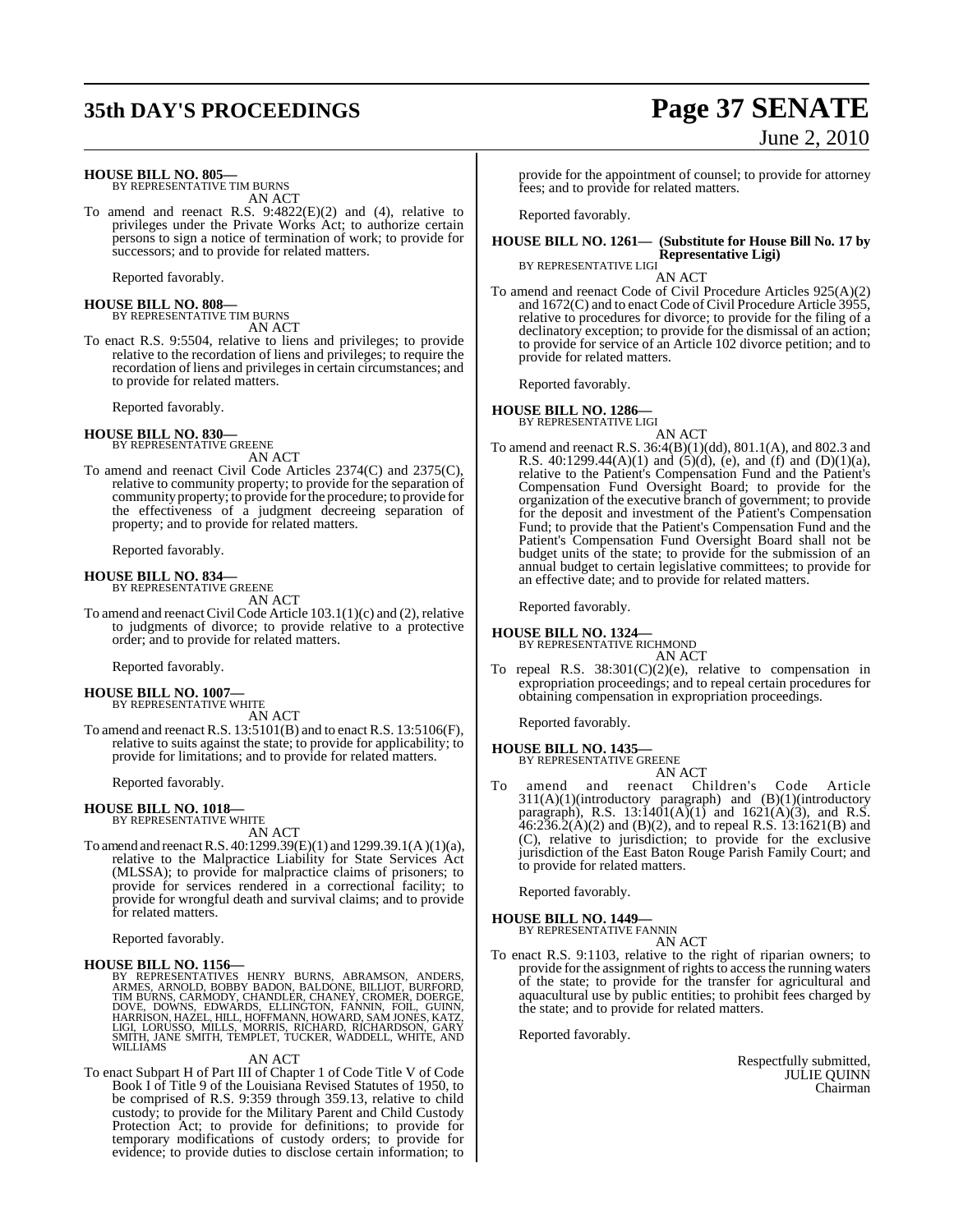**HOUSE BILL NO. 805—**
BY REPRESENTATIVE TIM BURNS

AN ACT

To amend and reenact R.S. 9:4822(E)(2) and (4), relative to privileges under the Private Works Act; to authorize certain persons to sign a notice of termination of work; to provide for successors; and to provide for related matters.

Reported favorably.

**HOUSE BILL NO. 808—**
BY REPRESENTATIVE TIM BURNS

AN ACT

To enact R.S. 9:5504, relative to liens and privileges; to provide relative to the recordation of liens and privileges; to require the recordation of liens and privileges in certain circumstances; and to provide for related matters.

Reported favorably.

**HOUSE BILL NO. 830—**
BY REPRESENTATIVE GREENE

AN ACT

To amend and reenact Civil Code Articles 2374(C) and 2375(C), relative to community property; to provide for the separation of community property; to provide for the procedure; to provide for the effectiveness of a judgment decreeing separation of property; and to provide for related matters.

Reported favorably.

**HOUSE BILL NO. 834—**
BY REPRESENTATIVE GREENE

AN ACT

To amend and reenact Civil Code Article 103.1(1)(c) and (2), relative to judgments of divorce; to provide relative to a protective order; and to provide for related matters.

Reported favorably.

**HOUSE BILL NO. 1007—**
BY REPRESENTATIVE WHITE

AN ACT

To amend and reenact R.S. 13:5101(B) and to enact R.S. 13:5106(F), relative to suits against the state; to provide for applicability; to provide for limitations; and to provide for related matters.

Reported favorably.

**HOUSE BILL NO. 1018—**
BY REPRESENTATIVE WHITE

AN ACT

To amend and reenact R.S. 40:1299.39(E)(1) and 1299.39.1(A)(1)(a), relative to the Malpractice Liability for State Services Act (MLSSA); to provide for malpractice claims of prisoners; to provide for services rendered in a correctional facility; to provide for wrongful death and survival claims; and to provide for related matters.

Reported favorably.

**HOUSE BILL NO. 1156—**
BY REPRESENTATIVES HENRY BURNS, ABRAMSON, ANDERS, ARMES, ARNOLD, BOBBY BADON, BALDONE, BILLIOT, BURFORD, TIM BURNS, CARMODY, CHANDLER, CHANEY, CROMER, DOERGE, DOVE, DOWNS, EDWARDS, ELLINGTON, FANNIN, FOIL, GUINN, HARRISON, HAZEL, HILL, HOFFMANN, HOWARD, SAM JONES, KATZ, LIGI, LORUSSO, MILLS, MORRIS, RICHARD, RICHARDSON, GARY SMITH, JANE SMITH, TEMPLET, TUCKER, WADDELL, WHITE, AND WILLIAMS

AN ACT

To enact Subpart H of Part III of Chapter 1 of Code Title V of Code Book I of Title 9 of the Louisiana Revised Statutes of 1950, to be comprised of R.S. 9:359 through 359.13, relative to child custody; to provide for the Military Parent and Child Custody Protection Act; to provide for definitions; to provide for temporary modifications of custody orders; to provide for evidence; to provide duties to disclose certain information; to provide for the appointment of counsel; to provide for attorney fees; and to provide for related matters.

Reported favorably.

**HOUSE BILL NO. 1261— (Substitute for House Bill No. 17 by Representative Ligi)**
BY REPRESENTATIVE LIGI

AN ACT

To amend and reenact Code of Civil Procedure Articles 925(A)(2) and 1672(C) and to enact Code of Civil Procedure Article 3955, relative to procedures for divorce; to provide for the filing of a declinatory exception; to provide for the dismissal of an action; to provide for service of an Article 102 divorce petition; and to provide for related matters.

Reported favorably.

**HOUSE BILL NO. 1286—**
BY REPRESENTATIVE LIGI

AN ACT

To amend and reenact R.S. 36:4(B)(1)(dd), 801.1(A), and 802.3 and R.S. 40:1299.44(A)(1) and (5)(d), (e), and (f) and (D)(1)(a), relative to the Patient's Compensation Fund and the Patient's Compensation Fund Oversight Board; to provide for the organization of the executive branch of government; to provide for the deposit and investment of the Patient's Compensation Fund; to provide that the Patient's Compensation Fund and the Patient's Compensation Fund Oversight Board shall not be budget units of the state; to provide for the submission of an annual budget to certain legislative committees; to provide for an effective date; and to provide for related matters.

Reported favorably.

**HOUSE BILL NO. 1324—**
BY REPRESENTATIVE RICHMOND

AN ACT

To repeal R.S. 38:301(C)(2)(e), relative to compensation in expropriation proceedings; and to repeal certain procedures for obtaining compensation in expropriation proceedings.

Reported favorably.

**HOUSE BILL NO. 1435—**
BY REPRESENTATIVE GREENE

AN ACT

To amend and reenact Children's Code Article 311(A)(1)(introductory paragraph) and (B)(1)(introductory paragraph), R.S. 13:1401(A)(1) and 1621(A)(3), and R.S. 46:236.2(A)(2) and (B)(2), and to repeal R.S. 13:1621(B) and (C), relative to jurisdiction; to provide for the exclusive jurisdiction of the East Baton Rouge Parish Family Court; and to provide for related matters.

Reported favorably.

**HOUSE BILL NO. 1449—**
BY REPRESENTATIVE FANNIN

AN ACT

To enact R.S. 9:1103, relative to the right of riparian owners; to provide for the assignment of rights to access the running waters of the state; to provide for the transfer for agricultural and aquacultural use by public entities; to prohibit fees charged by the state; and to provide for related matters.

Reported favorably.

Respectfully submitted,
JULIE QUINN
Chairman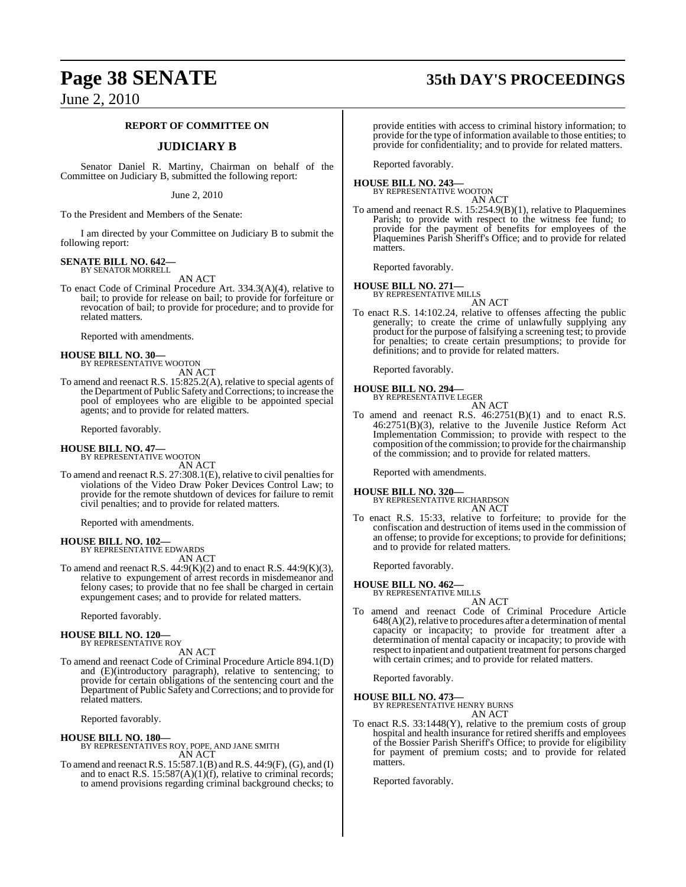## REPORT OF COMMITTEE ON

## JUDICIARY B

Senator Daniel R. Martiny, Chairman on behalf of the Committee on Judiciary B, submitted the following report:

June 2, 2010

To the President and Members of the Senate:

I am directed by your Committee on Judiciary B to submit the following report:

**SENATE BILL NO. 642—**
BY SENATOR MORRELL

AN ACT

To enact Code of Criminal Procedure Art. 334.3(A)(4), relative to bail; to provide for release on bail; to provide for forfeiture or revocation of bail; to provide for procedure; and to provide for related matters.

Reported with amendments.

**HOUSE BILL NO. 30—**
BY REPRESENTATIVE WOOTON

AN ACT

To amend and reenact R.S. 15:825.2(A), relative to special agents of the Department of Public Safety and Corrections; to increase the pool of employees who are eligible to be appointed special agents; and to provide for related matters.

Reported favorably.

**HOUSE BILL NO. 47—**
BY REPRESENTATIVE WOOTON

AN ACT

To amend and reenact R.S. 27:308.1(E), relative to civil penalties for violations of the Video Draw Poker Devices Control Law; to provide for the remote shutdown of devices for failure to remit civil penalties; and to provide for related matters.

Reported with amendments.

**HOUSE BILL NO. 102—**
BY REPRESENTATIVE EDWARDS

AN ACT

To amend and reenact R.S. 44:9(K)(2) and to enact R.S. 44:9(K)(3), relative to expungement of arrest records in misdemeanor and felony cases; to provide that no fee shall be charged in certain expungement cases; and to provide for related matters.

Reported favorably.

**HOUSE BILL NO. 120—**
BY REPRESENTATIVE ROY

AN ACT

To amend and reenact Code of Criminal Procedure Article 894.1(D) and (E)(introductory paragraph), relative to sentencing; to provide for certain obligations of the sentencing court and the Department of Public Safety and Corrections; and to provide for related matters.

Reported favorably.

**HOUSE BILL NO. 180—**
BY REPRESENTATIVES ROY, POPE, AND JANE SMITH

AN ACT

To amend and reenact R.S. 15:587.1(B) and R.S. 44:9(F), (G), and (I) and to enact R.S. 15:587(A)(1)(f), relative to criminal records; to amend provisions regarding criminal background checks; to provide entities with access to criminal history information; to provide for the type of information available to those entities; to provide for confidentiality; and to provide for related matters.

Reported favorably.

**HOUSE BILL NO. 243—**
BY REPRESENTATIVE WOOTON

AN ACT

To amend and reenact R.S. 15:254.9(B)(1), relative to Plaquemines Parish; to provide with respect to the witness fee fund; to provide for the payment of benefits for employees of the Plaquemines Parish Sheriff's Office; and to provide for related matters.

Reported favorably.

**HOUSE BILL NO. 271—**
BY REPRESENTATIVE MILLS

AN ACT

To enact R.S. 14:102.24, relative to offenses affecting the public generally; to create the crime of unlawfully supplying any product for the purpose of falsifying a screening test; to provide for penalties; to create certain presumptions; to provide for definitions; and to provide for related matters.

Reported favorably.

**HOUSE BILL NO. 294—**
BY REPRESENTATIVE LEGER

AN ACT

To amend and reenact R.S. 46:2751(B)(1) and to enact R.S. 46:2751(B)(3), relative to the Juvenile Justice Reform Act Implementation Commission; to provide with respect to the composition of the commission; to provide for the chairmanship of the commission; and to provide for related matters.

Reported with amendments.

**HOUSE BILL NO. 320—**
BY REPRESENTATIVE RICHARDSON

AN ACT

To enact R.S. 15:33, relative to forfeiture; to provide for the confiscation and destruction of items used in the commission of an offense; to provide for exceptions; to provide for definitions; and to provide for related matters.

Reported favorably.

**HOUSE BILL NO. 462—**
BY REPRESENTATIVE MILLS

AN ACT

To amend and reenact Code of Criminal Procedure Article 648(A)(2), relative to procedures after a determination of mental capacity or incapacity; to provide for treatment after a determination of mental capacity or incapacity; to provide with respect to inpatient and outpatient treatment for persons charged with certain crimes; and to provide for related matters.

Reported favorably.

**HOUSE BILL NO. 473—**
BY REPRESENTATIVE HENRY BURNS

AN ACT

To enact R.S. 33:1448(Y), relative to the premium costs of group hospital and health insurance for retired sheriffs and employees of the Bossier Parish Sheriff's Office; to provide for eligibility for payment of premium costs; and to provide for related matters.

Reported favorably.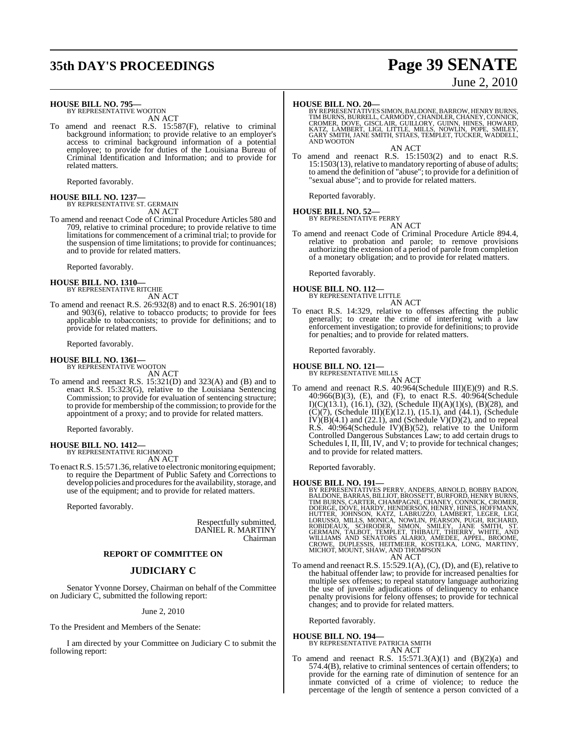**HOUSE BILL NO. 795—**
BY REPRESENTATIVE WOOTON
AN ACT

To amend and reenact R.S. 15:587(F), relative to criminal background information; to provide relative to an employer's access to criminal background information of a potential employee; to provide for duties of the Louisiana Bureau of Criminal Identification and Information; and to provide for related matters.

Reported favorably.

**HOUSE BILL NO. 1237—**
BY REPRESENTATIVE ST. GERMAIN
AN ACT

To amend and reenact Code of Criminal Procedure Articles 580 and 709, relative to criminal procedure; to provide relative to time limitations for commencement of a criminal trial; to provide for the suspension of time limitations; to provide for continuances; and to provide for related matters.

Reported favorably.

**HOUSE BILL NO. 1310—**
BY REPRESENTATIVE RITCHIE
AN ACT

To amend and reenact R.S. 26:932(8) and to enact R.S. 26:901(18) and 903(6), relative to tobacco products; to provide for fees applicable to tobacconists; to provide for definitions; and to provide for related matters.

Reported favorably.

**HOUSE BILL NO. 1361—**
BY REPRESENTATIVE WOOTON
AN ACT

To amend and reenact R.S. 15:321(D) and 323(A) and (B) and to enact R.S. 15:323(G), relative to the Louisiana Sentencing Commission; to provide for evaluation of sentencing structure; to provide for membership of the commission; to provide for the appointment of a proxy; and to provide for related matters.

Reported favorably.

**HOUSE BILL NO. 1412—**
BY REPRESENTATIVE RICHMOND
AN ACT

To enact R.S. 15:571.36, relative to electronic monitoring equipment; to require the Department of Public Safety and Corrections to develop policies and procedures for the availability, storage, and use of the equipment; and to provide for related matters.

Reported favorably.

Respectfully submitted,
DANIEL R. MARTINY
Chairman

## REPORT OF COMMITTEE ON

## JUDICIARY C

Senator Yvonne Dorsey, Chairman on behalf of the Committee on Judiciary C, submitted the following report:

June 2, 2010

To the President and Members of the Senate:

I am directed by your Committee on Judiciary C to submit the following report:

**HOUSE BILL NO. 20—**
BY REPRESENTATIVES SIMON, BALDONE, BARROW, HENRY BURNS, TIM BURNS, BURRELL, CARMODY, CHANDLER, CHANEY, CONNICK, CROMER, DOVE, GISCLAIR, GUILLORY, GUINN, HINES, HOWARD, KATZ, LAMBERT, LIGI, LITTLE, MILLS, NOWLIN, POPE, SMILEY, GARY SMITH, JANE SMITH, STIAES, TEMPLET, TUCKER, WADDELL, AND WOOTON
AN ACT

To amend and reenact R.S. 15:1503(2) and to enact R.S. 15:1503(13), relative to mandatory reporting of abuse of adults; to amend the definition of "abuse"; to provide for a definition of "sexual abuse"; and to provide for related matters.

Reported favorably.

**HOUSE BILL NO. 52—**
BY REPRESENTATIVE PERRY
AN ACT

To amend and reenact Code of Criminal Procedure Article 894.4, relative to probation and parole; to remove provisions authorizing the extension of a period of parole from completion of a monetary obligation; and to provide for related matters.

Reported favorably.

**HOUSE BILL NO. 112—**
BY REPRESENTATIVE LITTLE
AN ACT

To enact R.S. 14:329, relative to offenses affecting the public generally; to create the crime of interfering with a law enforcement investigation; to provide for definitions; to provide for penalties; and to provide for related matters.

Reported favorably.

**HOUSE BILL NO. 121—**
BY REPRESENTATIVE MILLS
AN ACT

To amend and reenact R.S. 40:964(Schedule III)(E)(9) and R.S. 40:966(B)(3), (E), and (F), to enact R.S. 40:964(Schedule I)(C)(13.1), (16.1), (32), (Schedule II)(A)(1)(s), (B)(28), and (C)(7), (Schedule III)(E)(12.1), (15.1), and (44.1), (Schedule IV)(B)(4.1) and (22.1), and (Schedule V)(D)(2), and to repeal R.S. 40:964(Schedule IV)(B)(52), relative to the Uniform Controlled Dangerous Substances Law; to add certain drugs to Schedules I, II, III, IV, and V; to provide for technical changes; and to provide for related matters.

Reported favorably.

**HOUSE BILL NO. 191—**
BY REPRESENTATIVES PERRY, ANDERS, ARNOLD, BOBBY BADON, BALDONE, BARRAS, BILLIOT, BROSSETT, BURFORD, HENRY BURNS, TIM BURNS, CARTER, CHAMPAGNE, CHANEY, CONNICK, CROMER, DOERGE, DOVE, HARDY, HENDERSON, HENRY, HINES, HOFFMANN, HUTTER, JOHNSON, KATZ, LABRUZZO, LAMBERT, LEGER, LIGI, LORUSSO, MILLS, MONICA, NOWLIN, PEARSON, PUGH, RICHARD, ROBIDEAUX, SCHRODER, SIMON, SMILEY, JANE SMITH, ST. GERMAIN, TALBOT, TEMPLET, THIBAUT, THIERRY, WHITE, AND WILLIAMS AND SENATORS ALARIO, AMEDEE, APPEL, BROOME, CROWE, DUPLESSIS, HEITMEIER, KOSTELKA, LONG, MARTINY, MICHOT, MOUNT, SHAW, AND THOMPSON
AN ACT

To amend and reenact R.S. 15:529.1(A), (C), (D), and (E), relative to the habitual offender law; to provide for increased penalties for multiple sex offenses; to repeal statutory language authorizing the use of juvenile adjudications of delinquency to enhance penalty provisions for felony offenses; to provide for technical changes; and to provide for related matters.

Reported favorably.

**HOUSE BILL NO. 194—**
BY REPRESENTATIVE PATRICIA SMITH
AN ACT

To amend and reenact R.S. 15:571.3(A)(1) and (B)(2)(a) and 574.4(B), relative to criminal sentences of certain offenders; to provide for the earning rate of diminution of sentence for an inmate convicted of a crime of violence; to reduce the percentage of the length of sentence a person convicted of a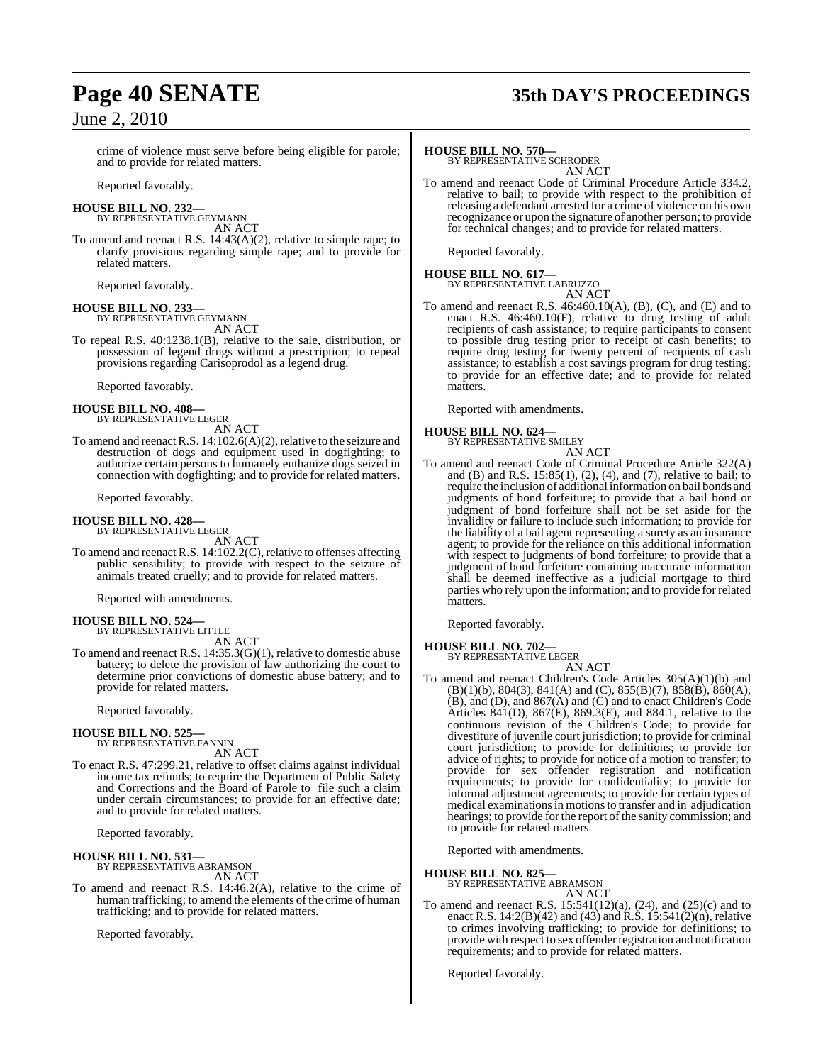crime of violence must serve before being eligible for parole; and to provide for related matters.

Reported favorably.

**HOUSE BILL NO. 232—**
BY REPRESENTATIVE GEYMANN
AN ACT

To amend and reenact R.S. 14:43(A)(2), relative to simple rape; to clarify provisions regarding simple rape; and to provide for related matters.

Reported favorably.

**HOUSE BILL NO. 233—**
BY REPRESENTATIVE GEYMANN
AN ACT

To repeal R.S. 40:1238.1(B), relative to the sale, distribution, or possession of legend drugs without a prescription; to repeal provisions regarding Carisoprodol as a legend drug.

Reported favorably.

**HOUSE BILL NO. 408—**
BY REPRESENTATIVE LEGER
AN ACT

To amend and reenact R.S. 14:102.6(A)(2), relative to the seizure and destruction of dogs and equipment used in dogfighting; to authorize certain persons to humanely euthanize dogs seized in connection with dogfighting; and to provide for related matters.

Reported favorably.

**HOUSE BILL NO. 428—**
BY REPRESENTATIVE LEGER
AN ACT

To amend and reenact R.S. 14:102.2(C), relative to offenses affecting public sensibility; to provide with respect to the seizure of animals treated cruelly; and to provide for related matters.

Reported with amendments.

**HOUSE BILL NO. 524—**
BY REPRESENTATIVE LITTLE
AN ACT

To amend and reenact R.S. 14:35.3(G)(1), relative to domestic abuse battery; to delete the provision of law authorizing the court to determine prior convictions of domestic abuse battery; and to provide for related matters.

Reported favorably.

**HOUSE BILL NO. 525—**
BY REPRESENTATIVE FANNIN
AN ACT

To enact R.S. 47:299.21, relative to offset claims against individual income tax refunds; to require the Department of Public Safety and Corrections and the Board of Parole to file such a claim under certain circumstances; to provide for an effective date; and to provide for related matters.

Reported favorably.

**HOUSE BILL NO. 531—**
BY REPRESENTATIVE ABRAMSON
AN ACT

To amend and reenact R.S. 14:46.2(A), relative to the crime of human trafficking; to amend the elements of the crime of human trafficking; and to provide for related matters.

Reported favorably.

**HOUSE BILL NO. 570—**
BY REPRESENTATIVE SCHRODER
AN ACT

To amend and reenact Code of Criminal Procedure Article 334.2, relative to bail; to provide with respect to the prohibition of releasing a defendant arrested for a crime of violence on his own recognizance or upon the signature of another person; to provide for technical changes; and to provide for related matters.

Reported favorably.

**HOUSE BILL NO. 617—**
BY REPRESENTATIVE LABRUZZO
AN ACT

To amend and reenact R.S. 46:460.10(A), (B), (C), and (E) and to enact R.S. 46:460.10(F), relative to drug testing of adult recipients of cash assistance; to require participants to consent to possible drug testing prior to receipt of cash benefits; to require drug testing for twenty percent of recipients of cash assistance; to establish a cost savings program for drug testing; to provide for an effective date; and to provide for related matters.

Reported with amendments.

**HOUSE BILL NO. 624—**
BY REPRESENTATIVE SMILEY
AN ACT

To amend and reenact Code of Criminal Procedure Article 322(A) and (B) and R.S. 15:85(1), (2), (4), and (7), relative to bail; to require the inclusion of additional information on bail bonds and judgments of bond forfeiture; to provide that a bail bond or judgment of bond forfeiture shall not be set aside for the invalidity or failure to include such information; to provide for the liability of a bail agent representing a surety as an insurance agent; to provide for the reliance on this additional information with respect to judgments of bond forfeiture; to provide that a judgment of bond forfeiture containing inaccurate information shall be deemed ineffective as a judicial mortgage to third parties who rely upon the information; and to provide for related matters.

Reported favorably.

**HOUSE BILL NO. 702—**
BY REPRESENTATIVE LEGER
AN ACT

To amend and reenact Children's Code Articles 305(A)(1)(b) and (B)(1)(b), 804(3), 841(A) and (C), 855(B)(7), 858(B), 860(A), (B), and (D), and 867(A) and (C) and to enact Children's Code Articles 841(D), 867(E), 869.3(E), and 884.1, relative to the continuous revision of the Children's Code; to provide for divestiture of juvenile court jurisdiction; to provide for criminal court jurisdiction; to provide for definitions; to provide for advice of rights; to provide for notice of a motion to transfer; to provide for sex offender registration and notification requirements; to provide for confidentiality; to provide for informal adjustment agreements; to provide for certain types of medical examinations in motions to transfer and in adjudication hearings; to provide for the report of the sanity commission; and to provide for related matters.

Reported with amendments.

**HOUSE BILL NO. 825—**
BY REPRESENTATIVE ABRAMSON
AN ACT

To amend and reenact R.S. 15:541(12)(a), (24), and (25)(c) and to enact R.S. 14:2(B)(42) and (43) and R.S. 15:541(2)(n), relative to crimes involving trafficking; to provide for definitions; to provide with respect to sex offender registration and notification requirements; and to provide for related matters.

Reported favorably.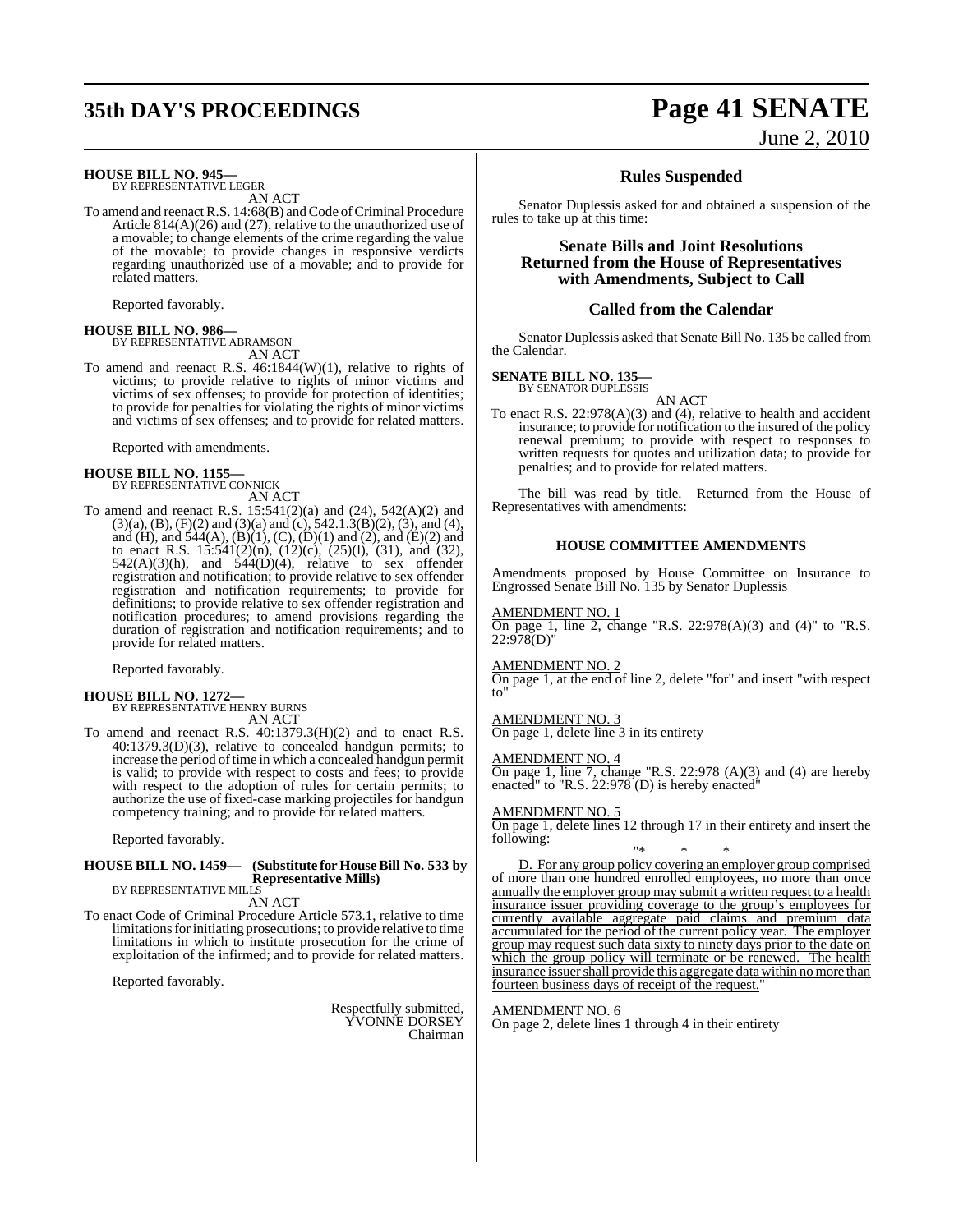**HOUSE BILL NO. 945—**
BY REPRESENTATIVE LEGER

AN ACT

To amend and reenact R.S. 14:68(B) and Code of Criminal Procedure Article 814(A)(26) and (27), relative to the unauthorized use of a movable; to change elements of the crime regarding the value of the movable; to provide changes in responsive verdicts regarding unauthorized use of a movable; and to provide for related matters.

Reported favorably.

**HOUSE BILL NO. 986—**
BY REPRESENTATIVE ABRAMSON

AN ACT

To amend and reenact R.S. 46:1844(W)(1), relative to rights of victims; to provide relative to rights of minor victims and victims of sex offenses; to provide for protection of identities; to provide for penalties for violating the rights of minor victims and victims of sex offenses; and to provide for related matters.

Reported with amendments.

**HOUSE BILL NO. 1155—**
BY REPRESENTATIVE CONNICK

AN ACT

To amend and reenact R.S. 15:541(2)(a) and (24), 542(A)(2) and (3)(a), (B), (F)(2) and (3)(a) and (c), 542.1.3(B)(2), (3), and (4), and (H), and 544(A), (B)(1), (C), (D)(1) and (2), and (E)(2) and to enact R.S. 15:541(2)(n), (12)(c), (25)(l), (31), and (32), 542(A)(3)(h), and 544(D)(4), relative to sex offender registration and notification; to provide relative to sex offender registration and notification requirements; to provide for definitions; to provide relative to sex offender registration and notification procedures; to amend provisions regarding the duration of registration and notification requirements; and to provide for related matters.

Reported favorably.

**HOUSE BILL NO. 1272—**
BY REPRESENTATIVE HENRY BURNS

AN ACT

To amend and reenact R.S. 40:1379.3(H)(2) and to enact R.S. 40:1379.3(D)(3), relative to concealed handgun permits; to increase the period of time in which a concealed handgun permit is valid; to provide with respect to costs and fees; to provide with respect to the adoption of rules for certain permits; to authorize the use of fixed-case marking projectiles for handgun competency training; and to provide for related matters.

Reported favorably.

**HOUSE BILL NO. 1459— (Substitute for House Bill No. 533 by Representative Mills)**
BY REPRESENTATIVE MILLS

AN ACT

To enact Code of Criminal Procedure Article 573.1, relative to time limitations for initiating prosecutions; to provide relative to time limitations in which to institute prosecution for the crime of exploitation of the infirmed; and to provide for related matters.

Reported favorably.

Respectfully submitted,
YVONNE DORSEY
Chairman

## Rules Suspended

Senator Duplessis asked for and obtained a suspension of the rules to take up at this time:

## Senate Bills and Joint Resolutions Returned from the House of Representatives with Amendments, Subject to Call

## Called from the Calendar

Senator Duplessis asked that Senate Bill No. 135 be called from the Calendar.

**SENATE BILL NO. 135—**
BY SENATOR DUPLESSIS

AN ACT

To enact R.S. 22:978(A)(3) and (4), relative to health and accident insurance; to provide for notification to the insured of the policy renewal premium; to provide with respect to responses to written requests for quotes and utilization data; to provide for penalties; and to provide for related matters.

The bill was read by title. Returned from the House of Representatives with amendments:

### HOUSE COMMITTEE AMENDMENTS

Amendments proposed by House Committee on Insurance to Engrossed Senate Bill No. 135 by Senator Duplessis

AMENDMENT NO. 1
On page 1, line 2, change "R.S. 22:978(A)(3) and (4)" to "R.S. 22:978(D)"

AMENDMENT NO. 2
On page 1, at the end of line 2, delete "for" and insert "with respect to"

AMENDMENT NO. 3
On page 1, delete line 3 in its entirety

AMENDMENT NO. 4
On page 1, line 7, change "R.S. 22:978 (A)(3) and (4) are hereby enacted" to "R.S. 22:978 (D) is hereby enacted"

AMENDMENT NO. 5
On page 1, delete lines 12 through 17 in their entirety and insert the following:

"* * *

D. For any group policy covering an employer group comprised of more than one hundred enrolled employees, no more than once annually the employer group may submit a written request to a health insurance issuer providing coverage to the group's employees for currently available aggregate paid claims and premium data accumulated for the period of the current policy year. The employer group may request such data sixty to ninety days prior to the date on which the group policy will terminate or be renewed. The health insurance issuer shall provide this aggregate data within no more than fourteen business days of receipt of the request."

AMENDMENT NO. 6
On page 2, delete lines 1 through 4 in their entirety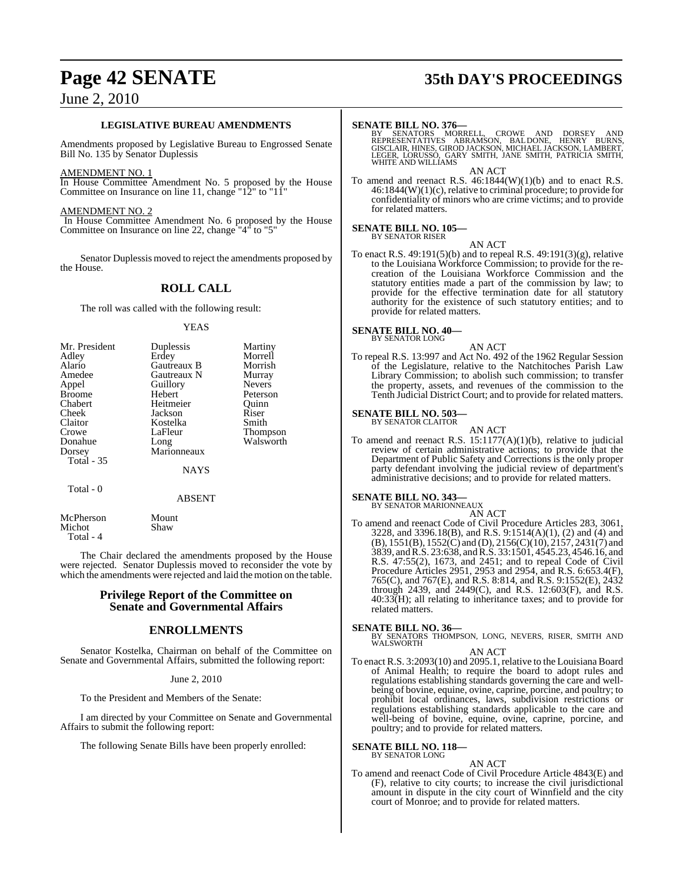### LEGISLATIVE BUREAU AMENDMENTS

Amendments proposed by Legislative Bureau to Engrossed Senate Bill No. 135 by Senator Duplessis

AMENDMENT NO. 1
In House Committee Amendment No. 5 proposed by the House Committee on Insurance on line 11, change "12" to "11"

AMENDMENT NO. 2
In House Committee Amendment No. 6 proposed by the House Committee on Insurance on line 22, change "4" to "5"

Senator Duplessis moved to reject the amendments proposed by the House.

## ROLL CALL

The roll was called with the following result:

YEAS

| | | |
|---|---|---|
| Mr. President | Duplessis | Martiny |
| Adley | Erdey | Morrell |
| Alario | Gautreaux B | Morrish |
| Amedee | Gautreaux N | Murray |
| Appel | Guillory | Nevers |
| Broome | Hebert | Peterson |
| Chabert | Heitmeier | Quinn |
| Cheek | Jackson | Riser |
| Claitor | Kostelka | Smith |
| Crowe | LaFleur | Thompson |
| Donahue | Long | Walsworth |
| Dorsey | Marionneaux | |

Total - 35

NAYS

Total - 0

ABSENT

| | |
|---|---|
| McPherson | Mount |
| Michot | Shaw |

Total - 4

The Chair declared the amendments proposed by the House were rejected. Senator Duplessis moved to reconsider the vote by which the amendments were rejected and laid the motion on the table.

## Privilege Report of the Committee on Senate and Governmental Affairs

## ENROLLMENTS

Senator Kostelka, Chairman on behalf of the Committee on Senate and Governmental Affairs, submitted the following report:

June 2, 2010

To the President and Members of the Senate:

I am directed by your Committee on Senate and Governmental Affairs to submit the following report:

The following Senate Bills have been properly enrolled:

**SENATE BILL NO. 376—**
BY SENATORS MORRELL, CROWE AND DORSEY AND REPRESENTATIVES ABRAMSON, BALDONE, HENRY BURNS, GISCLAIR, HINES, GIROD JACKSON, MICHAEL JACKSON, LAMBERT, LEGER, LORUSSO, GARY SMITH, JANE SMITH, PATRICIA SMITH, WHITE AND WILLIAMS

AN ACT

To amend and reenact R.S. 46:1844(W)(1)(b) and to enact R.S. 46:1844(W)(1)(c), relative to criminal procedure; to provide for confidentiality of minors who are crime victims; and to provide for related matters.

**SENATE BILL NO. 105—**
BY SENATOR RISER

AN ACT

To enact R.S. 49:191(5)(b) and to repeal R.S. 49:191(3)(g), relative to the Louisiana Workforce Commission; to provide for the re-creation of the Louisiana Workforce Commission and the statutory entities made a part of the commission by law; to provide for the effective termination date for all statutory authority for the existence of such statutory entities; and to provide for related matters.

**SENATE BILL NO. 40—**
BY SENATOR LONG

AN ACT

To repeal R.S. 13:997 and Act No. 492 of the 1962 Regular Session of the Legislature, relative to the Natchitoches Parish Law Library Commission; to abolish such commission; to transfer the property, assets, and revenues of the commission to the Tenth Judicial District Court; and to provide for related matters.

**SENATE BILL NO. 503—**
BY SENATOR CLAITOR

AN ACT

To amend and reenact R.S. 15:1177(A)(1)(b), relative to judicial review of certain administrative actions; to provide that the Department of Public Safety and Corrections is the only proper party defendant involving the judicial review of department's administrative decisions; and to provide for related matters.

**SENATE BILL NO. 343—**
BY SENATOR MARIONNEAUX

AN ACT

To amend and reenact Code of Civil Procedure Articles 283, 3061, 3228, and 3396.18(B), and R.S. 9:1514(A)(1), (2) and (4) and (B), 1551(B), 1552(C) and (D), 2156(C)(10), 2157, 2431(7) and 3839, and R.S. 23:638, and R.S. 33:1501, 4545.23, 4546.16, and R.S. 47:55(2), 1673, and 2451; and to repeal Code of Civil Procedure Articles 2951, 2953 and 2954, and R.S. 6:653.4(F), 765(C), and 767(E), and R.S. 8:814, and R.S. 9:1552(E), 2432 through 2439, and 2449(C), and R.S. 12:603(F), and R.S. 40:33(H); all relating to inheritance taxes; and to provide for related matters.

**SENATE BILL NO. 36—**
BY SENATORS THOMPSON, LONG, NEVERS, RISER, SMITH AND WALSWORTH

AN ACT

To enact R.S. 3:2093(10) and 2095.1, relative to the Louisiana Board of Animal Health; to require the board to adopt rules and regulations establishing standards governing the care and well-being of bovine, equine, ovine, caprine, porcine, and poultry; to prohibit local ordinances, laws, subdivision restrictions or regulations establishing standards applicable to the care and well-being of bovine, equine, ovine, caprine, porcine, and poultry; and to provide for related matters.

**SENATE BILL NO. 118—**
BY SENATOR LONG

AN ACT

To amend and reenact Code of Civil Procedure Article 4843(E) and (F), relative to city courts; to increase the civil jurisdictional amount in dispute in the city court of Winnfield and the city court of Monroe; and to provide for related matters.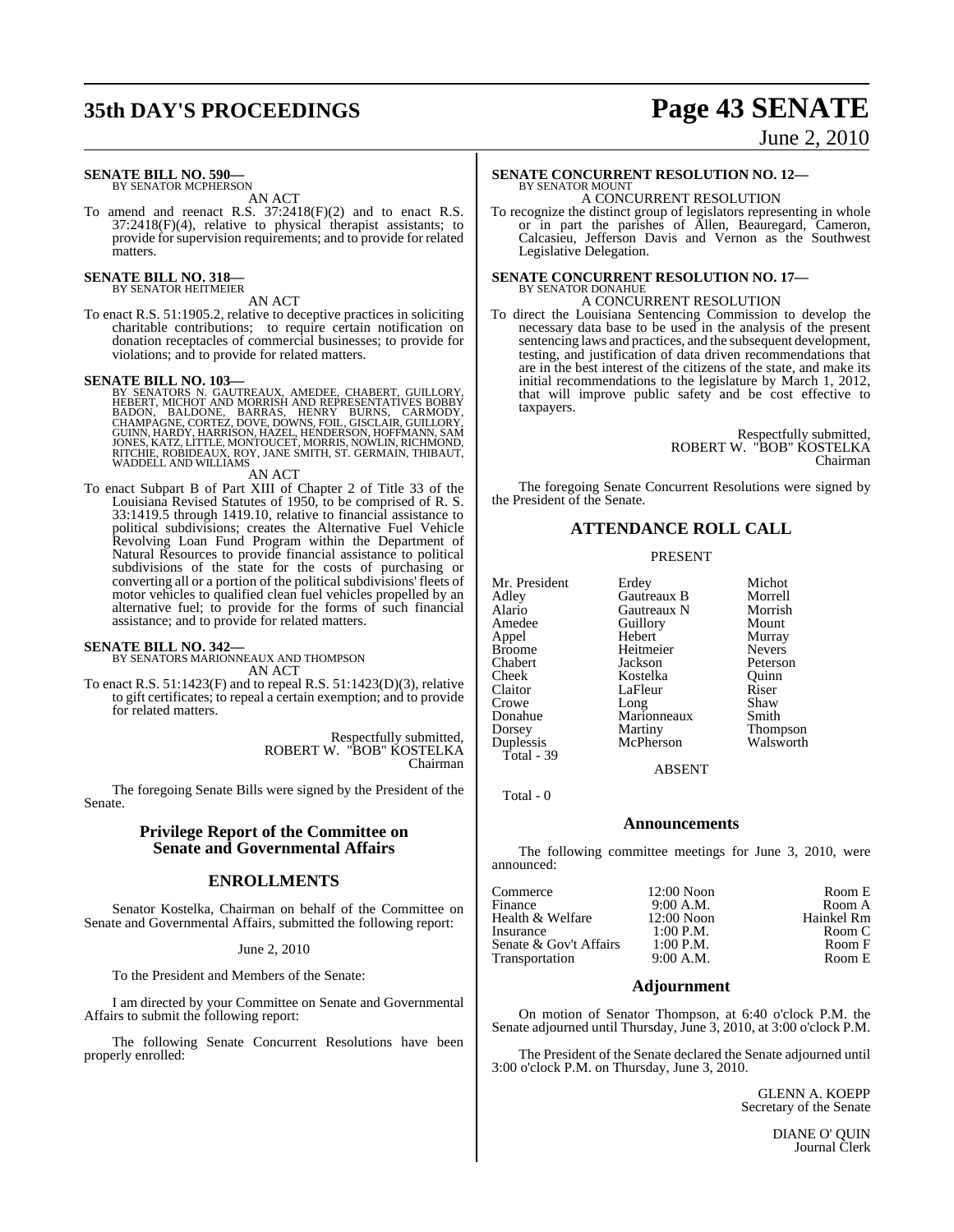**SENATE BILL NO. 590—**
BY SENATOR MCPHERSON

AN ACT

To amend and reenact R.S. 37:2418(F)(2) and to enact R.S. 37:2418(F)(4), relative to physical therapist assistants; to provide for supervision requirements; and to provide for related matters.

**SENATE BILL NO. 318—**
BY SENATOR HEITMEIER

AN ACT

To enact R.S. 51:1905.2, relative to deceptive practices in soliciting charitable contributions; to require certain notification on donation receptacles of commercial businesses; to provide for violations; and to provide for related matters.

**SENATE BILL NO. 103—**
BY SENATORS N. GAUTREAUX, AMEDEE, CHABERT, GUILLORY, HEBERT, MICHOT AND MORRISH AND REPRESENTATIVES BOBBY BADON, BALDONE, BARRAS, HENRY BURNS, CARMODY, CHAMPAGNE, CORTEZ, DOVE, DOWNS, FOIL, GISCLAIR, GUILLORY, GUINN, HARDY, HARRISON, HAZEL, HENDERSON, HOFFMANN, SAM JONES, KATZ, LITTLE, MONTOUCET, MORRIS, NOWLIN, RICHMOND, RITCHIE, ROBIDEAUX, ROY, JANE SMITH, ST. GERMAIN, THIBAUT, WADDELL AND WILLIAMS

AN ACT

To enact Subpart B of Part XIII of Chapter 2 of Title 33 of the Louisiana Revised Statutes of 1950, to be comprised of R. S. 33:1419.5 through 1419.10, relative to financial assistance to political subdivisions; creates the Alternative Fuel Vehicle Revolving Loan Fund Program within the Department of Natural Resources to provide financial assistance to political subdivisions of the state for the costs of purchasing or converting all or a portion of the political subdivisions' fleets of motor vehicles to qualified clean fuel vehicles propelled by an alternative fuel; to provide for the forms of such financial assistance; and to provide for related matters.

**SENATE BILL NO. 342—**
BY SENATORS MARIONNEAUX AND THOMPSON

AN ACT

To enact R.S. 51:1423(F) and to repeal R.S. 51:1423(D)(3), relative to gift certificates; to repeal a certain exemption; and to provide for related matters.

Respectfully submitted,
ROBERT W. "BOB" KOSTELKA
Chairman

The foregoing Senate Bills were signed by the President of the Senate.

## Privilege Report of the Committee on Senate and Governmental Affairs

## ENROLLMENTS

Senator Kostelka, Chairman on behalf of the Committee on Senate and Governmental Affairs, submitted the following report:

June 2, 2010

To the President and Members of the Senate:

I am directed by your Committee on Senate and Governmental Affairs to submit the following report:

The following Senate Concurrent Resolutions have been properly enrolled:

**SENATE CONCURRENT RESOLUTION NO. 12—**
BY SENATOR MOUNT

A CONCURRENT RESOLUTION

To recognize the distinct group of legislators representing in whole or in part the parishes of Allen, Beauregard, Cameron, Calcasieu, Jefferson Davis and Vernon as the Southwest Legislative Delegation.

**SENATE CONCURRENT RESOLUTION NO. 17—**
BY SENATOR DONAHUE

A CONCURRENT RESOLUTION

To direct the Louisiana Sentencing Commission to develop the necessary data base to be used in the analysis of the present sentencing laws and practices, and the subsequent development, testing, and justification of data driven recommendations that are in the best interest of the citizens of the state, and make its initial recommendations to the legislature by March 1, 2012, that will improve public safety and be cost effective to taxpayers.

Respectfully submitted,
ROBERT W. "BOB" KOSTELKA
Chairman

The foregoing Senate Concurrent Resolutions were signed by the President of the Senate.

## ATTENDANCE ROLL CALL

PRESENT

| | | |
|---|---|---|
| Mr. President | Erdey | Michot |
| Adley | Gautreaux B | Morrell |
| Alario | Gautreaux N | Morrish |
| Amedee | Guillory | Mount |
| Appel | Hebert | Murray |
| Broome | Heitmeier | Nevers |
| Chabert | Jackson | Peterson |
| Cheek | Kostelka | Quinn |
| Claitor | LaFleur | Riser |
| Crowe | Long | Shaw |
| Donahue | Marionneaux | Smith |
| Dorsey | Martiny | Thompson |
| Duplessis | McPherson | Walsworth |
| Total - 39 | | |

ABSENT

Total - 0

## Announcements

The following committee meetings for June 3, 2010, were announced:

| | | |
|---|---|---|
| Commerce | 12:00 Noon | Room E |
| Finance | 9:00 A.M. | Room A |
| Health & Welfare | 12:00 Noon | Hainkel Rm |
| Insurance | 1:00 P.M. | Room C |
| Senate & Gov't Affairs | 1:00 P.M. | Room F |
| Transportation | 9:00 A.M. | Room E |

## Adjournment

On motion of Senator Thompson, at 6:40 o'clock P.M. the Senate adjourned until Thursday, June 3, 2010, at 3:00 o'clock P.M.

The President of the Senate declared the Senate adjourned until 3:00 o'clock P.M. on Thursday, June 3, 2010.

GLENN A. KOEPP
Secretary of the Senate

DIANE O' QUIN
Journal Clerk